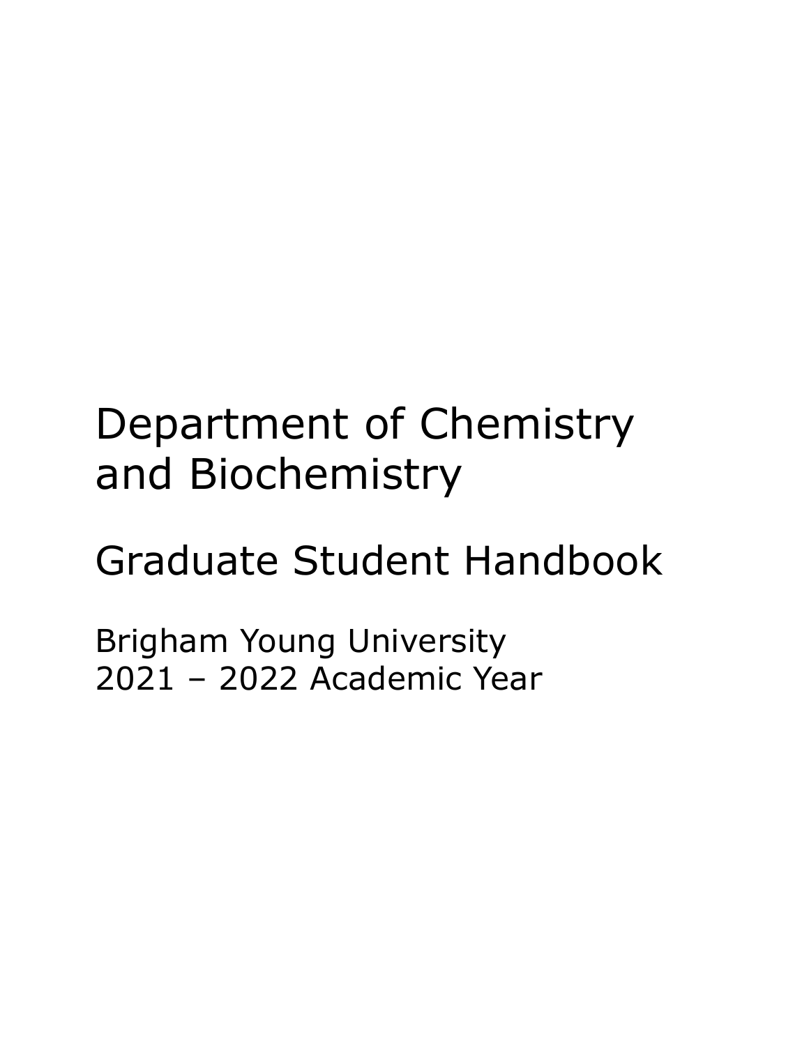# Department of Chemistry and Biochemistry

## Graduate Student Handbook

Brigham Young University
2021 – 2022 Academic Year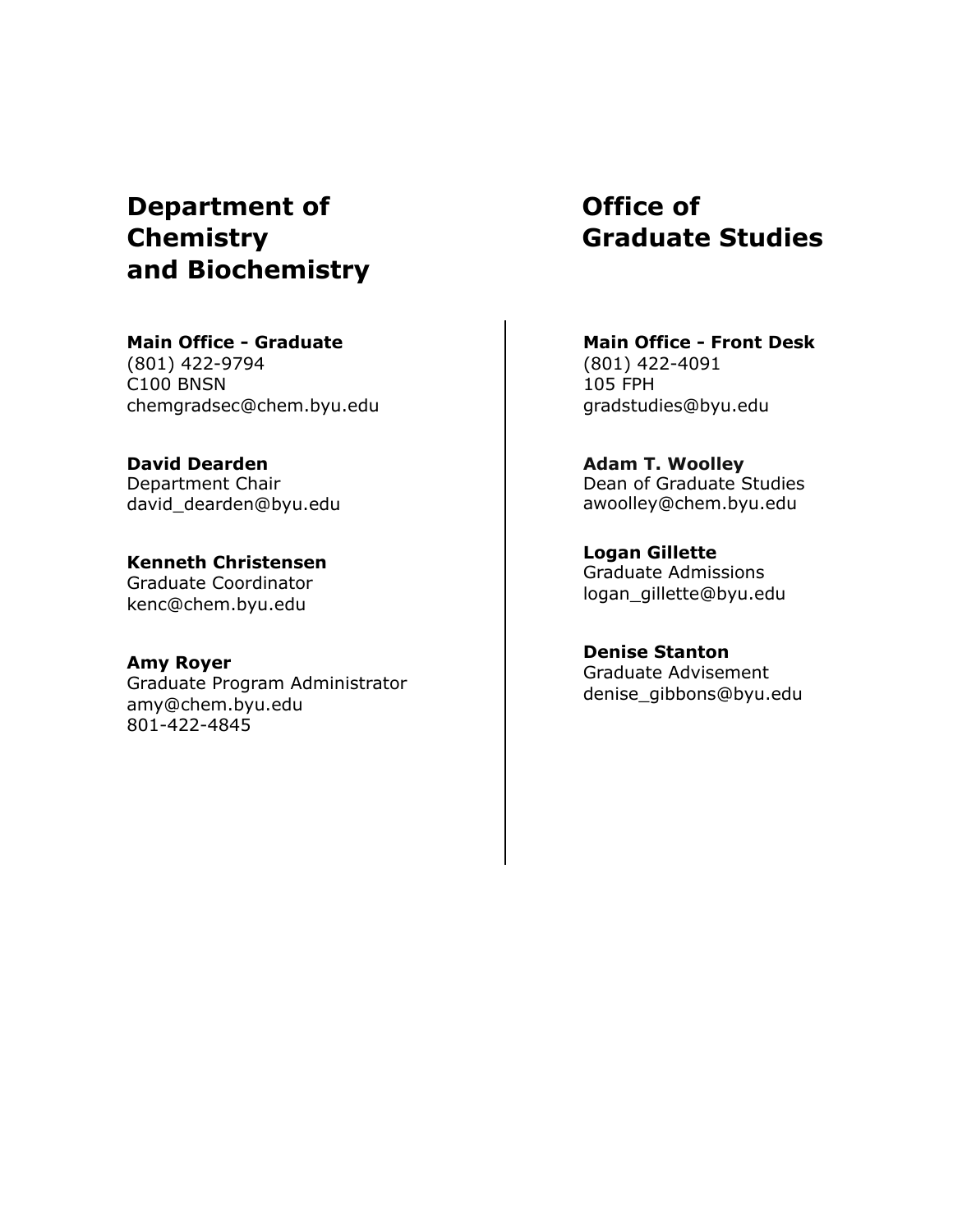## Department of Chemistry and Biochemistry

**Main Office - Graduate**
(801) 422-9794
C100 BNSN
chemgradsec@chem.byu.edu

**David Dearden**
Department Chair
david_dearden@byu.edu

**Kenneth Christensen**
Graduate Coordinator
kenc@chem.byu.edu

**Amy Royer**
Graduate Program Administrator
amy@chem.byu.edu
801-422-4845

## Office of Graduate Studies

**Main Office - Front Desk**
(801) 422-4091
105 FPH
gradstudies@byu.edu

**Adam T. Woolley**
Dean of Graduate Studies
awoolley@chem.byu.edu

**Logan Gillette**
Graduate Admissions
logan_gillette@byu.edu

**Denise Stanton**
Graduate Advisement
denise_gibbons@byu.edu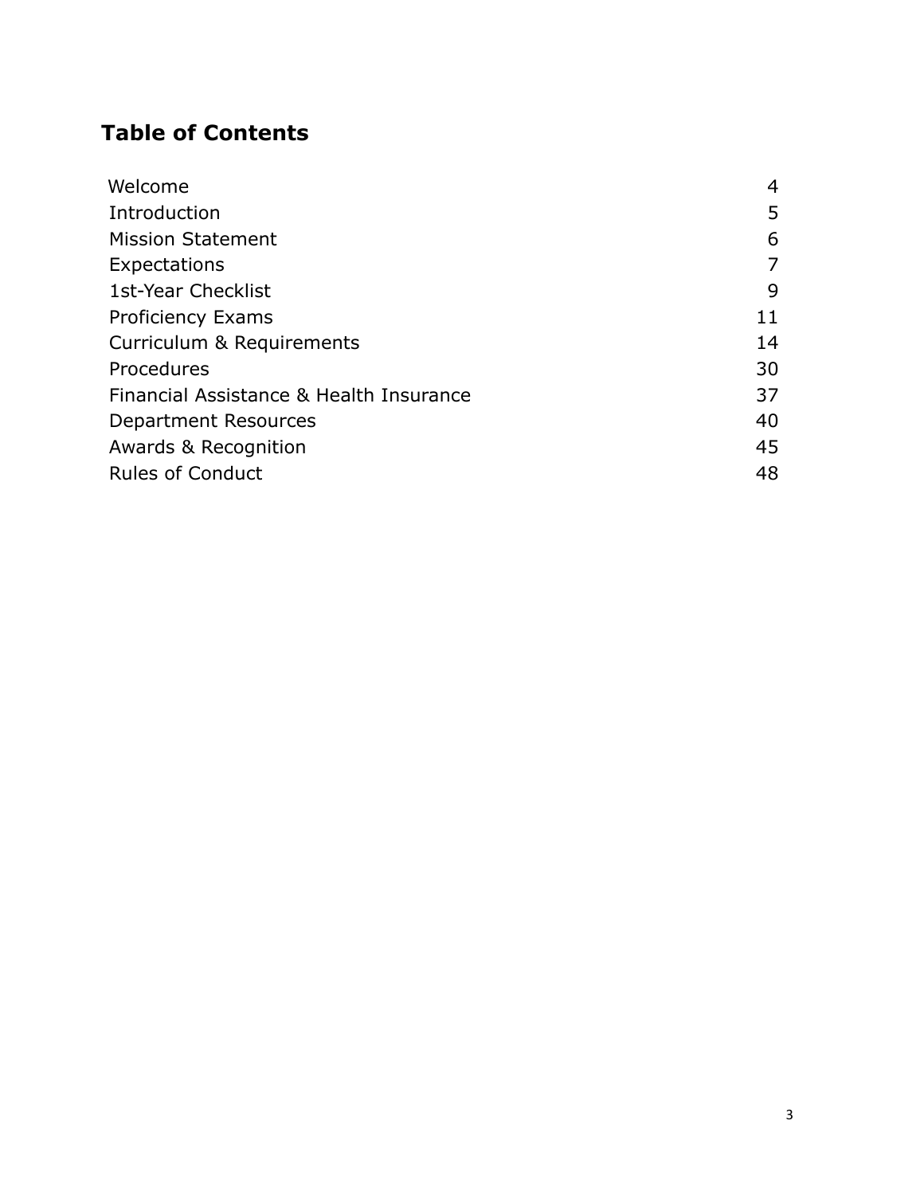## Table of Contents

| | |
|---|---|
| Welcome | 4 |
| Introduction | 5 |
| Mission Statement | 6 |
| Expectations | 7 |
| 1st-Year Checklist | 9 |
| Proficiency Exams | 11 |
| Curriculum & Requirements | 14 |
| Procedures | 30 |
| Financial Assistance & Health Insurance | 37 |
| Department Resources | 40 |
| Awards & Recognition | 45 |
| Rules of Conduct | 48 |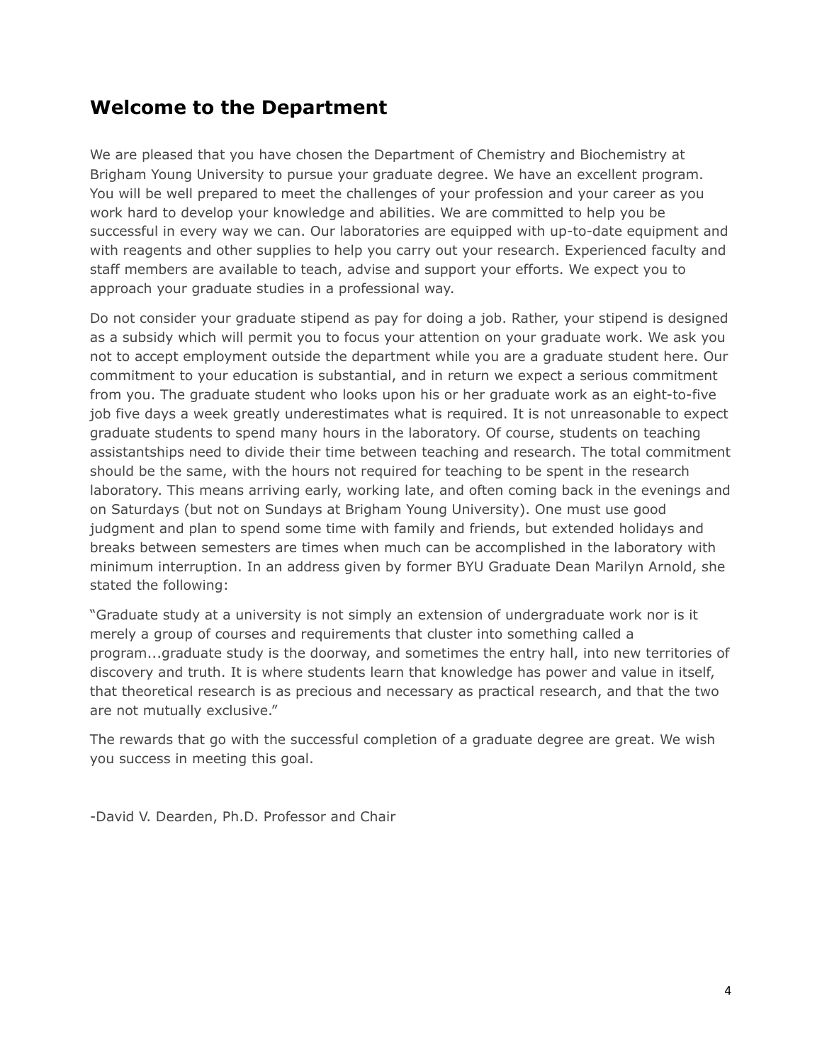## Welcome to the Department

We are pleased that you have chosen the Department of Chemistry and Biochemistry at Brigham Young University to pursue your graduate degree. We have an excellent program. You will be well prepared to meet the challenges of your profession and your career as you work hard to develop your knowledge and abilities. We are committed to help you be successful in every way we can. Our laboratories are equipped with up-to-date equipment and with reagents and other supplies to help you carry out your research. Experienced faculty and staff members are available to teach, advise and support your efforts. We expect you to approach your graduate studies in a professional way.

Do not consider your graduate stipend as pay for doing a job. Rather, your stipend is designed as a subsidy which will permit you to focus your attention on your graduate work. We ask you not to accept employment outside the department while you are a graduate student here. Our commitment to your education is substantial, and in return we expect a serious commitment from you. The graduate student who looks upon his or her graduate work as an eight-to-five job five days a week greatly underestimates what is required. It is not unreasonable to expect graduate students to spend many hours in the laboratory. Of course, students on teaching assistantships need to divide their time between teaching and research. The total commitment should be the same, with the hours not required for teaching to be spent in the research laboratory. This means arriving early, working late, and often coming back in the evenings and on Saturdays (but not on Sundays at Brigham Young University). One must use good judgment and plan to spend some time with family and friends, but extended holidays and breaks between semesters are times when much can be accomplished in the laboratory with minimum interruption. In an address given by former BYU Graduate Dean Marilyn Arnold, she stated the following:

"Graduate study at a university is not simply an extension of undergraduate work nor is it merely a group of courses and requirements that cluster into something called a program...graduate study is the doorway, and sometimes the entry hall, into new territories of discovery and truth. It is where students learn that knowledge has power and value in itself, that theoretical research is as precious and necessary as practical research, and that the two are not mutually exclusive."

The rewards that go with the successful completion of a graduate degree are great. We wish you success in meeting this goal.

-David V. Dearden, Ph.D. Professor and Chair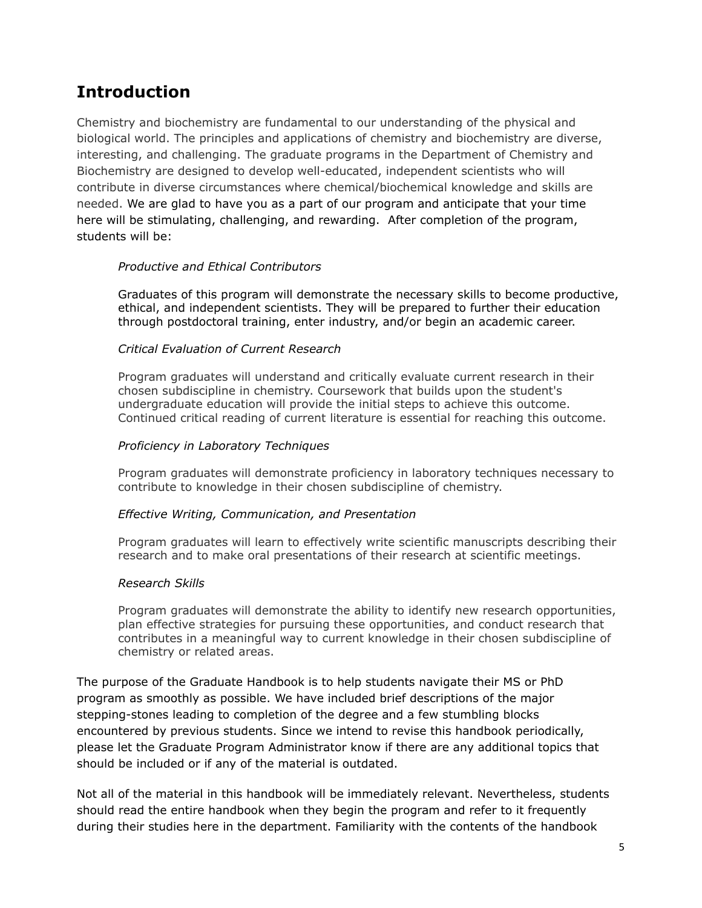## Introduction

Chemistry and biochemistry are fundamental to our understanding of the physical and biological world. The principles and applications of chemistry and biochemistry are diverse, interesting, and challenging. The graduate programs in the Department of Chemistry and Biochemistry are designed to develop well-educated, independent scientists who will contribute in diverse circumstances where chemical/biochemical knowledge and skills are needed. We are glad to have you as a part of our program and anticipate that your time here will be stimulating, challenging, and rewarding. After completion of the program, students will be:

*Productive and Ethical Contributors*

Graduates of this program will demonstrate the necessary skills to become productive, ethical, and independent scientists. They will be prepared to further their education through postdoctoral training, enter industry, and/or begin an academic career.

*Critical Evaluation of Current Research*

Program graduates will understand and critically evaluate current research in their chosen subdiscipline in chemistry. Coursework that builds upon the student's undergraduate education will provide the initial steps to achieve this outcome. Continued critical reading of current literature is essential for reaching this outcome.

*Proficiency in Laboratory Techniques*

Program graduates will demonstrate proficiency in laboratory techniques necessary to contribute to knowledge in their chosen subdiscipline of chemistry.

*Effective Writing, Communication, and Presentation*

Program graduates will learn to effectively write scientific manuscripts describing their research and to make oral presentations of their research at scientific meetings.

*Research Skills*

Program graduates will demonstrate the ability to identify new research opportunities, plan effective strategies for pursuing these opportunities, and conduct research that contributes in a meaningful way to current knowledge in their chosen subdiscipline of chemistry or related areas.

The purpose of the Graduate Handbook is to help students navigate their MS or PhD program as smoothly as possible. We have included brief descriptions of the major stepping-stones leading to completion of the degree and a few stumbling blocks encountered by previous students. Since we intend to revise this handbook periodically, please let the Graduate Program Administrator know if there are any additional topics that should be included or if any of the material is outdated.

Not all of the material in this handbook will be immediately relevant. Nevertheless, students should read the entire handbook when they begin the program and refer to it frequently during their studies here in the department. Familiarity with the contents of the handbook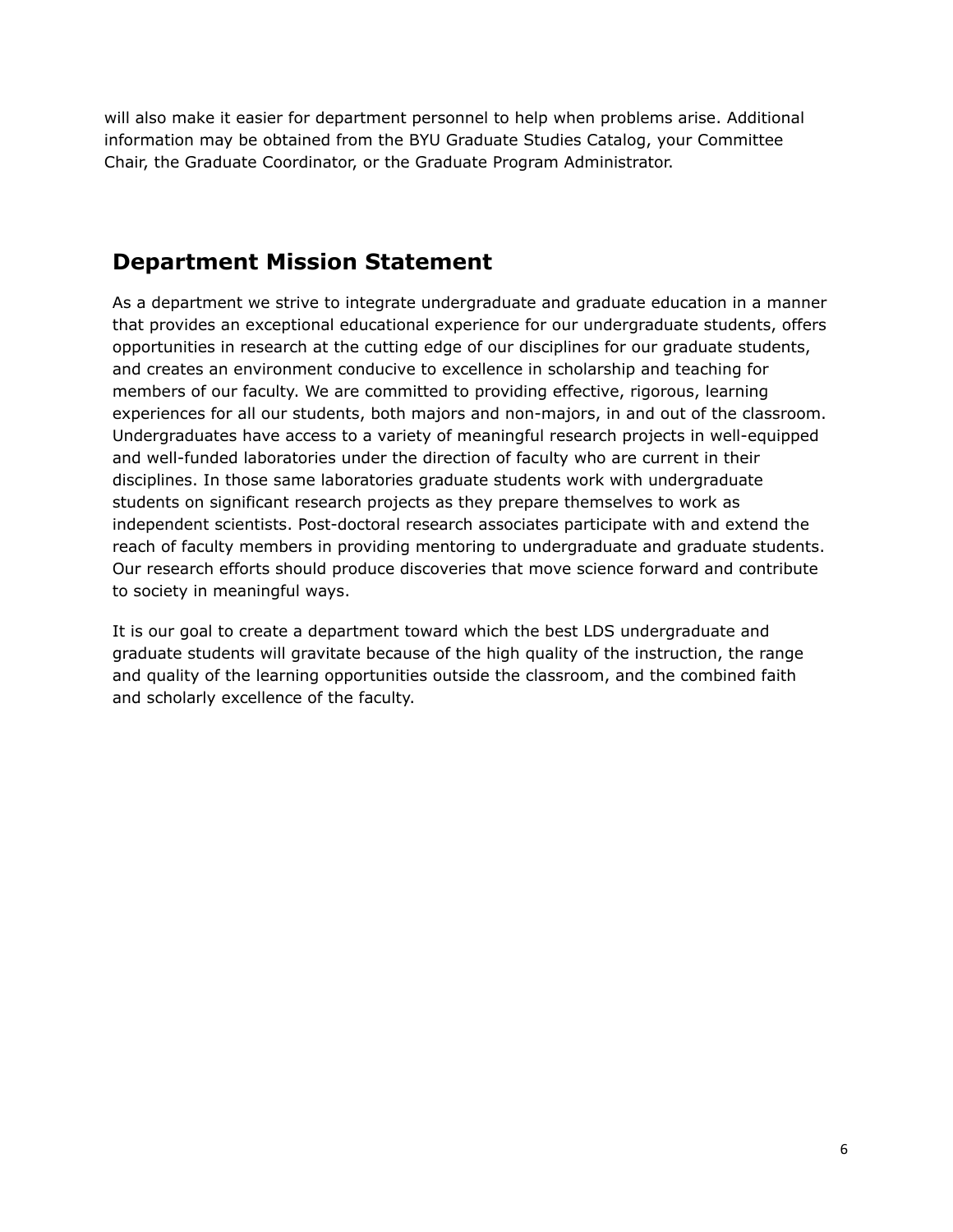will also make it easier for department personnel to help when problems arise. Additional information may be obtained from the BYU Graduate Studies Catalog, your Committee Chair, the Graduate Coordinator, or the Graduate Program Administrator.

## Department Mission Statement

As a department we strive to integrate undergraduate and graduate education in a manner that provides an exceptional educational experience for our undergraduate students, offers opportunities in research at the cutting edge of our disciplines for our graduate students, and creates an environment conducive to excellence in scholarship and teaching for members of our faculty. We are committed to providing effective, rigorous, learning experiences for all our students, both majors and non-majors, in and out of the classroom. Undergraduates have access to a variety of meaningful research projects in well-equipped and well-funded laboratories under the direction of faculty who are current in their disciplines. In those same laboratories graduate students work with undergraduate students on significant research projects as they prepare themselves to work as independent scientists. Post-doctoral research associates participate with and extend the reach of faculty members in providing mentoring to undergraduate and graduate students. Our research efforts should produce discoveries that move science forward and contribute to society in meaningful ways.

It is our goal to create a department toward which the best LDS undergraduate and graduate students will gravitate because of the high quality of the instruction, the range and quality of the learning opportunities outside the classroom, and the combined faith and scholarly excellence of the faculty.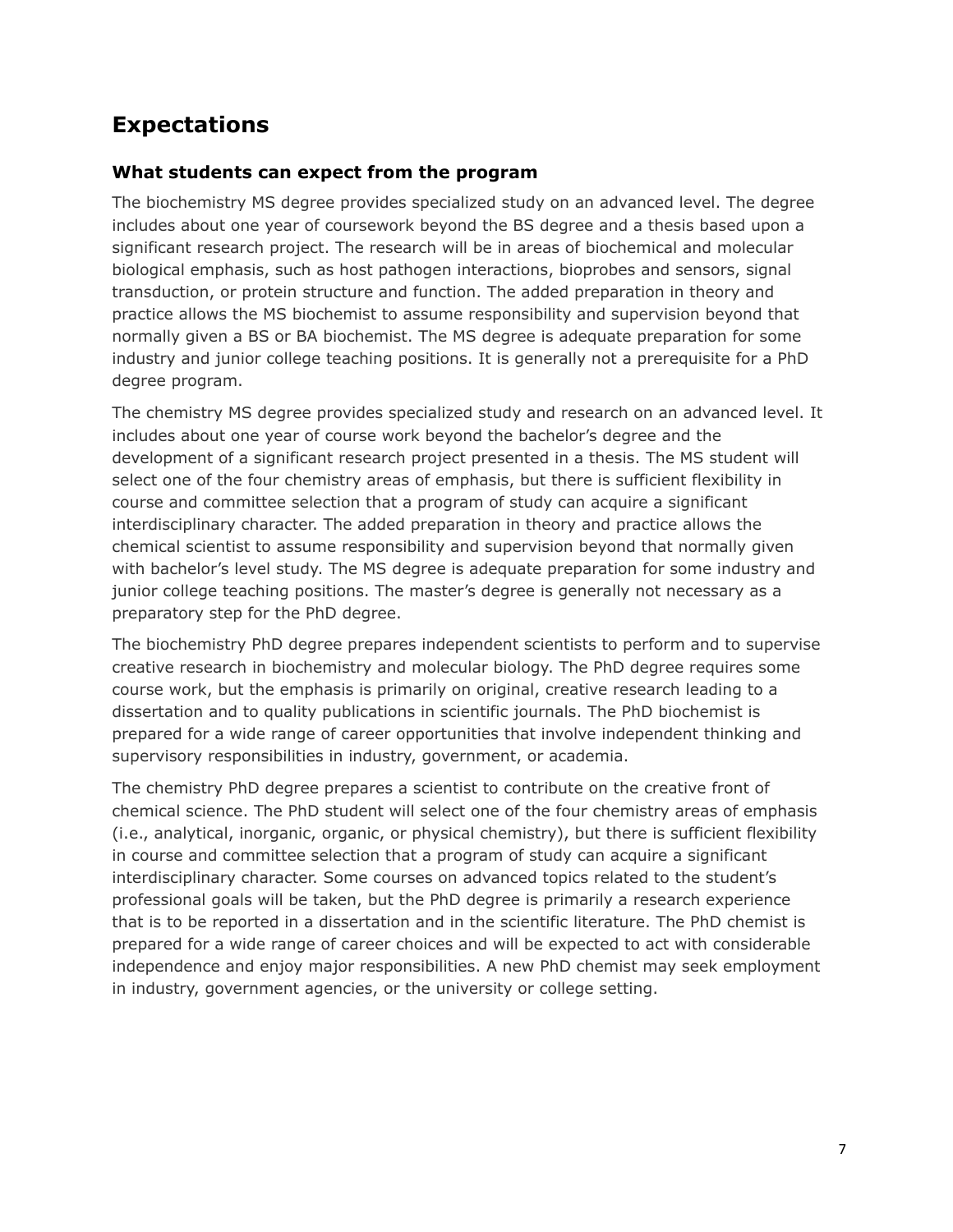## Expectations

### What students can expect from the program

The biochemistry MS degree provides specialized study on an advanced level. The degree includes about one year of coursework beyond the BS degree and a thesis based upon a significant research project. The research will be in areas of biochemical and molecular biological emphasis, such as host pathogen interactions, bioprobes and sensors, signal transduction, or protein structure and function. The added preparation in theory and practice allows the MS biochemist to assume responsibility and supervision beyond that normally given a BS or BA biochemist. The MS degree is adequate preparation for some industry and junior college teaching positions. It is generally not a prerequisite for a PhD degree program.

The chemistry MS degree provides specialized study and research on an advanced level. It includes about one year of course work beyond the bachelor's degree and the development of a significant research project presented in a thesis. The MS student will select one of the four chemistry areas of emphasis, but there is sufficient flexibility in course and committee selection that a program of study can acquire a significant interdisciplinary character. The added preparation in theory and practice allows the chemical scientist to assume responsibility and supervision beyond that normally given with bachelor's level study. The MS degree is adequate preparation for some industry and junior college teaching positions. The master's degree is generally not necessary as a preparatory step for the PhD degree.

The biochemistry PhD degree prepares independent scientists to perform and to supervise creative research in biochemistry and molecular biology. The PhD degree requires some course work, but the emphasis is primarily on original, creative research leading to a dissertation and to quality publications in scientific journals. The PhD biochemist is prepared for a wide range of career opportunities that involve independent thinking and supervisory responsibilities in industry, government, or academia.

The chemistry PhD degree prepares a scientist to contribute on the creative front of chemical science. The PhD student will select one of the four chemistry areas of emphasis (i.e., analytical, inorganic, organic, or physical chemistry), but there is sufficient flexibility in course and committee selection that a program of study can acquire a significant interdisciplinary character. Some courses on advanced topics related to the student's professional goals will be taken, but the PhD degree is primarily a research experience that is to be reported in a dissertation and in the scientific literature. The PhD chemist is prepared for a wide range of career choices and will be expected to act with considerable independence and enjoy major responsibilities. A new PhD chemist may seek employment in industry, government agencies, or the university or college setting.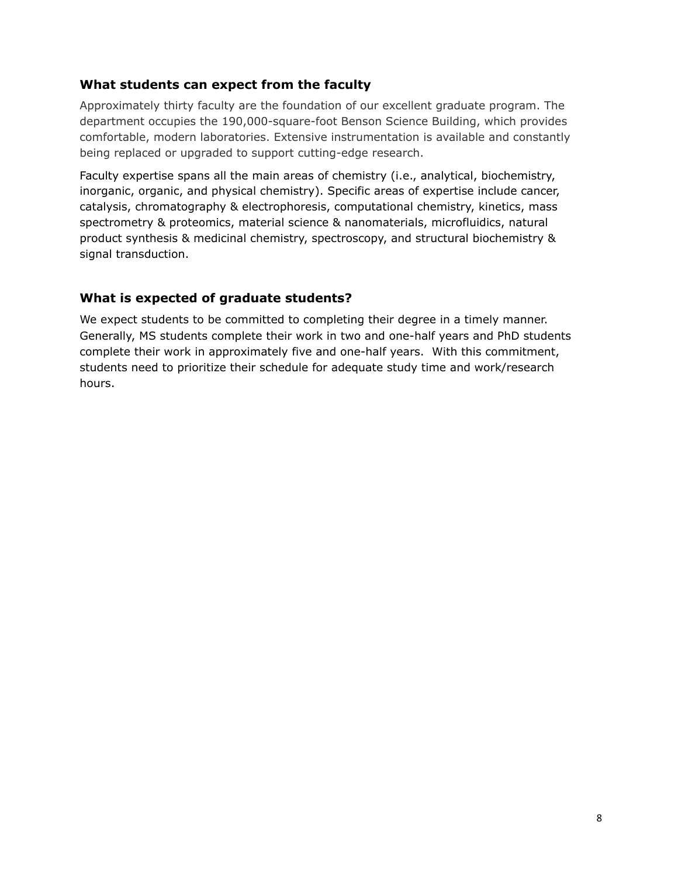### What students can expect from the faculty

Approximately thirty faculty are the foundation of our excellent graduate program. The department occupies the 190,000-square-foot Benson Science Building, which provides comfortable, modern laboratories. Extensive instrumentation is available and constantly being replaced or upgraded to support cutting-edge research.

Faculty expertise spans all the main areas of chemistry (i.e., analytical, biochemistry, inorganic, organic, and physical chemistry). Specific areas of expertise include cancer, catalysis, chromatography & electrophoresis, computational chemistry, kinetics, mass spectrometry & proteomics, material science & nanomaterials, microfluidics, natural product synthesis & medicinal chemistry, spectroscopy, and structural biochemistry & signal transduction.

### What is expected of graduate students?

We expect students to be committed to completing their degree in a timely manner. Generally, MS students complete their work in two and one-half years and PhD students complete their work in approximately five and one-half years. With this commitment, students need to prioritize their schedule for adequate study time and work/research hours.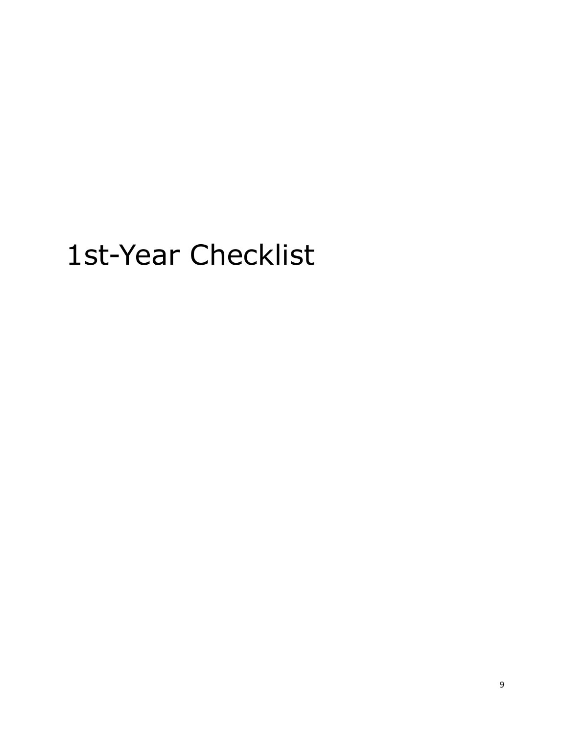# 1st-Year Checklist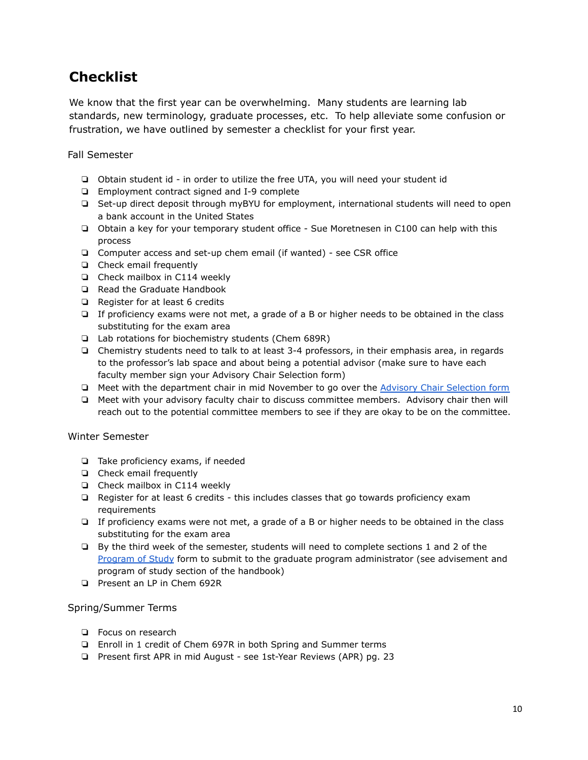# Checklist

We know that the first year can be overwhelming. Many students are learning lab standards, new terminology, graduate processes, etc. To help alleviate some confusion or frustration, we have outlined by semester a checklist for your first year.

Fall Semester

- ❏ Obtain student id - in order to utilize the free UTA, you will need your student id
- ❏ Employment contract signed and I-9 complete
- ❏ Set-up direct deposit through myBYU for employment, international students will need to open a bank account in the United States
- ❏ Obtain a key for your temporary student office - Sue Moretnesen in C100 can help with this process
- ❏ Computer access and set-up chem email (if wanted) - see CSR office
- ❏ Check email frequently
- ❏ Check mailbox in C114 weekly
- ❏ Read the Graduate Handbook
- ❏ Register for at least 6 credits
- ❏ If proficiency exams were not met, a grade of a B or higher needs to be obtained in the class substituting for the exam area
- ❏ Lab rotations for biochemistry students (Chem 689R)
- ❏ Chemistry students need to talk to at least 3-4 professors, in their emphasis area, in regards to the professor's lab space and about being a potential advisor (make sure to have each faculty member sign your Advisory Chair Selection form)
- ❏ Meet with the department chair in mid November to go over the Advisory Chair Selection form
- ❏ Meet with your advisory faculty chair to discuss committee members. Advisory chair then will reach out to the potential committee members to see if they are okay to be on the committee.

Winter Semester

- ❏ Take proficiency exams, if needed
- ❏ Check email frequently
- ❏ Check mailbox in C114 weekly
- ❏ Register for at least 6 credits - this includes classes that go towards proficiency exam requirements
- ❏ If proficiency exams were not met, a grade of a B or higher needs to be obtained in the class substituting for the exam area
- ❏ By the third week of the semester, students will need to complete sections 1 and 2 of the Program of Study form to submit to the graduate program administrator (see advisement and program of study section of the handbook)
- ❏ Present an LP in Chem 692R

Spring/Summer Terms

- ❏ Focus on research
- ❏ Enroll in 1 credit of Chem 697R in both Spring and Summer terms
- ❏ Present first APR in mid August - see 1st-Year Reviews (APR) pg. 23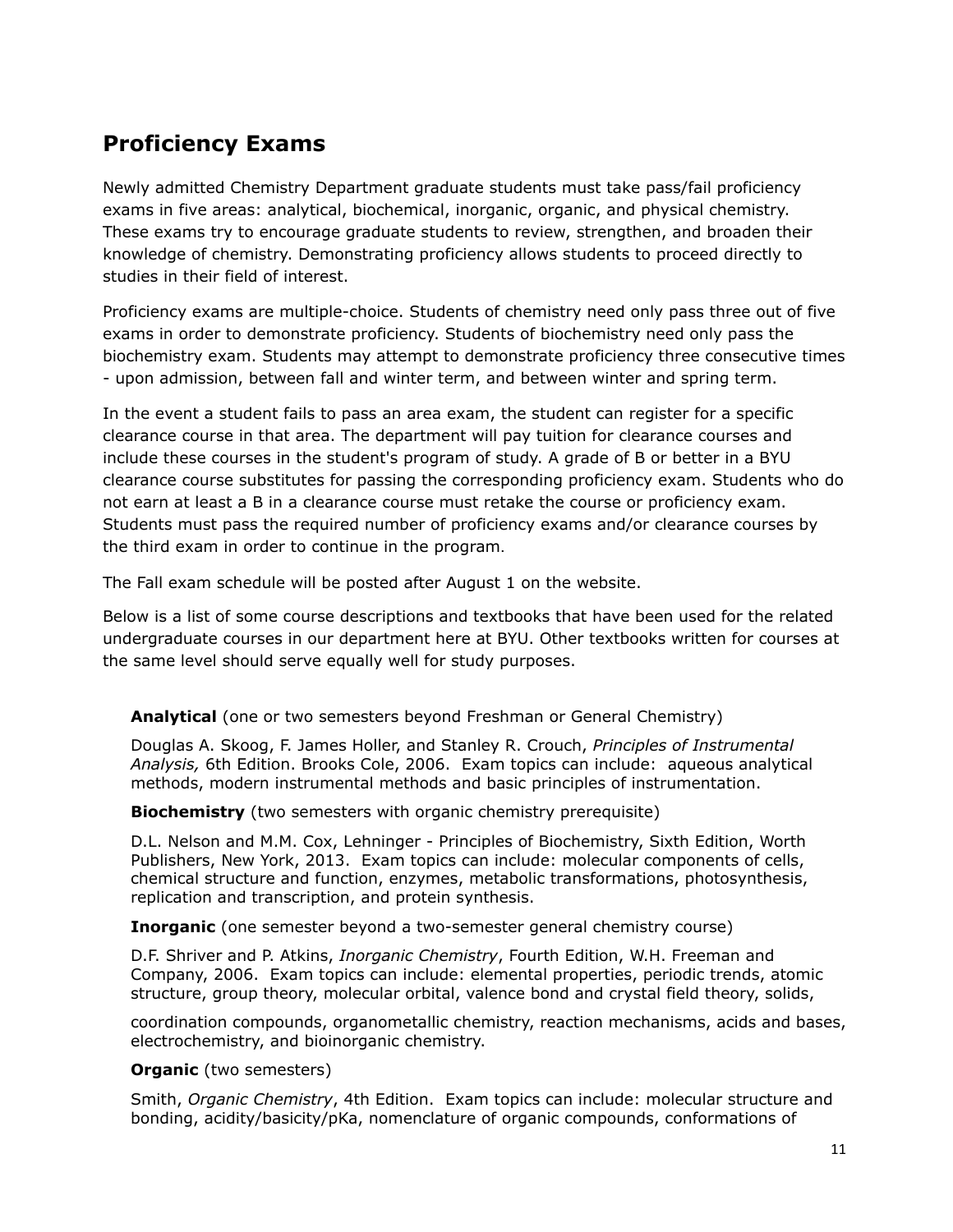## Proficiency Exams

Newly admitted Chemistry Department graduate students must take pass/fail proficiency exams in five areas: analytical, biochemical, inorganic, organic, and physical chemistry. These exams try to encourage graduate students to review, strengthen, and broaden their knowledge of chemistry. Demonstrating proficiency allows students to proceed directly to studies in their field of interest.

Proficiency exams are multiple-choice. Students of chemistry need only pass three out of five exams in order to demonstrate proficiency. Students of biochemistry need only pass the biochemistry exam. Students may attempt to demonstrate proficiency three consecutive times - upon admission, between fall and winter term, and between winter and spring term.

In the event a student fails to pass an area exam, the student can register for a specific clearance course in that area. The department will pay tuition for clearance courses and include these courses in the student's program of study. A grade of B or better in a BYU clearance course substitutes for passing the corresponding proficiency exam. Students who do not earn at least a B in a clearance course must retake the course or proficiency exam. Students must pass the required number of proficiency exams and/or clearance courses by the third exam in order to continue in the program.

The Fall exam schedule will be posted after August 1 on the website.

Below is a list of some course descriptions and textbooks that have been used for the related undergraduate courses in our department here at BYU. Other textbooks written for courses at the same level should serve equally well for study purposes.

**Analytical** (one or two semesters beyond Freshman or General Chemistry)

Douglas A. Skoog, F. James Holler, and Stanley R. Crouch, *Principles of Instrumental Analysis,* 6th Edition. Brooks Cole, 2006. Exam topics can include: aqueous analytical methods, modern instrumental methods and basic principles of instrumentation.

**Biochemistry** (two semesters with organic chemistry prerequisite)

D.L. Nelson and M.M. Cox, Lehninger - Principles of Biochemistry, Sixth Edition, Worth Publishers, New York, 2013. Exam topics can include: molecular components of cells, chemical structure and function, enzymes, metabolic transformations, photosynthesis, replication and transcription, and protein synthesis.

**Inorganic** (one semester beyond a two-semester general chemistry course)

D.F. Shriver and P. Atkins, *Inorganic Chemistry*, Fourth Edition, W.H. Freeman and Company, 2006. Exam topics can include: elemental properties, periodic trends, atomic structure, group theory, molecular orbital, valence bond and crystal field theory, solids, coordination compounds, organometallic chemistry, reaction mechanisms, acids and bases, electrochemistry, and bioinorganic chemistry.

**Organic** (two semesters)

Smith, *Organic Chemistry*, 4th Edition. Exam topics can include: molecular structure and bonding, acidity/basicity/pKa, nomenclature of organic compounds, conformations of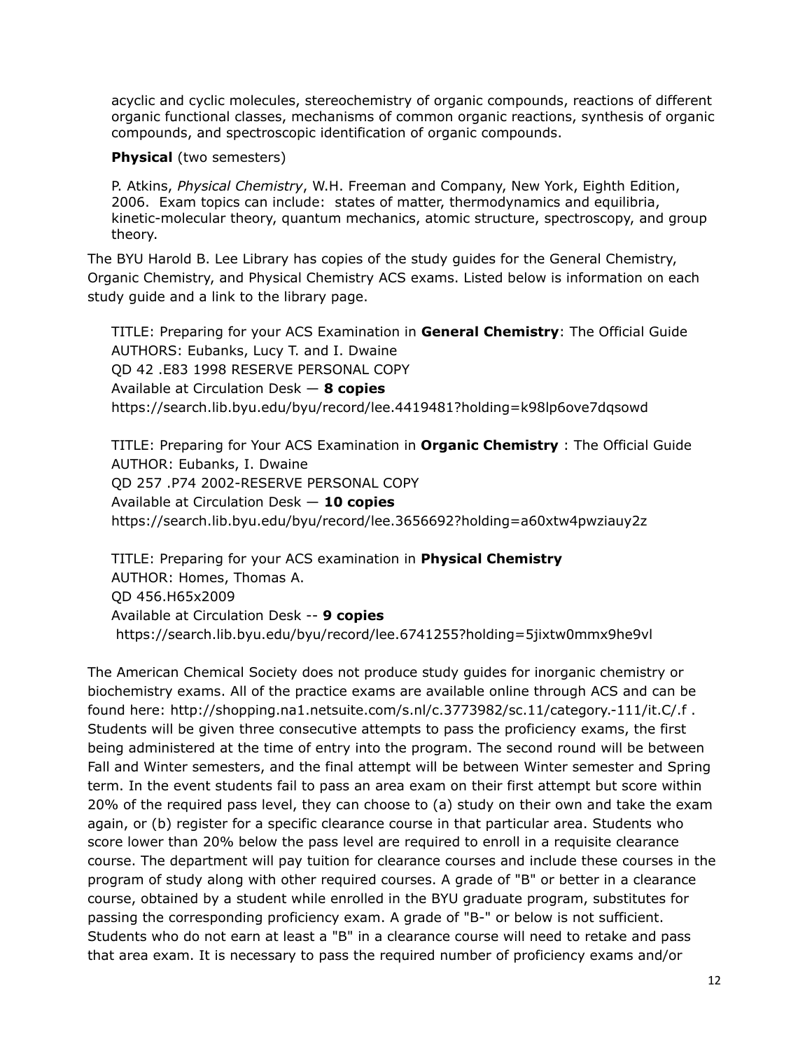acyclic and cyclic molecules, stereochemistry of organic compounds, reactions of different organic functional classes, mechanisms of common organic reactions, synthesis of organic compounds, and spectroscopic identification of organic compounds.

**Physical** (two semesters)

P. Atkins, *Physical Chemistry*, W.H. Freeman and Company, New York, Eighth Edition, 2006. Exam topics can include: states of matter, thermodynamics and equilibria, kinetic-molecular theory, quantum mechanics, atomic structure, spectroscopy, and group theory.

The BYU Harold B. Lee Library has copies of the study guides for the General Chemistry, Organic Chemistry, and Physical Chemistry ACS exams. Listed below is information on each study guide and a link to the library page.

TITLE: Preparing for your ACS Examination in **General Chemistry**: The Official Guide
AUTHORS: Eubanks, Lucy T. and I. Dwaine
QD 42 .E83 1998 RESERVE PERSONAL COPY
Available at Circulation Desk — **8 copies**
https://search.lib.byu.edu/byu/record/lee.4419481?holding=k98lp6ove7dqsowd

TITLE: Preparing for Your ACS Examination in **Organic Chemistry** : The Official Guide
AUTHOR: Eubanks, I. Dwaine
QD 257 .P74 2002-RESERVE PERSONAL COPY
Available at Circulation Desk — **10 copies**
https://search.lib.byu.edu/byu/record/lee.3656692?holding=a60xtw4pwziauy2z

TITLE: Preparing for your ACS examination in **Physical Chemistry**
AUTHOR: Homes, Thomas A.
QD 456.H65x2009
Available at Circulation Desk -- **9 copies**
https://search.lib.byu.edu/byu/record/lee.6741255?holding=5jixtw0mmx9he9vl

The American Chemical Society does not produce study guides for inorganic chemistry or biochemistry exams. All of the practice exams are available online through ACS and can be found here: http://shopping.na1.netsuite.com/s.nl/c.3773982/sc.11/category.-111/it.C/.f . Students will be given three consecutive attempts to pass the proficiency exams, the first being administered at the time of entry into the program. The second round will be between Fall and Winter semesters, and the final attempt will be between Winter semester and Spring term. In the event students fail to pass an area exam on their first attempt but score within 20% of the required pass level, they can choose to (a) study on their own and take the exam again, or (b) register for a specific clearance course in that particular area. Students who score lower than 20% below the pass level are required to enroll in a requisite clearance course. The department will pay tuition for clearance courses and include these courses in the program of study along with other required courses. A grade of "B" or better in a clearance course, obtained by a student while enrolled in the BYU graduate program, substitutes for passing the corresponding proficiency exam. A grade of "B-" or below is not sufficient. Students who do not earn at least a "B" in a clearance course will need to retake and pass that area exam. It is necessary to pass the required number of proficiency exams and/or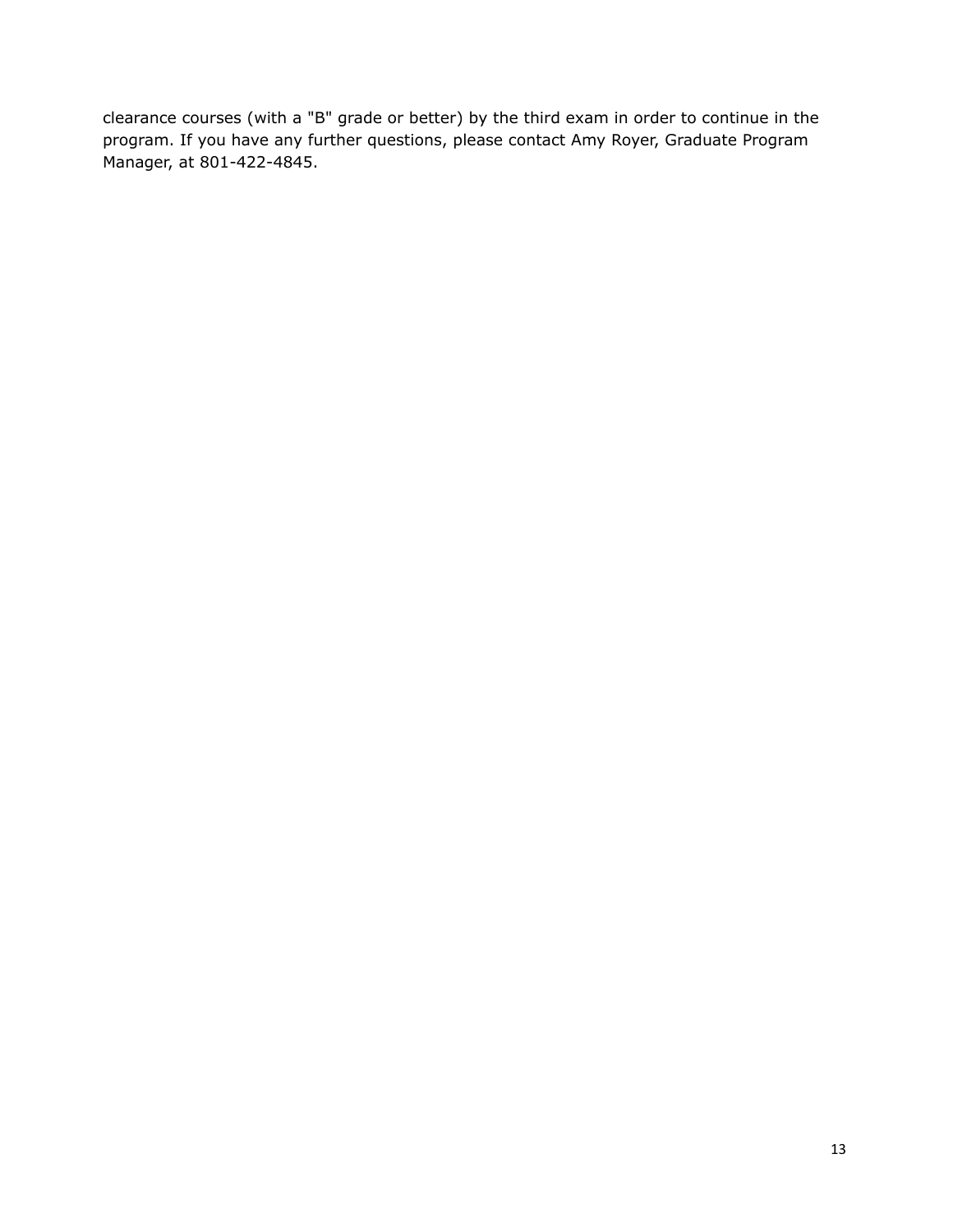clearance courses (with a "B" grade or better) by the third exam in order to continue in the program. If you have any further questions, please contact Amy Royer, Graduate Program Manager, at 801-422-4845.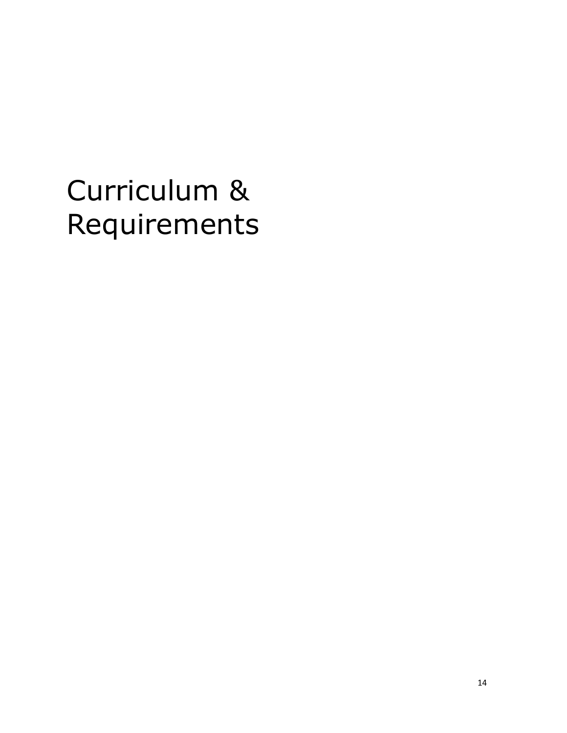# Curriculum & Requirements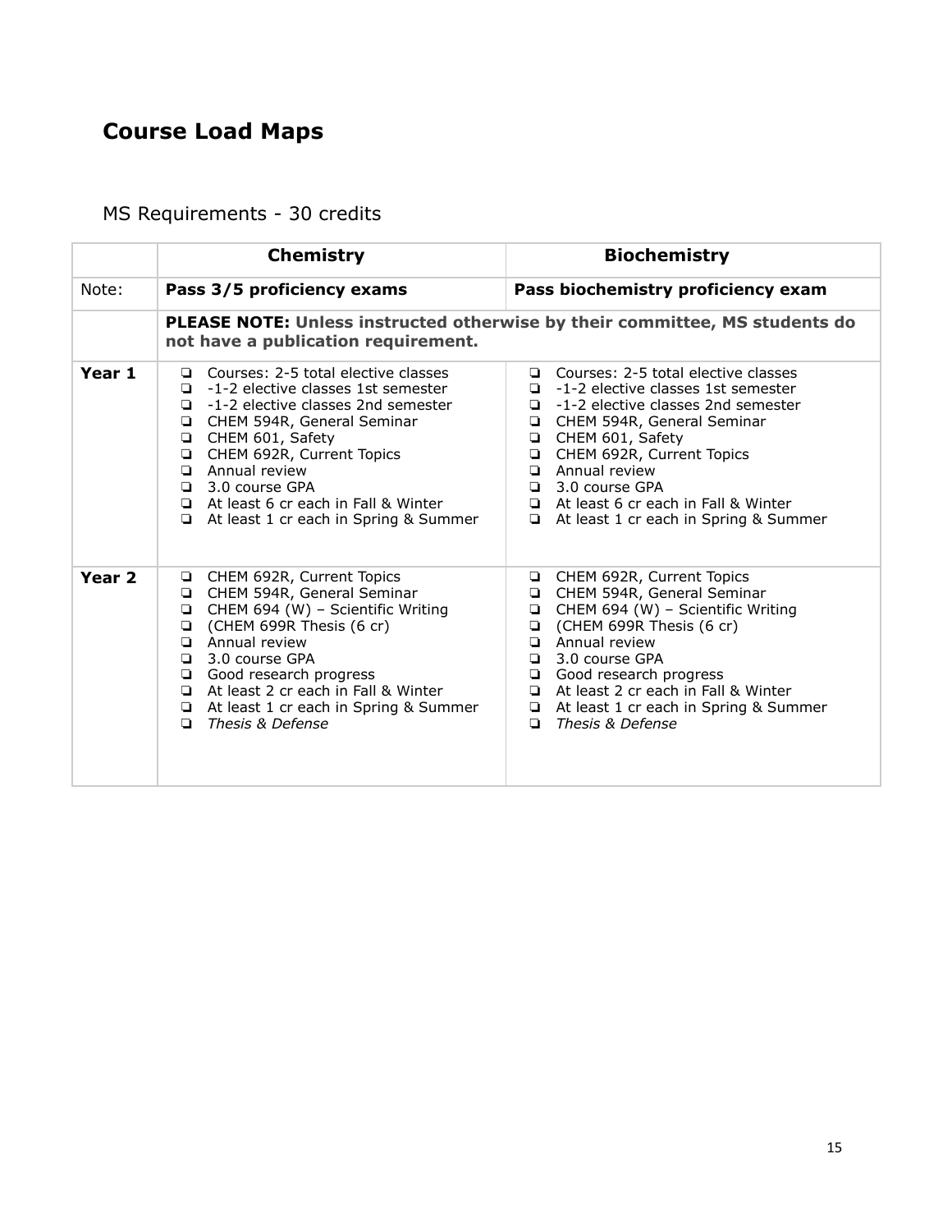## Course Load Maps

### MS Requirements - 30 credits

| | **Chemistry** | **Biochemistry** |
|---|---|---|
| Note: | **Pass 3/5 proficiency exams** | **Pass biochemistry proficiency exam** |
| | **PLEASE NOTE: Unless instructed otherwise by their committee, MS students do not have a publication requirement.** | |
| **Year 1** | ❏ Courses: 2-5 total elective classes<br>❏ -1-2 elective classes 1st semester<br>❏ -1-2 elective classes 2nd semester<br>❏ CHEM 594R, General Seminar<br>❏ CHEM 601, Safety<br>❏ CHEM 692R, Current Topics<br>❏ Annual review<br>❏ 3.0 course GPA<br>❏ At least 6 cr each in Fall & Winter<br>❏ At least 1 cr each in Spring & Summer | ❏ Courses: 2-5 total elective classes<br>❏ -1-2 elective classes 1st semester<br>❏ -1-2 elective classes 2nd semester<br>❏ CHEM 594R, General Seminar<br>❏ CHEM 601, Safety<br>❏ CHEM 692R, Current Topics<br>❏ Annual review<br>❏ 3.0 course GPA<br>❏ At least 6 cr each in Fall & Winter<br>❏ At least 1 cr each in Spring & Summer |
| **Year 2** | ❏ CHEM 692R, Current Topics<br>❏ CHEM 594R, General Seminar<br>❏ CHEM 694 (W) – Scientific Writing<br>❏ (CHEM 699R Thesis (6 cr)<br>❏ Annual review<br>❏ 3.0 course GPA<br>❏ Good research progress<br>❏ At least 2 cr each in Fall & Winter<br>❏ At least 1 cr each in Spring & Summer<br>❏ *Thesis & Defense* | ❏ CHEM 692R, Current Topics<br>❏ CHEM 594R, General Seminar<br>❏ CHEM 694 (W) – Scientific Writing<br>❏ (CHEM 699R Thesis (6 cr)<br>❏ Annual review<br>❏ 3.0 course GPA<br>❏ Good research progress<br>❏ At least 2 cr each in Fall & Winter<br>❏ At least 1 cr each in Spring & Summer<br>❏ *Thesis & Defense* |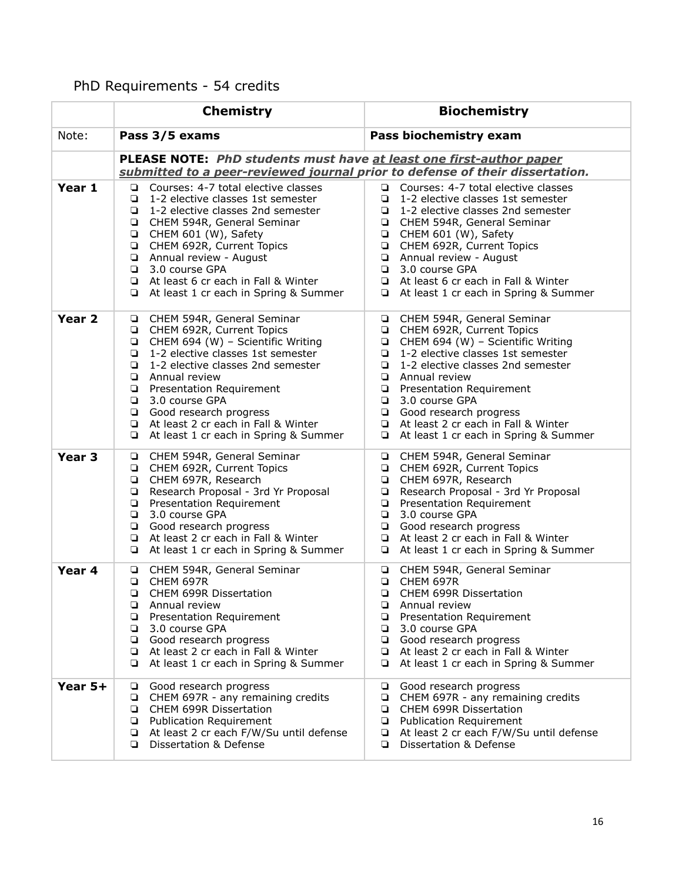## PhD Requirements - 54 credits

| | **Chemistry** | **Biochemistry** |
|---|---|---|
| Note: | **Pass 3/5 exams** | **Pass biochemistry exam** |
| | **PLEASE NOTE:** ***PhD students must have <u>at least one first-author paper submitted to a peer-reviewed journal</u> prior to defense of their dissertation.*** | |
| **Year 1** | ❑ Courses: 4-7 total elective classes<br>❑ 1-2 elective classes 1st semester<br>❑ 1-2 elective classes 2nd semester<br>❑ CHEM 594R, General Seminar<br>❑ CHEM 601 (W), Safety<br>❑ CHEM 692R, Current Topics<br>❑ Annual review - August<br>❑ 3.0 course GPA<br>❑ At least 6 cr each in Fall & Winter<br>❑ At least 1 cr each in Spring & Summer | ❑ Courses: 4-7 total elective classes<br>❑ 1-2 elective classes 1st semester<br>❑ 1-2 elective classes 2nd semester<br>❑ CHEM 594R, General Seminar<br>❑ CHEM 601 (W), Safety<br>❑ CHEM 692R, Current Topics<br>❑ Annual review - August<br>❑ 3.0 course GPA<br>❑ At least 6 cr each in Fall & Winter<br>❑ At least 1 cr each in Spring & Summer |
| **Year 2** | ❑ CHEM 594R, General Seminar<br>❑ CHEM 692R, Current Topics<br>❑ CHEM 694 (W) – Scientific Writing<br>❑ 1-2 elective classes 1st semester<br>❑ 1-2 elective classes 2nd semester<br>❑ Annual review<br>❑ Presentation Requirement<br>❑ 3.0 course GPA<br>❑ Good research progress<br>❑ At least 2 cr each in Fall & Winter<br>❑ At least 1 cr each in Spring & Summer | ❑ CHEM 594R, General Seminar<br>❑ CHEM 692R, Current Topics<br>❑ CHEM 694 (W) – Scientific Writing<br>❑ 1-2 elective classes 1st semester<br>❑ 1-2 elective classes 2nd semester<br>❑ Annual review<br>❑ Presentation Requirement<br>❑ 3.0 course GPA<br>❑ Good research progress<br>❑ At least 2 cr each in Fall & Winter<br>❑ At least 1 cr each in Spring & Summer |
| **Year 3** | ❑ CHEM 594R, General Seminar<br>❑ CHEM 692R, Current Topics<br>❑ CHEM 697R, Research<br>❑ Research Proposal - 3rd Yr Proposal<br>❑ Presentation Requirement<br>❑ 3.0 course GPA<br>❑ Good research progress<br>❑ At least 2 cr each in Fall & Winter<br>❑ At least 1 cr each in Spring & Summer | ❑ CHEM 594R, General Seminar<br>❑ CHEM 692R, Current Topics<br>❑ CHEM 697R, Research<br>❑ Research Proposal - 3rd Yr Proposal<br>❑ Presentation Requirement<br>❑ 3.0 course GPA<br>❑ Good research progress<br>❑ At least 2 cr each in Fall & Winter<br>❑ At least 1 cr each in Spring & Summer |
| **Year 4** | ❑ CHEM 594R, General Seminar<br>❑ CHEM 697R<br>❑ CHEM 699R Dissertation<br>❑ Annual review<br>❑ Presentation Requirement<br>❑ 3.0 course GPA<br>❑ Good research progress<br>❑ At least 2 cr each in Fall & Winter<br>❑ At least 1 cr each in Spring & Summer | ❑ CHEM 594R, General Seminar<br>❑ CHEM 697R<br>❑ CHEM 699R Dissertation<br>❑ Annual review<br>❑ Presentation Requirement<br>❑ 3.0 course GPA<br>❑ Good research progress<br>❑ At least 2 cr each in Fall & Winter<br>❑ At least 1 cr each in Spring & Summer |
| **Year 5+** | ❑ Good research progress<br>❑ CHEM 697R - any remaining credits<br>❑ CHEM 699R Dissertation<br>❑ Publication Requirement<br>❑ At least 2 cr each F/W/Su until defense<br>❑ Dissertation & Defense | ❑ Good research progress<br>❑ CHEM 697R - any remaining credits<br>❑ CHEM 699R Dissertation<br>❑ Publication Requirement<br>❑ At least 2 cr each F/W/Su until defense<br>❑ Dissertation & Defense |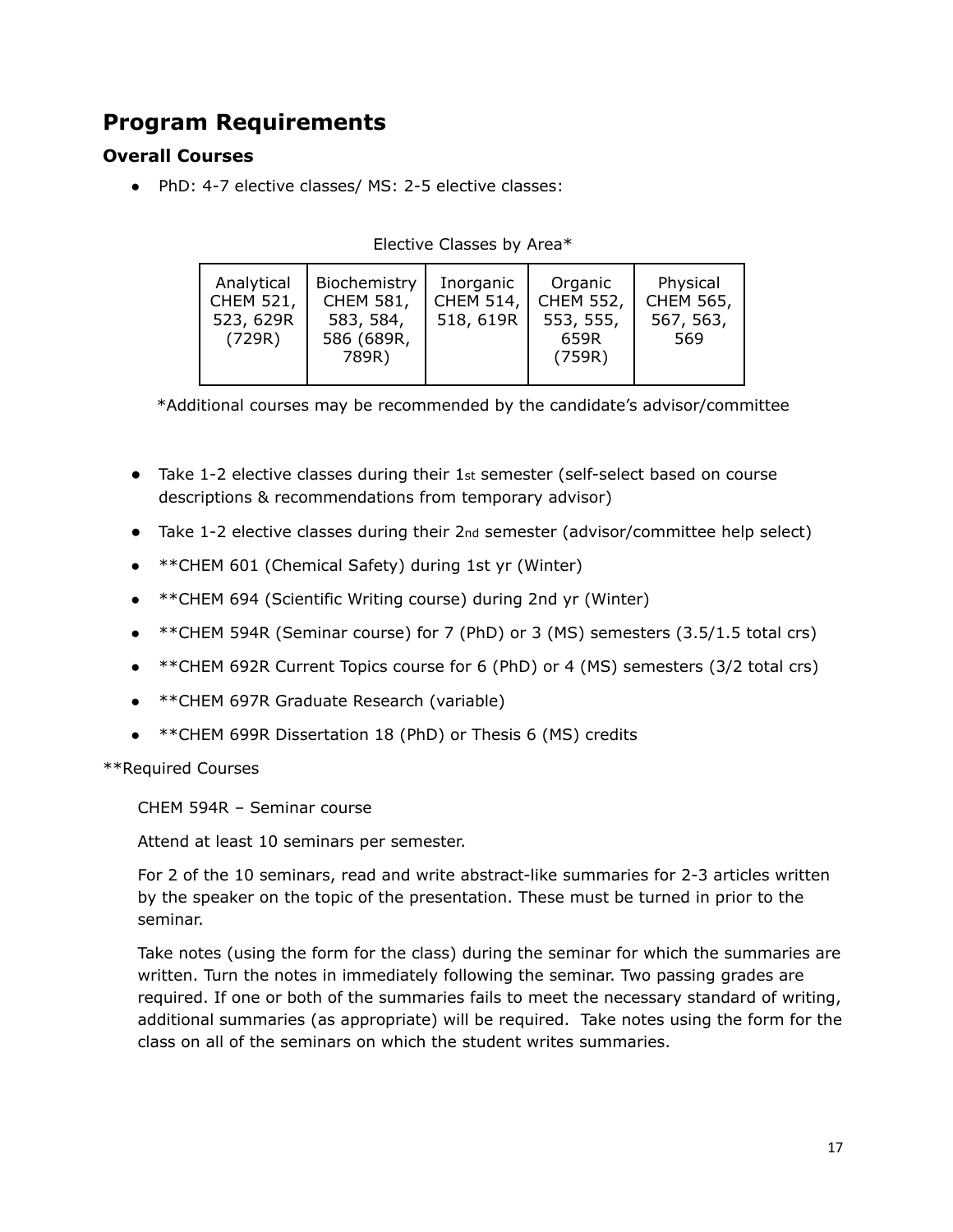## Program Requirements

### Overall Courses

- PhD: 4-7 elective classes/ MS: 2-5 elective classes:

Elective Classes by Area*

| Analytical | Biochemistry | Inorganic | Organic | Physical |
|---|---|---|---|---|
| CHEM 521, 523, 629R (729R) | CHEM 581, 583, 584, 586 (689R, 789R) | CHEM 514, 518, 619R | CHEM 552, 553, 555, 659R (759R) | CHEM 565, 567, 563, 569 |

*Additional courses may be recommended by the candidate's advisor/committee

- Take 1-2 elective classes during their 1st semester (self-select based on course descriptions & recommendations from temporary advisor)
- Take 1-2 elective classes during their 2nd semester (advisor/committee help select)
- **CHEM 601 (Chemical Safety) during 1st yr (Winter)
- **CHEM 694 (Scientific Writing course) during 2nd yr (Winter)
- **CHEM 594R (Seminar course) for 7 (PhD) or 3 (MS) semesters (3.5/1.5 total crs)
- **CHEM 692R Current Topics course for 6 (PhD) or 4 (MS) semesters (3/2 total crs)
- **CHEM 697R Graduate Research (variable)
- **CHEM 699R Dissertation 18 (PhD) or Thesis 6 (MS) credits

**Required Courses

CHEM 594R – Seminar course

Attend at least 10 seminars per semester.

For 2 of the 10 seminars, read and write abstract-like summaries for 2-3 articles written by the speaker on the topic of the presentation. These must be turned in prior to the seminar.

Take notes (using the form for the class) during the seminar for which the summaries are written. Turn the notes in immediately following the seminar. Two passing grades are required. If one or both of the summaries fails to meet the necessary standard of writing, additional summaries (as appropriate) will be required. Take notes using the form for the class on all of the seminars on which the student writes summaries.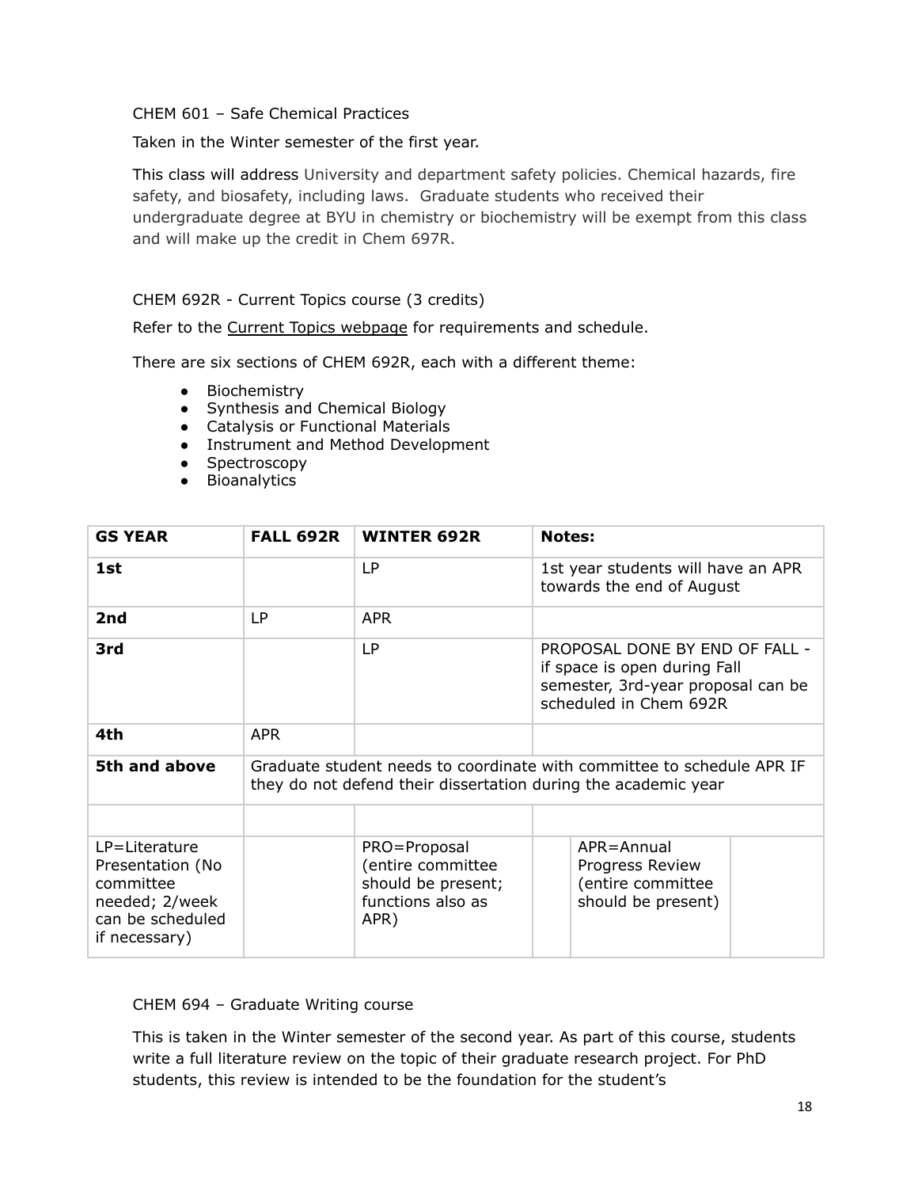CHEM 601 – Safe Chemical Practices

Taken in the Winter semester of the first year.

This class will address University and department safety policies. Chemical hazards, fire safety, and biosafety, including laws. Graduate students who received their undergraduate degree at BYU in chemistry or biochemistry will be exempt from this class and will make up the credit in Chem 697R.

CHEM 692R - Current Topics course (3 credits)

Refer to the Current Topics webpage for requirements and schedule.

There are six sections of CHEM 692R, each with a different theme:

- Biochemistry
- Synthesis and Chemical Biology
- Catalysis or Functional Materials
- Instrument and Method Development
- Spectroscopy
- Bioanalytics

| GS YEAR | FALL 692R | WINTER 692R | Notes: |
|---|---|---|---|
| 1st | | LP | 1st year students will have an APR towards the end of August |
| 2nd | LP | APR | |
| 3rd | | LP | PROPOSAL DONE BY END OF FALL - if space is open during Fall semester, 3rd-year proposal can be scheduled in Chem 692R |
| 4th | APR | | |
| 5th and above | Graduate student needs to coordinate with committee to schedule APR IF they do not defend their dissertation during the academic year | | |
| | | | |
| LP=Literature Presentation (No committee needed; 2/week can be scheduled if necessary) | | PRO=Proposal (entire committee should be present; functions also as APR) | APR=Annual Progress Review (entire committee should be present) |

CHEM 694 – Graduate Writing course

This is taken in the Winter semester of the second year. As part of this course, students write a full literature review on the topic of their graduate research project. For PhD students, this review is intended to be the foundation for the student's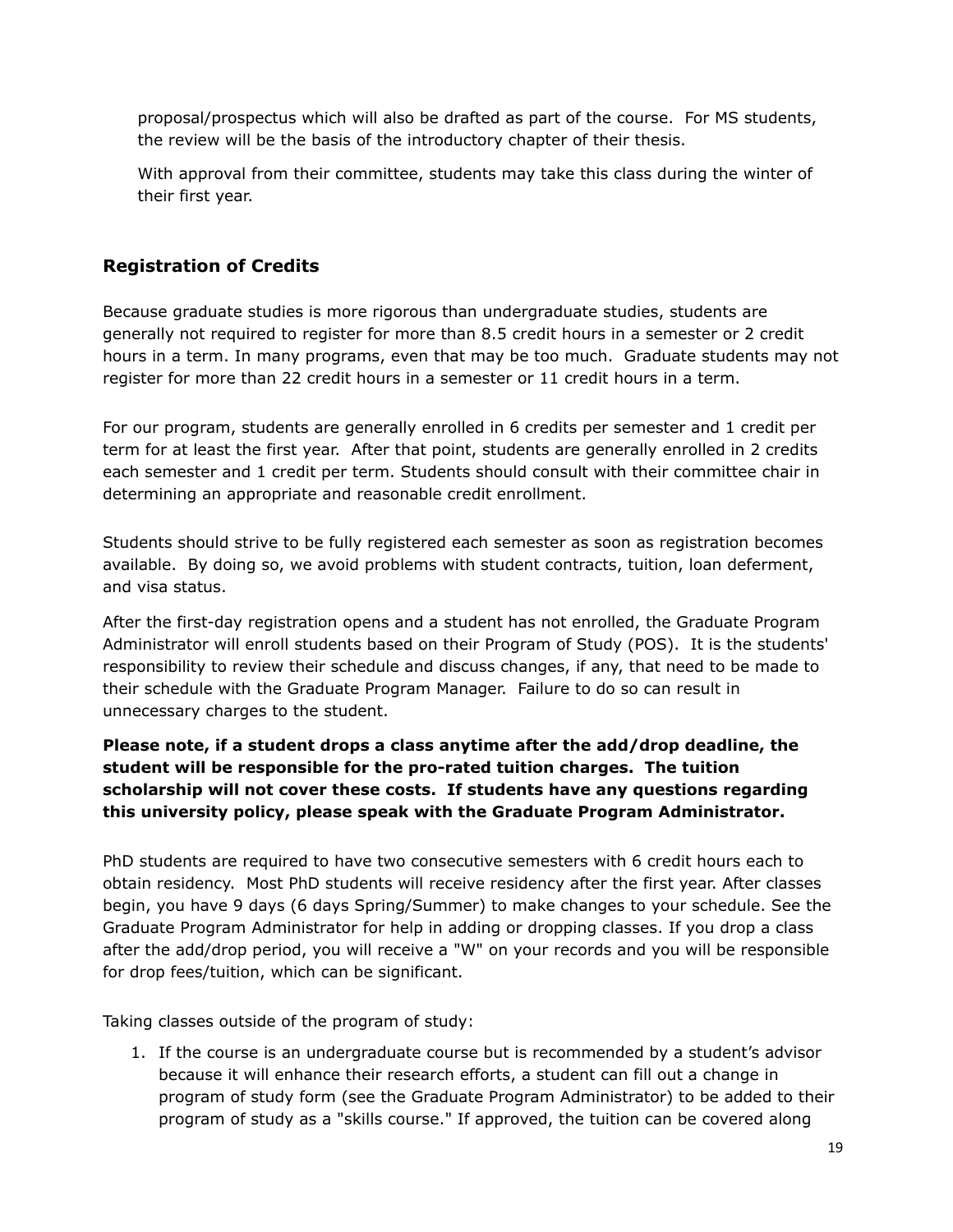proposal/prospectus which will also be drafted as part of the course. For MS students, the review will be the basis of the introductory chapter of their thesis.

With approval from their committee, students may take this class during the winter of their first year.

## Registration of Credits

Because graduate studies is more rigorous than undergraduate studies, students are generally not required to register for more than 8.5 credit hours in a semester or 2 credit hours in a term. In many programs, even that may be too much. Graduate students may not register for more than 22 credit hours in a semester or 11 credit hours in a term.

For our program, students are generally enrolled in 6 credits per semester and 1 credit per term for at least the first year. After that point, students are generally enrolled in 2 credits each semester and 1 credit per term. Students should consult with their committee chair in determining an appropriate and reasonable credit enrollment.

Students should strive to be fully registered each semester as soon as registration becomes available. By doing so, we avoid problems with student contracts, tuition, loan deferment, and visa status.

After the first-day registration opens and a student has not enrolled, the Graduate Program Administrator will enroll students based on their Program of Study (POS). It is the students' responsibility to review their schedule and discuss changes, if any, that need to be made to their schedule with the Graduate Program Manager. Failure to do so can result in unnecessary charges to the student.

**Please note, if a student drops a class anytime after the add/drop deadline, the student will be responsible for the pro-rated tuition charges. The tuition scholarship will not cover these costs. If students have any questions regarding this university policy, please speak with the Graduate Program Administrator.**

PhD students are required to have two consecutive semesters with 6 credit hours each to obtain residency. Most PhD students will receive residency after the first year. After classes begin, you have 9 days (6 days Spring/Summer) to make changes to your schedule. See the Graduate Program Administrator for help in adding or dropping classes. If you drop a class after the add/drop period, you will receive a "W" on your records and you will be responsible for drop fees/tuition, which can be significant.

Taking classes outside of the program of study:

1. If the course is an undergraduate course but is recommended by a student's advisor because it will enhance their research efforts, a student can fill out a change in program of study form (see the Graduate Program Administrator) to be added to their program of study as a "skills course." If approved, the tuition can be covered along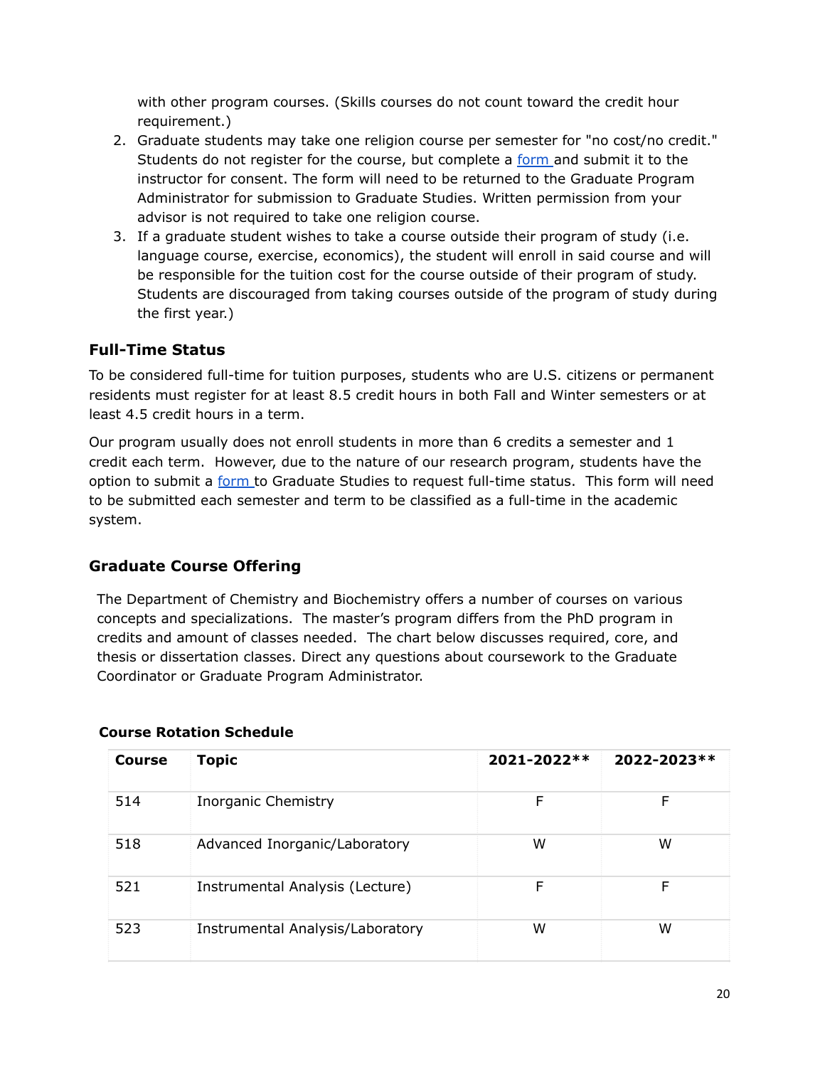with other program courses. (Skills courses do not count toward the credit hour requirement.)

2. Graduate students may take one religion course per semester for "no cost/no credit." Students do not register for the course, but complete a form and submit it to the instructor for consent. The form will need to be returned to the Graduate Program Administrator for submission to Graduate Studies. Written permission from your advisor is not required to take one religion course.
3. If a graduate student wishes to take a course outside their program of study (i.e. language course, exercise, economics), the student will enroll in said course and will be responsible for the tuition cost for the course outside of their program of study. Students are discouraged from taking courses outside of the program of study during the first year.)

### Full-Time Status

To be considered full-time for tuition purposes, students who are U.S. citizens or permanent residents must register for at least 8.5 credit hours in both Fall and Winter semesters or at least 4.5 credit hours in a term.

Our program usually does not enroll students in more than 6 credits a semester and 1 credit each term. However, due to the nature of our research program, students have the option to submit a form to Graduate Studies to request full-time status. This form will need to be submitted each semester and term to be classified as a full-time in the academic system.

### Graduate Course Offering

The Department of Chemistry and Biochemistry offers a number of courses on various concepts and specializations. The master's program differs from the PhD program in credits and amount of classes needed. The chart below discusses required, core, and thesis or dissertation classes. Direct any questions about coursework to the Graduate Coordinator or Graduate Program Administrator.

**Course Rotation Schedule**

| Course | Topic | 2021-2022** | 2022-2023** |
|---|---|---|---|
| 514 | Inorganic Chemistry | F | F |
| 518 | Advanced Inorganic/Laboratory | W | W |
| 521 | Instrumental Analysis (Lecture) | F | F |
| 523 | Instrumental Analysis/Laboratory | W | W |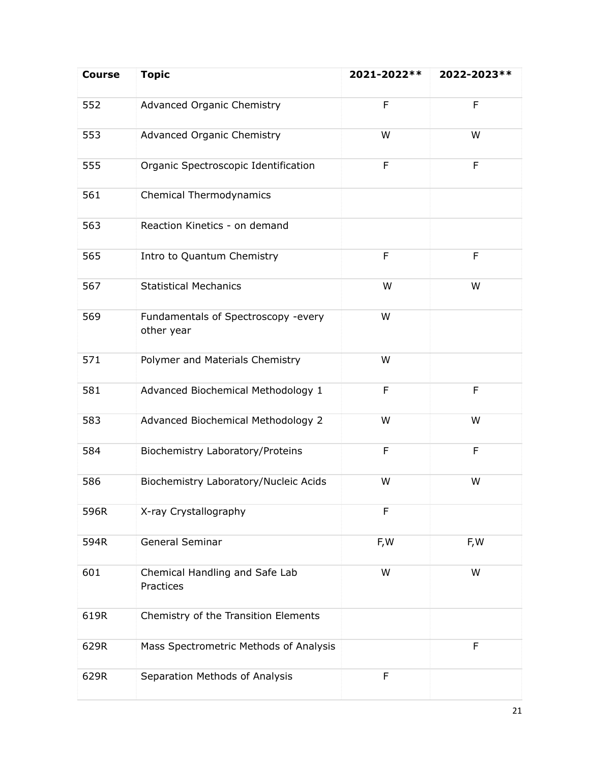| Course | Topic | 2021-2022** | 2022-2023** |
|---|---|---|---|
| 552 | Advanced Organic Chemistry | F | F |
| 553 | Advanced Organic Chemistry | W | W |
| 555 | Organic Spectroscopic Identification | F | F |
| 561 | Chemical Thermodynamics | | |
| 563 | Reaction Kinetics - on demand | | |
| 565 | Intro to Quantum Chemistry | F | F |
| 567 | Statistical Mechanics | W | W |
| 569 | Fundamentals of Spectroscopy -every other year | W | |
| 571 | Polymer and Materials Chemistry | W | |
| 581 | Advanced Biochemical Methodology 1 | F | F |
| 583 | Advanced Biochemical Methodology 2 | W | W |
| 584 | Biochemistry Laboratory/Proteins | F | F |
| 586 | Biochemistry Laboratory/Nucleic Acids | W | W |
| 596R | X-ray Crystallography | F | |
| 594R | General Seminar | F,W | F,W |
| 601 | Chemical Handling and Safe Lab Practices | W | W |
| 619R | Chemistry of the Transition Elements | | |
| 629R | Mass Spectrometric Methods of Analysis | | F |
| 629R | Separation Methods of Analysis | F | |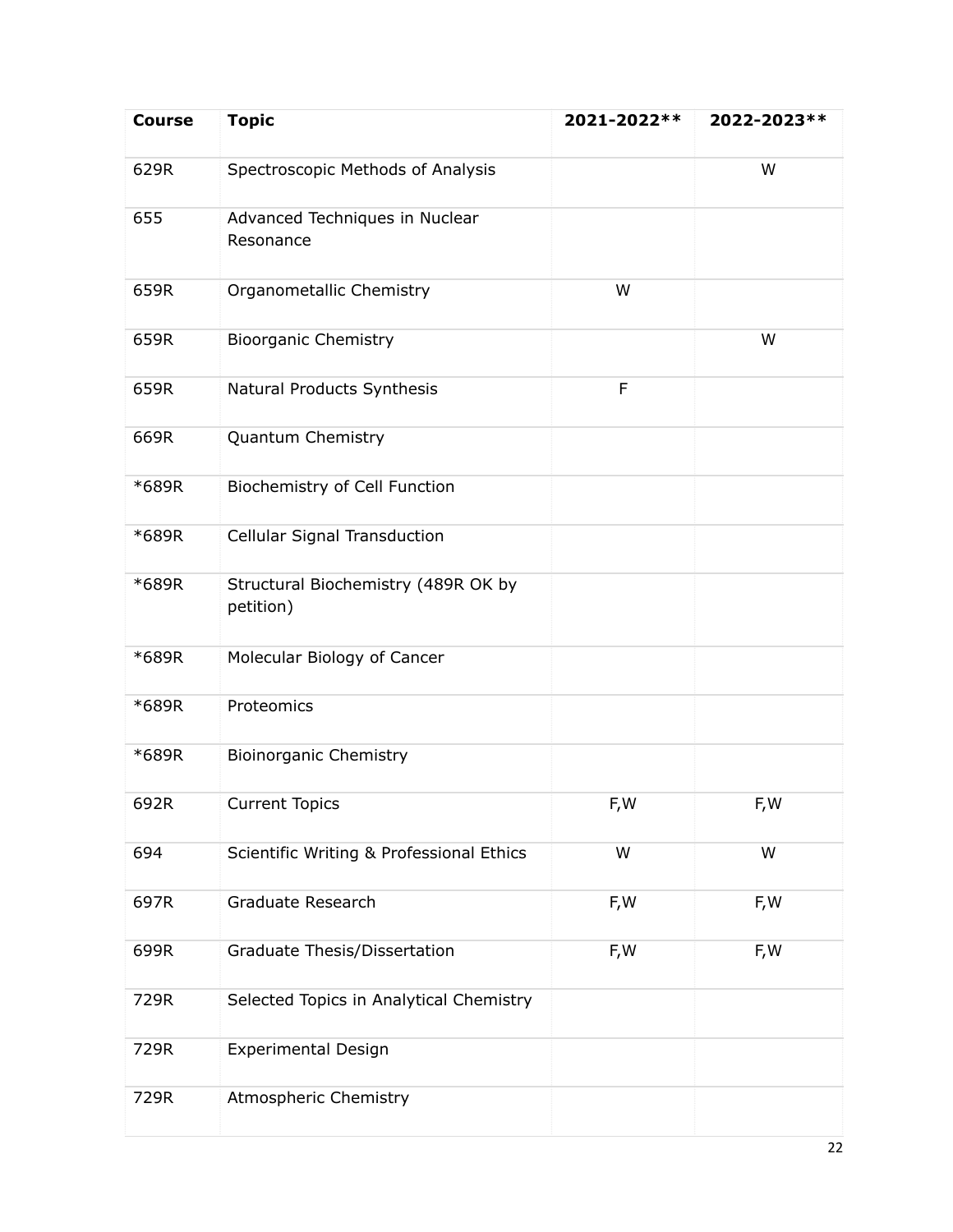| Course | Topic | 2021-2022** | 2022-2023** |
| --- | --- | --- | --- |
| 629R | Spectroscopic Methods of Analysis | | W |
| 655 | Advanced Techniques in Nuclear Resonance | | |
| 659R | Organometallic Chemistry | W | |
| 659R | Bioorganic Chemistry | | W |
| 659R | Natural Products Synthesis | F | |
| 669R | Quantum Chemistry | | |
| *689R | Biochemistry of Cell Function | | |
| *689R | Cellular Signal Transduction | | |
| *689R | Structural Biochemistry (489R OK by petition) | | |
| *689R | Molecular Biology of Cancer | | |
| *689R | Proteomics | | |
| *689R | Bioinorganic Chemistry | | |
| 692R | Current Topics | F,W | F,W |
| 694 | Scientific Writing & Professional Ethics | W | W |
| 697R | Graduate Research | F,W | F,W |
| 699R | Graduate Thesis/Dissertation | F,W | F,W |
| 729R | Selected Topics in Analytical Chemistry | | |
| 729R | Experimental Design | | |
| 729R | Atmospheric Chemistry | | |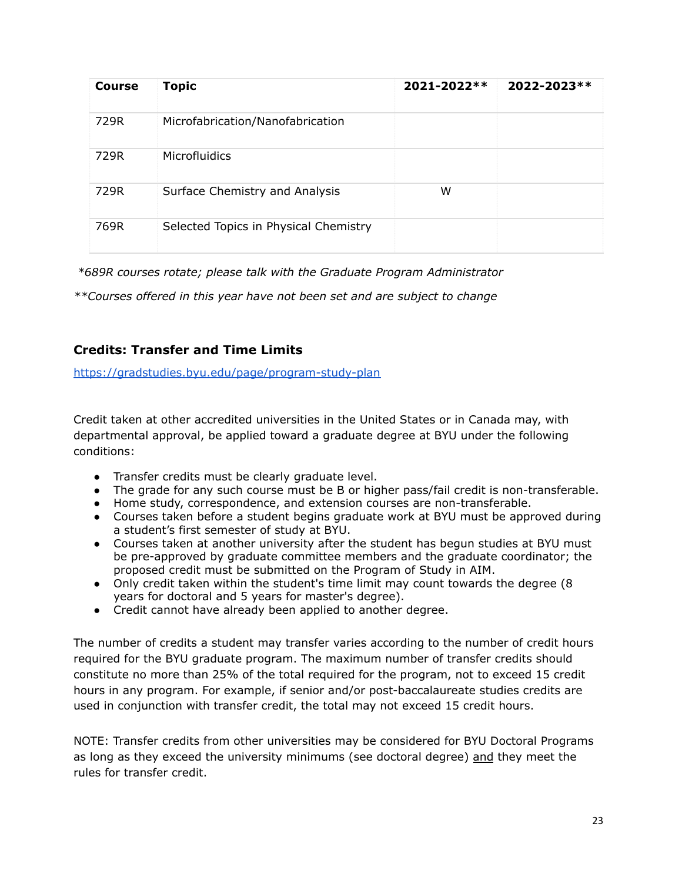| Course | Topic | 2021-2022** | 2022-2023** |
|---|---|---|---|
| 729R | Microfabrication/Nanofabrication | | |
| 729R | Microfluidics | | |
| 729R | Surface Chemistry and Analysis | W | |
| 769R | Selected Topics in Physical Chemistry | | |

*\*689R courses rotate; please talk with the Graduate Program Administrator*

*\*\*Courses offered in this year have not been set and are subject to change*

### Credits: Transfer and Time Limits

https://gradstudies.byu.edu/page/program-study-plan

Credit taken at other accredited universities in the United States or in Canada may, with departmental approval, be applied toward a graduate degree at BYU under the following conditions:

- Transfer credits must be clearly graduate level.
- The grade for any such course must be B or higher pass/fail credit is non-transferable.
- Home study, correspondence, and extension courses are non-transferable.
- Courses taken before a student begins graduate work at BYU must be approved during a student's first semester of study at BYU.
- Courses taken at another university after the student has begun studies at BYU must be pre-approved by graduate committee members and the graduate coordinator; the proposed credit must be submitted on the Program of Study in AIM.
- Only credit taken within the student's time limit may count towards the degree (8 years for doctoral and 5 years for master's degree).
- Credit cannot have already been applied to another degree.

The number of credits a student may transfer varies according to the number of credit hours required for the BYU graduate program. The maximum number of transfer credits should constitute no more than 25% of the total required for the program, not to exceed 15 credit hours in any program. For example, if senior and/or post-baccalaureate studies credits are used in conjunction with transfer credit, the total may not exceed 15 credit hours.

NOTE: Transfer credits from other universities may be considered for BYU Doctoral Programs as long as they exceed the university minimums (see doctoral degree) <u>and</u> they meet the rules for transfer credit.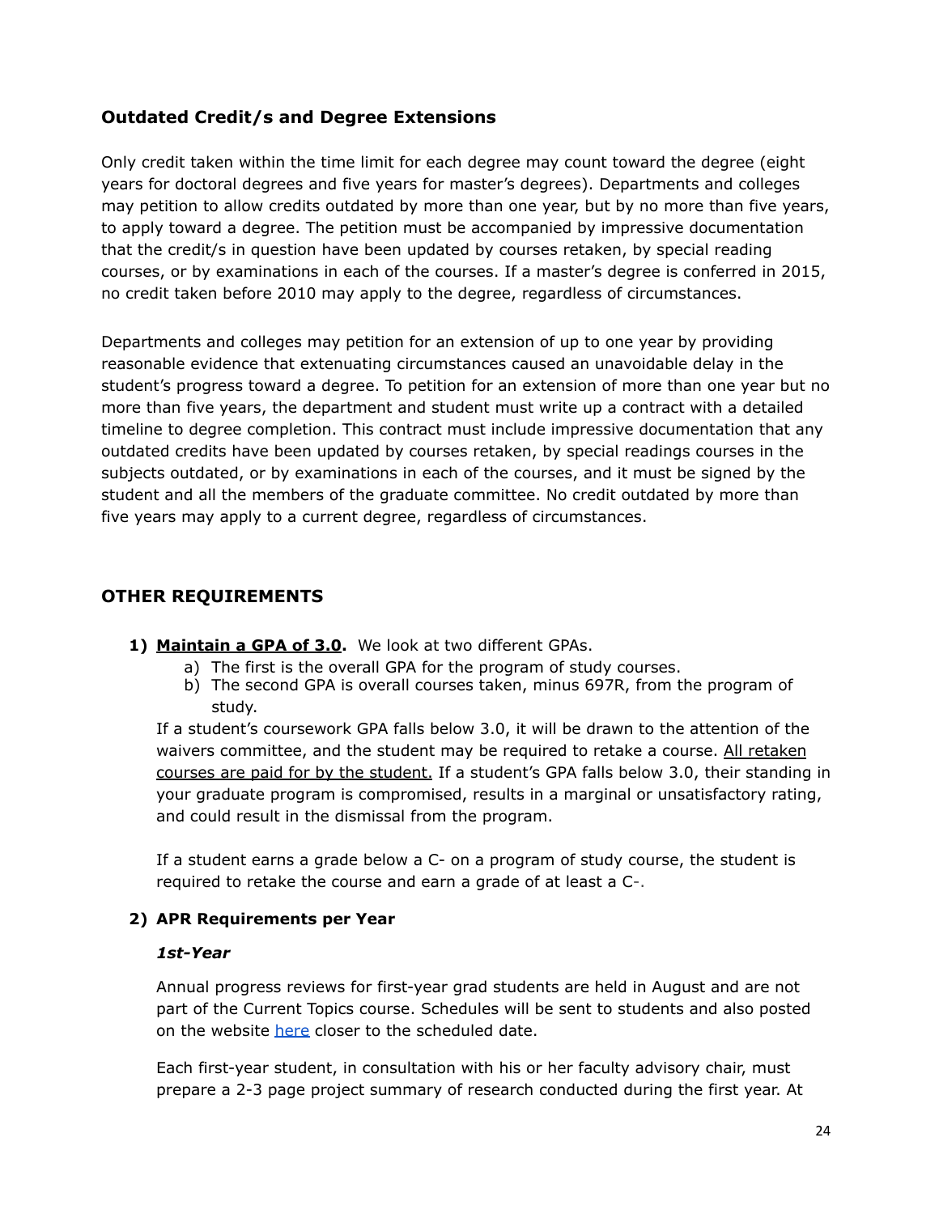### Outdated Credit/s and Degree Extensions

Only credit taken within the time limit for each degree may count toward the degree (eight years for doctoral degrees and five years for master's degrees). Departments and colleges may petition to allow credits outdated by more than one year, but by no more than five years, to apply toward a degree. The petition must be accompanied by impressive documentation that the credit/s in question have been updated by courses retaken, by special reading courses, or by examinations in each of the courses. If a master's degree is conferred in 2015, no credit taken before 2010 may apply to the degree, regardless of circumstances.

Departments and colleges may petition for an extension of up to one year by providing reasonable evidence that extenuating circumstances caused an unavoidable delay in the student's progress toward a degree. To petition for an extension of more than one year but no more than five years, the department and student must write up a contract with a detailed timeline to degree completion. This contract must include impressive documentation that any outdated credits have been updated by courses retaken, by special readings courses in the subjects outdated, or by examinations in each of the courses, and it must be signed by the student and all the members of the graduate committee. No credit outdated by more than five years may apply to a current degree, regardless of circumstances.

### OTHER REQUIREMENTS

1) **Maintain a GPA of 3.0.** We look at two different GPAs.
   a) The first is the overall GPA for the program of study courses.
   b) The second GPA is overall courses taken, minus 697R, from the program of study.

   If a student's coursework GPA falls below 3.0, it will be drawn to the attention of the waivers committee, and the student may be required to retake a course. All retaken courses are paid for by the student. If a student's GPA falls below 3.0, their standing in your graduate program is compromised, results in a marginal or unsatisfactory rating, and could result in the dismissal from the program.

   If a student earns a grade below a C- on a program of study course, the student is required to retake the course and earn a grade of at least a C-.

2) **APR Requirements per Year**

   ***1st-Year***

   Annual progress reviews for first-year grad students are held in August and are not part of the Current Topics course. Schedules will be sent to students and also posted on the website [here](#) closer to the scheduled date.

   Each first-year student, in consultation with his or her faculty advisory chair, must prepare a 2-3 page project summary of research conducted during the first year. At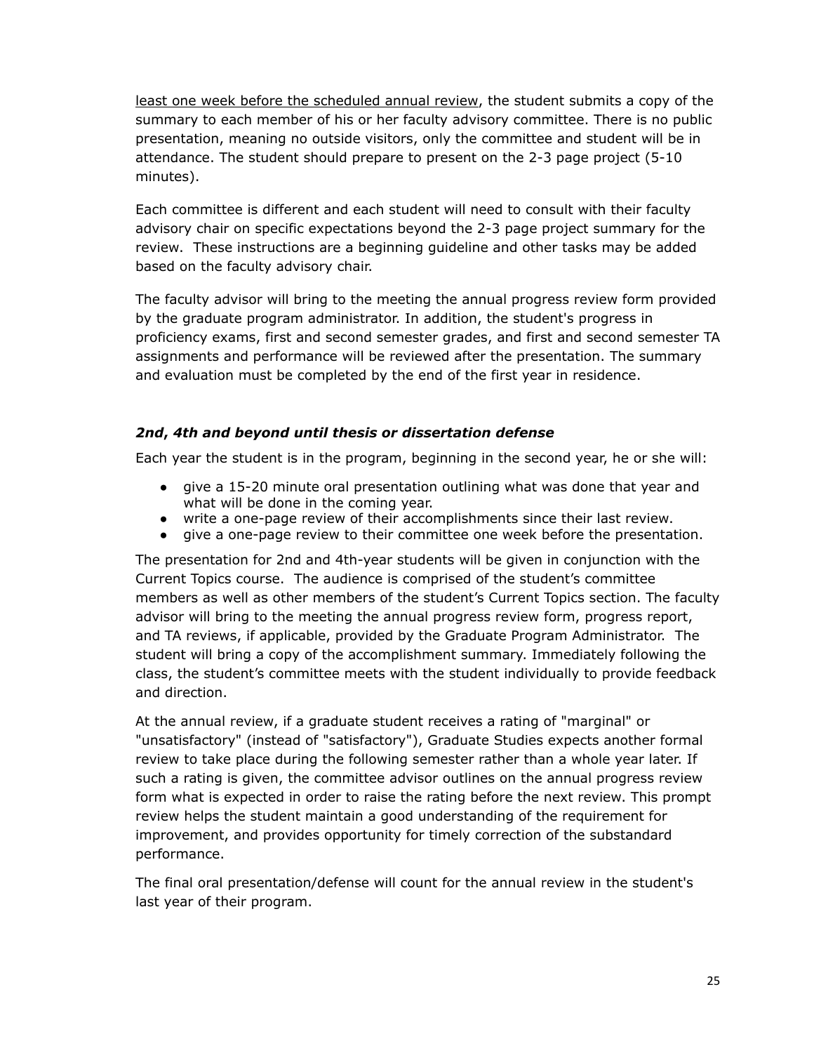least one week before the scheduled annual review, the student submits a copy of the summary to each member of his or her faculty advisory committee. There is no public presentation, meaning no outside visitors, only the committee and student will be in attendance. The student should prepare to present on the 2-3 page project (5-10 minutes).

Each committee is different and each student will need to consult with their faculty advisory chair on specific expectations beyond the 2-3 page project summary for the review. These instructions are a beginning guideline and other tasks may be added based on the faculty advisory chair.

The faculty advisor will bring to the meeting the annual progress review form provided by the graduate program administrator. In addition, the student's progress in proficiency exams, first and second semester grades, and first and second semester TA assignments and performance will be reviewed after the presentation. The summary and evaluation must be completed by the end of the first year in residence.

### *2nd, 4th and beyond until thesis or dissertation defense*

Each year the student is in the program, beginning in the second year, he or she will:

- give a 15-20 minute oral presentation outlining what was done that year and what will be done in the coming year.
- write a one-page review of their accomplishments since their last review.
- give a one-page review to their committee one week before the presentation.

The presentation for 2nd and 4th-year students will be given in conjunction with the Current Topics course. The audience is comprised of the student's committee members as well as other members of the student's Current Topics section. The faculty advisor will bring to the meeting the annual progress review form, progress report, and TA reviews, if applicable, provided by the Graduate Program Administrator. The student will bring a copy of the accomplishment summary. Immediately following the class, the student's committee meets with the student individually to provide feedback and direction.

At the annual review, if a graduate student receives a rating of "marginal" or "unsatisfactory" (instead of "satisfactory"), Graduate Studies expects another formal review to take place during the following semester rather than a whole year later. If such a rating is given, the committee advisor outlines on the annual progress review form what is expected in order to raise the rating before the next review. This prompt review helps the student maintain a good understanding of the requirement for improvement, and provides opportunity for timely correction of the substandard performance.

The final oral presentation/defense will count for the annual review in the student's last year of their program.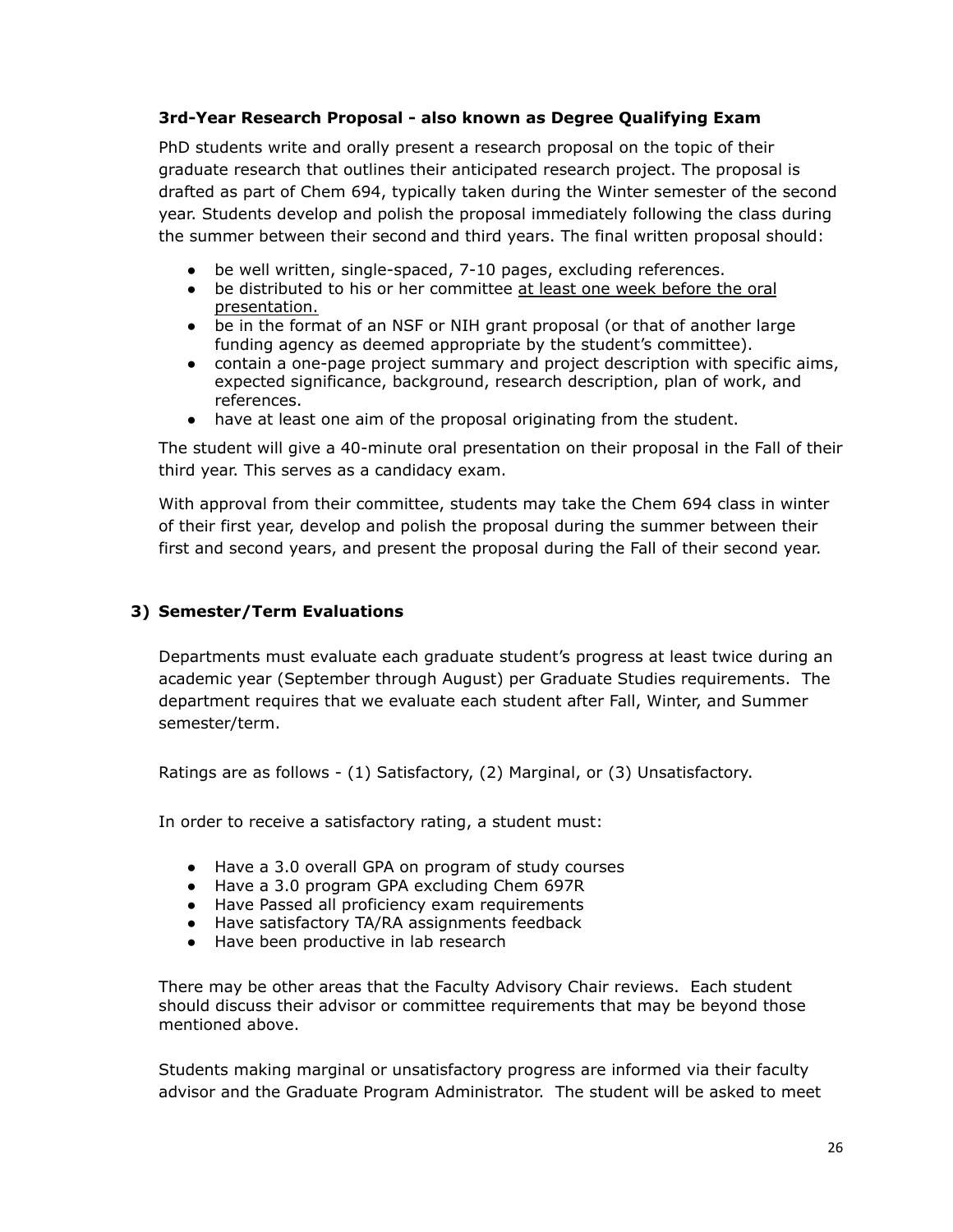### 3rd-Year Research Proposal - also known as Degree Qualifying Exam

PhD students write and orally present a research proposal on the topic of their graduate research that outlines their anticipated research project. The proposal is drafted as part of Chem 694, typically taken during the Winter semester of the second year. Students develop and polish the proposal immediately following the class during the summer between their second and third years. The final written proposal should:

- be well written, single-spaced, 7-10 pages, excluding references.
- be distributed to his or her committee <u>at least one week before the oral presentation.</u>
- be in the format of an NSF or NIH grant proposal (or that of another large funding agency as deemed appropriate by the student's committee).
- contain a one-page project summary and project description with specific aims, expected significance, background, research description, plan of work, and references.
- have at least one aim of the proposal originating from the student.

The student will give a 40-minute oral presentation on their proposal in the Fall of their third year. This serves as a candidacy exam.

With approval from their committee, students may take the Chem 694 class in winter of their first year, develop and polish the proposal during the summer between their first and second years, and present the proposal during the Fall of their second year.

## 3) Semester/Term Evaluations

Departments must evaluate each graduate student's progress at least twice during an academic year (September through August) per Graduate Studies requirements. The department requires that we evaluate each student after Fall, Winter, and Summer semester/term.

Ratings are as follows - (1) Satisfactory, (2) Marginal, or (3) Unsatisfactory.

In order to receive a satisfactory rating, a student must:

- Have a 3.0 overall GPA on program of study courses
- Have a 3.0 program GPA excluding Chem 697R
- Have Passed all proficiency exam requirements
- Have satisfactory TA/RA assignments feedback
- Have been productive in lab research

There may be other areas that the Faculty Advisory Chair reviews. Each student should discuss their advisor or committee requirements that may be beyond those mentioned above.

Students making marginal or unsatisfactory progress are informed via their faculty advisor and the Graduate Program Administrator. The student will be asked to meet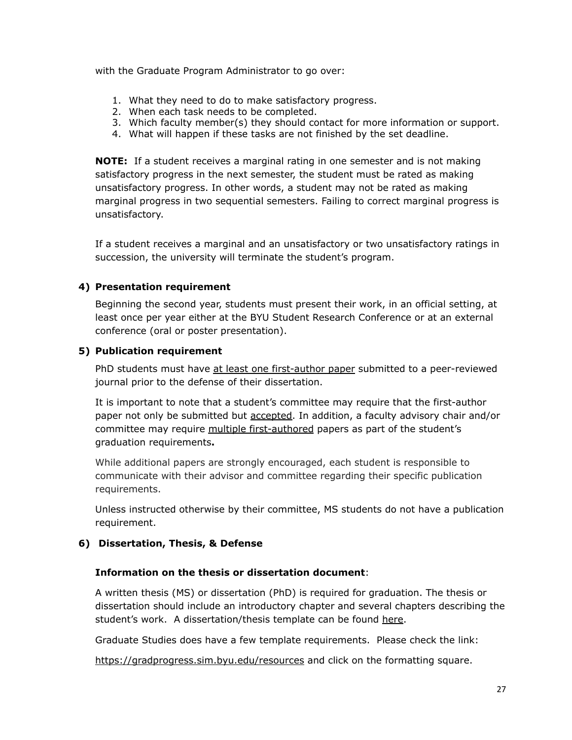with the Graduate Program Administrator to go over:

1. What they need to do to make satisfactory progress.
2. When each task needs to be completed.
3. Which faculty member(s) they should contact for more information or support.
4. What will happen if these tasks are not finished by the set deadline.

**NOTE:** If a student receives a marginal rating in one semester and is not making satisfactory progress in the next semester, the student must be rated as making unsatisfactory progress. In other words, a student may not be rated as making marginal progress in two sequential semesters. Failing to correct marginal progress is unsatisfactory.

If a student receives a marginal and an unsatisfactory or two unsatisfactory ratings in succession, the university will terminate the student's program.

### 4) Presentation requirement

Beginning the second year, students must present their work, in an official setting, at least once per year either at the BYU Student Research Conference or at an external conference (oral or poster presentation).

### 5) Publication requirement

PhD students must have at least one first-author paper submitted to a peer-reviewed journal prior to the defense of their dissertation.

It is important to note that a student's committee may require that the first-author paper not only be submitted but accepted. In addition, a faculty advisory chair and/or committee may require multiple first-authored papers as part of the student's graduation requirements**.**

While additional papers are strongly encouraged, each student is responsible to communicate with their advisor and committee regarding their specific publication requirements.

Unless instructed otherwise by their committee, MS students do not have a publication requirement.

### 6) Dissertation, Thesis, & Defense

**Information on the thesis or dissertation document**:

A written thesis (MS) or dissertation (PhD) is required for graduation. The thesis or dissertation should include an introductory chapter and several chapters describing the student's work. A dissertation/thesis template can be found here.

Graduate Studies does have a few template requirements. Please check the link:

https://gradprogress.sim.byu.edu/resources and click on the formatting square.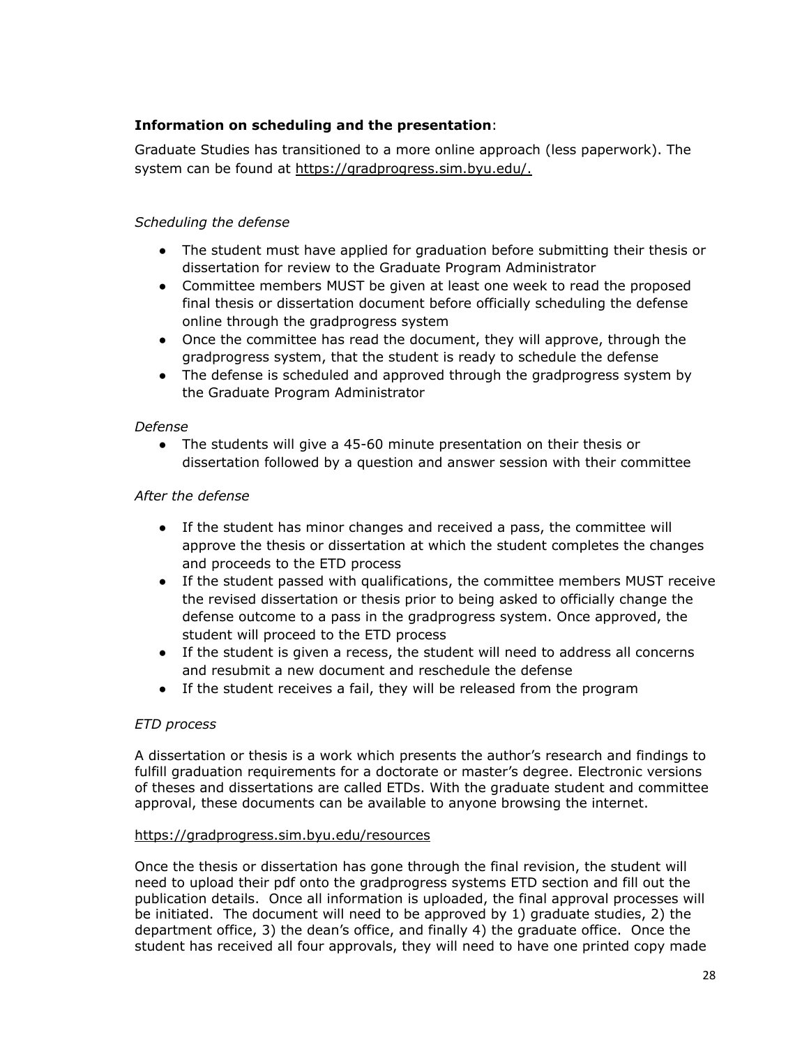**Information on scheduling and the presentation**:

Graduate Studies has transitioned to a more online approach (less paperwork). The system can be found at https://gradprogress.sim.byu.edu/.

*Scheduling the defense*

- The student must have applied for graduation before submitting their thesis or dissertation for review to the Graduate Program Administrator
- Committee members MUST be given at least one week to read the proposed final thesis or dissertation document before officially scheduling the defense online through the gradprogress system
- Once the committee has read the document, they will approve, through the gradprogress system, that the student is ready to schedule the defense
- The defense is scheduled and approved through the gradprogress system by the Graduate Program Administrator

*Defense*

- The students will give a 45-60 minute presentation on their thesis or dissertation followed by a question and answer session with their committee

*After the defense*

- If the student has minor changes and received a pass, the committee will approve the thesis or dissertation at which the student completes the changes and proceeds to the ETD process
- If the student passed with qualifications, the committee members MUST receive the revised dissertation or thesis prior to being asked to officially change the defense outcome to a pass in the gradprogress system. Once approved, the student will proceed to the ETD process
- If the student is given a recess, the student will need to address all concerns and resubmit a new document and reschedule the defense
- If the student receives a fail, they will be released from the program

*ETD process*

A dissertation or thesis is a work which presents the author's research and findings to fulfill graduation requirements for a doctorate or master's degree. Electronic versions of theses and dissertations are called ETDs. With the graduate student and committee approval, these documents can be available to anyone browsing the internet.

https://gradprogress.sim.byu.edu/resources

Once the thesis or dissertation has gone through the final revision, the student will need to upload their pdf onto the gradprogress systems ETD section and fill out the publication details. Once all information is uploaded, the final approval processes will be initiated. The document will need to be approved by 1) graduate studies, 2) the department office, 3) the dean's office, and finally 4) the graduate office. Once the student has received all four approvals, they will need to have one printed copy made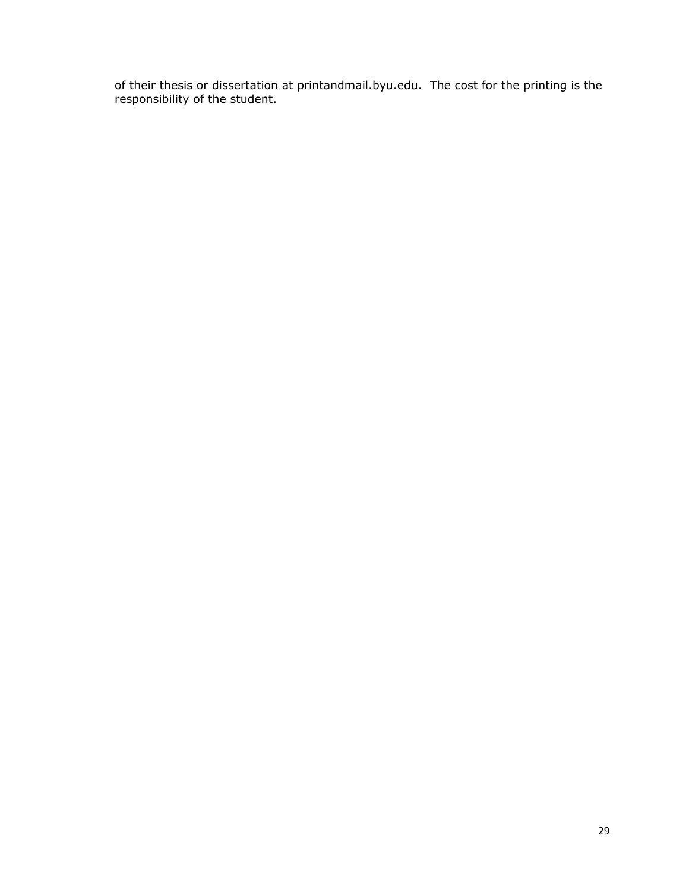of their thesis or dissertation at printandmail.byu.edu. The cost for the printing is the responsibility of the student.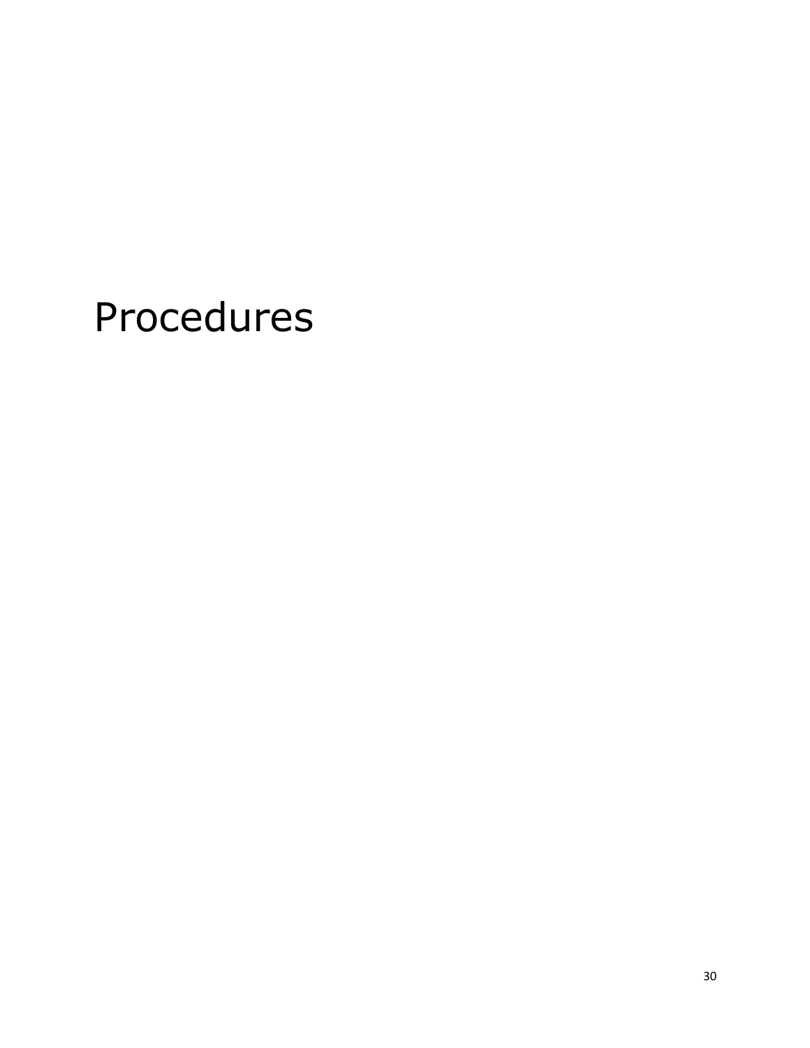# Procedures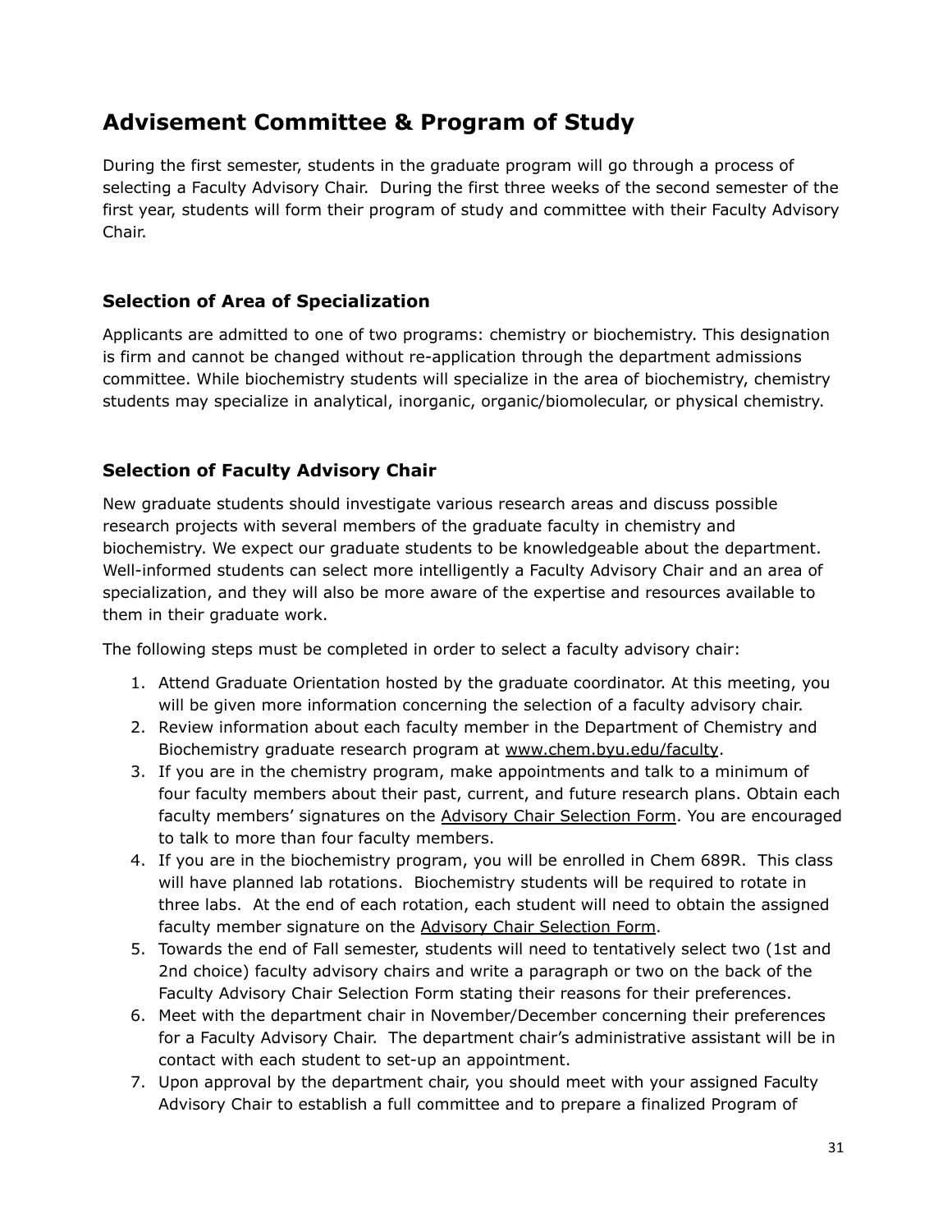# Advisement Committee & Program of Study

During the first semester, students in the graduate program will go through a process of selecting a Faculty Advisory Chair. During the first three weeks of the second semester of the first year, students will form their program of study and committee with their Faculty Advisory Chair.

## Selection of Area of Specialization

Applicants are admitted to one of two programs: chemistry or biochemistry. This designation is firm and cannot be changed without re-application through the department admissions committee. While biochemistry students will specialize in the area of biochemistry, chemistry students may specialize in analytical, inorganic, organic/biomolecular, or physical chemistry.

## Selection of Faculty Advisory Chair

New graduate students should investigate various research areas and discuss possible research projects with several members of the graduate faculty in chemistry and biochemistry. We expect our graduate students to be knowledgeable about the department. Well-informed students can select more intelligently a Faculty Advisory Chair and an area of specialization, and they will also be more aware of the expertise and resources available to them in their graduate work.

The following steps must be completed in order to select a faculty advisory chair:

1. Attend Graduate Orientation hosted by the graduate coordinator. At this meeting, you will be given more information concerning the selection of a faculty advisory chair.
2. Review information about each faculty member in the Department of Chemistry and Biochemistry graduate research program at www.chem.byu.edu/faculty.
3. If you are in the chemistry program, make appointments and talk to a minimum of four faculty members about their past, current, and future research plans. Obtain each faculty members' signatures on the Advisory Chair Selection Form. You are encouraged to talk to more than four faculty members.
4. If you are in the biochemistry program, you will be enrolled in Chem 689R. This class will have planned lab rotations. Biochemistry students will be required to rotate in three labs. At the end of each rotation, each student will need to obtain the assigned faculty member signature on the Advisory Chair Selection Form.
5. Towards the end of Fall semester, students will need to tentatively select two (1st and 2nd choice) faculty advisory chairs and write a paragraph or two on the back of the Faculty Advisory Chair Selection Form stating their reasons for their preferences.
6. Meet with the department chair in November/December concerning their preferences for a Faculty Advisory Chair. The department chair's administrative assistant will be in contact with each student to set-up an appointment.
7. Upon approval by the department chair, you should meet with your assigned Faculty Advisory Chair to establish a full committee and to prepare a finalized Program of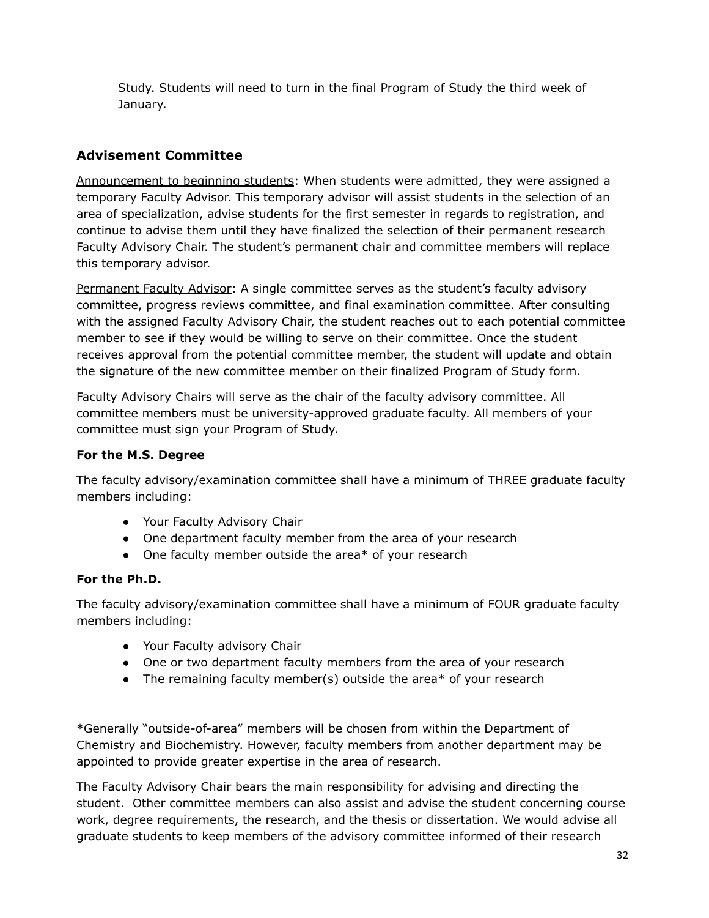Study. Students will need to turn in the final Program of Study the third week of January.

## Advisement Committee

Announcement to beginning students: When students were admitted, they were assigned a temporary Faculty Advisor. This temporary advisor will assist students in the selection of an area of specialization, advise students for the first semester in regards to registration, and continue to advise them until they have finalized the selection of their permanent research Faculty Advisory Chair. The student's permanent chair and committee members will replace this temporary advisor.

Permanent Faculty Advisor: A single committee serves as the student's faculty advisory committee, progress reviews committee, and final examination committee. After consulting with the assigned Faculty Advisory Chair, the student reaches out to each potential committee member to see if they would be willing to serve on their committee. Once the student receives approval from the potential committee member, the student will update and obtain the signature of the new committee member on their finalized Program of Study form.

Faculty Advisory Chairs will serve as the chair of the faculty advisory committee. All committee members must be university-approved graduate faculty. All members of your committee must sign your Program of Study.

### For the M.S. Degree

The faculty advisory/examination committee shall have a minimum of THREE graduate faculty members including:

- Your Faculty Advisory Chair
- One department faculty member from the area of your research
- One faculty member outside the area* of your research

### For the Ph.D.

The faculty advisory/examination committee shall have a minimum of FOUR graduate faculty members including:

- Your Faculty advisory Chair
- One or two department faculty members from the area of your research
- The remaining faculty member(s) outside the area* of your research

*Generally "outside-of-area" members will be chosen from within the Department of Chemistry and Biochemistry. However, faculty members from another department may be appointed to provide greater expertise in the area of research.

The Faculty Advisory Chair bears the main responsibility for advising and directing the student. Other committee members can also assist and advise the student concerning course work, degree requirements, the research, and the thesis or dissertation. We would advise all graduate students to keep members of the advisory committee informed of their research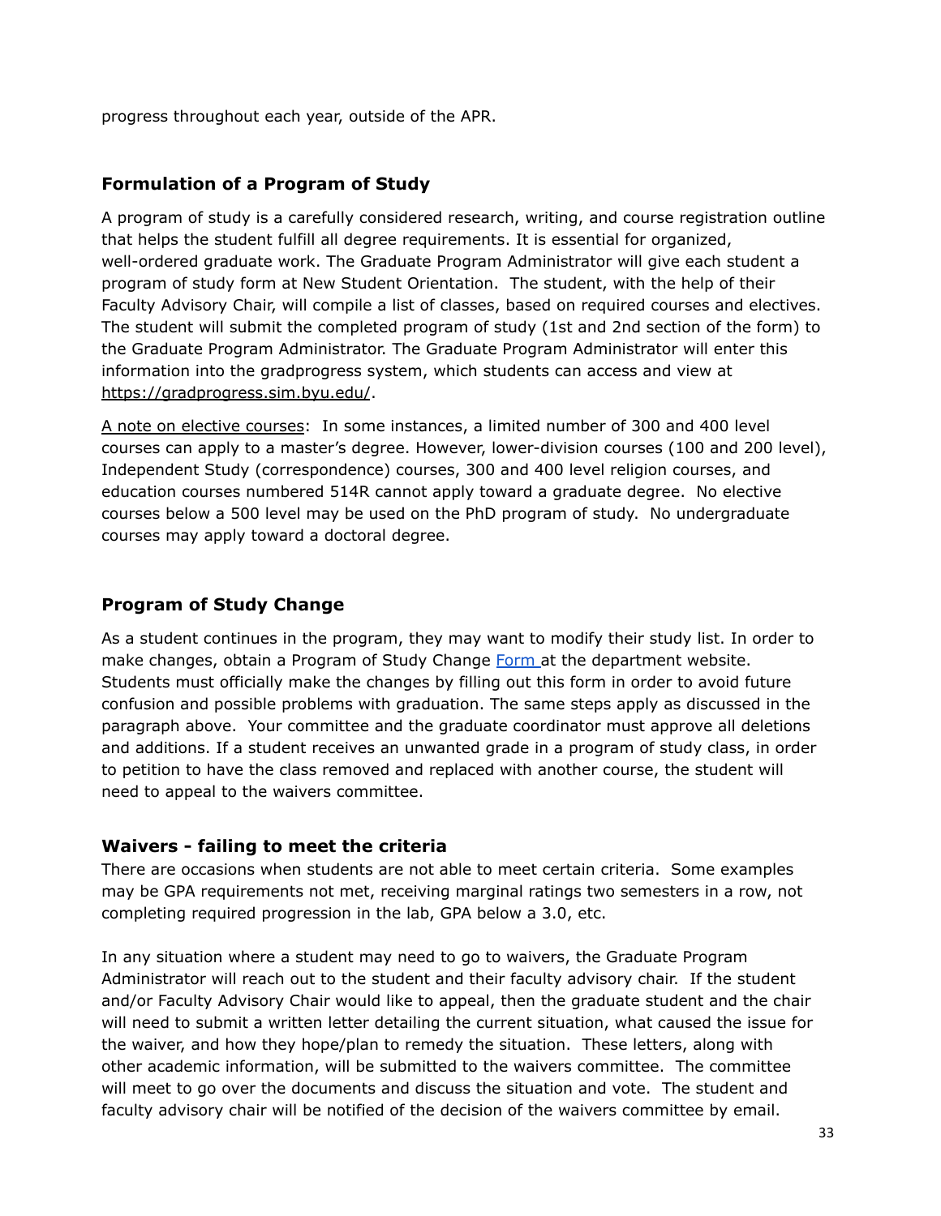progress throughout each year, outside of the APR.

### Formulation of a Program of Study

A program of study is a carefully considered research, writing, and course registration outline that helps the student fulfill all degree requirements. It is essential for organized, well-ordered graduate work. The Graduate Program Administrator will give each student a program of study form at New Student Orientation. The student, with the help of their Faculty Advisory Chair, will compile a list of classes, based on required courses and electives. The student will submit the completed program of study (1st and 2nd section of the form) to the Graduate Program Administrator. The Graduate Program Administrator will enter this information into the gradprogress system, which students can access and view at https://gradprogress.sim.byu.edu/.

A note on elective courses: In some instances, a limited number of 300 and 400 level courses can apply to a master's degree. However, lower-division courses (100 and 200 level), Independent Study (correspondence) courses, 300 and 400 level religion courses, and education courses numbered 514R cannot apply toward a graduate degree. No elective courses below a 500 level may be used on the PhD program of study. No undergraduate courses may apply toward a doctoral degree.

### Program of Study Change

As a student continues in the program, they may want to modify their study list. In order to make changes, obtain a Program of Study Change Form at the department website. Students must officially make the changes by filling out this form in order to avoid future confusion and possible problems with graduation. The same steps apply as discussed in the paragraph above. Your committee and the graduate coordinator must approve all deletions and additions. If a student receives an unwanted grade in a program of study class, in order to petition to have the class removed and replaced with another course, the student will need to appeal to the waivers committee.

### Waivers - failing to meet the criteria

There are occasions when students are not able to meet certain criteria. Some examples may be GPA requirements not met, receiving marginal ratings two semesters in a row, not completing required progression in the lab, GPA below a 3.0, etc.

In any situation where a student may need to go to waivers, the Graduate Program Administrator will reach out to the student and their faculty advisory chair. If the student and/or Faculty Advisory Chair would like to appeal, then the graduate student and the chair will need to submit a written letter detailing the current situation, what caused the issue for the waiver, and how they hope/plan to remedy the situation. These letters, along with other academic information, will be submitted to the waivers committee. The committee will meet to go over the documents and discuss the situation and vote. The student and faculty advisory chair will be notified of the decision of the waivers committee by email.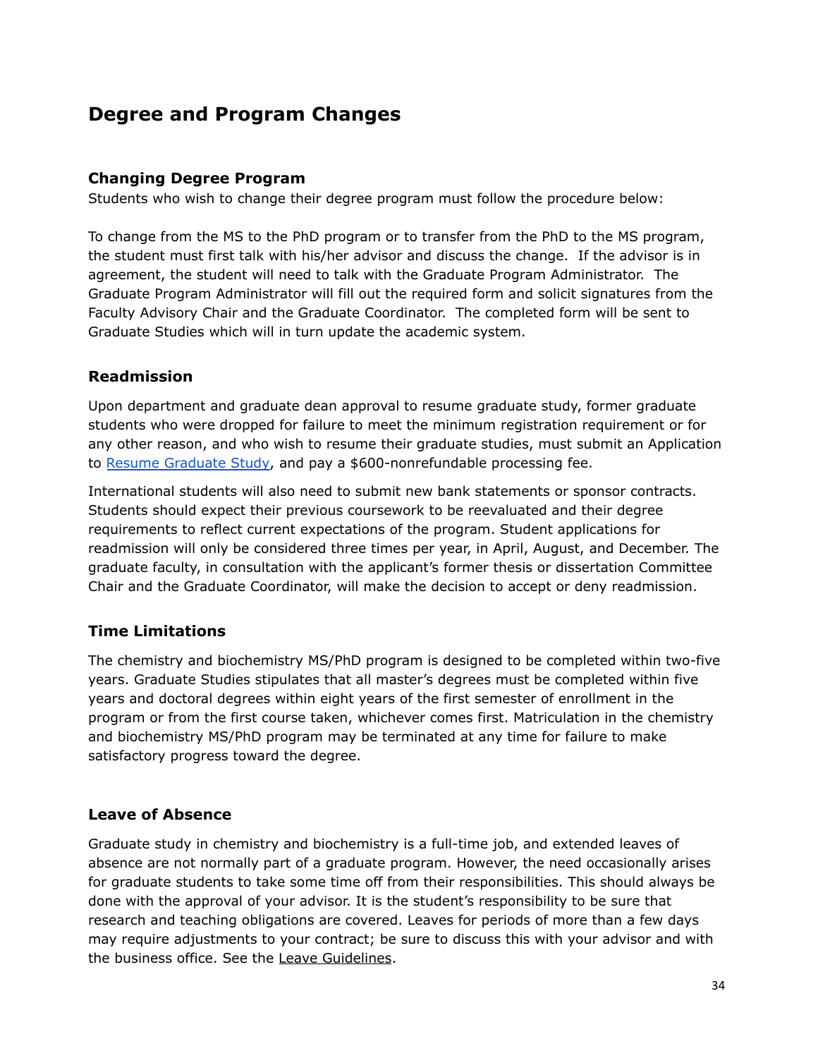# Degree and Program Changes

### Changing Degree Program

Students who wish to change their degree program must follow the procedure below:

To change from the MS to the PhD program or to transfer from the PhD to the MS program, the student must first talk with his/her advisor and discuss the change. If the advisor is in agreement, the student will need to talk with the Graduate Program Administrator. The Graduate Program Administrator will fill out the required form and solicit signatures from the Faculty Advisory Chair and the Graduate Coordinator. The completed form will be sent to Graduate Studies which will in turn update the academic system.

### Readmission

Upon department and graduate dean approval to resume graduate study, former graduate students who were dropped for failure to meet the minimum registration requirement or for any other reason, and who wish to resume their graduate studies, must submit an Application to Resume Graduate Study, and pay a $600-nonrefundable processing fee.

International students will also need to submit new bank statements or sponsor contracts. Students should expect their previous coursework to be reevaluated and their degree requirements to reflect current expectations of the program. Student applications for readmission will only be considered three times per year, in April, August, and December. The graduate faculty, in consultation with the applicant's former thesis or dissertation Committee Chair and the Graduate Coordinator, will make the decision to accept or deny readmission.

### Time Limitations

The chemistry and biochemistry MS/PhD program is designed to be completed within two-five years. Graduate Studies stipulates that all master's degrees must be completed within five years and doctoral degrees within eight years of the first semester of enrollment in the program or from the first course taken, whichever comes first. Matriculation in the chemistry and biochemistry MS/PhD program may be terminated at any time for failure to make satisfactory progress toward the degree.

### Leave of Absence

Graduate study in chemistry and biochemistry is a full-time job, and extended leaves of absence are not normally part of a graduate program. However, the need occasionally arises for graduate students to take some time off from their responsibilities. This should always be done with the approval of your advisor. It is the student's responsibility to be sure that research and teaching obligations are covered. Leaves for periods of more than a few days may require adjustments to your contract; be sure to discuss this with your advisor and with the business office. See the Leave Guidelines.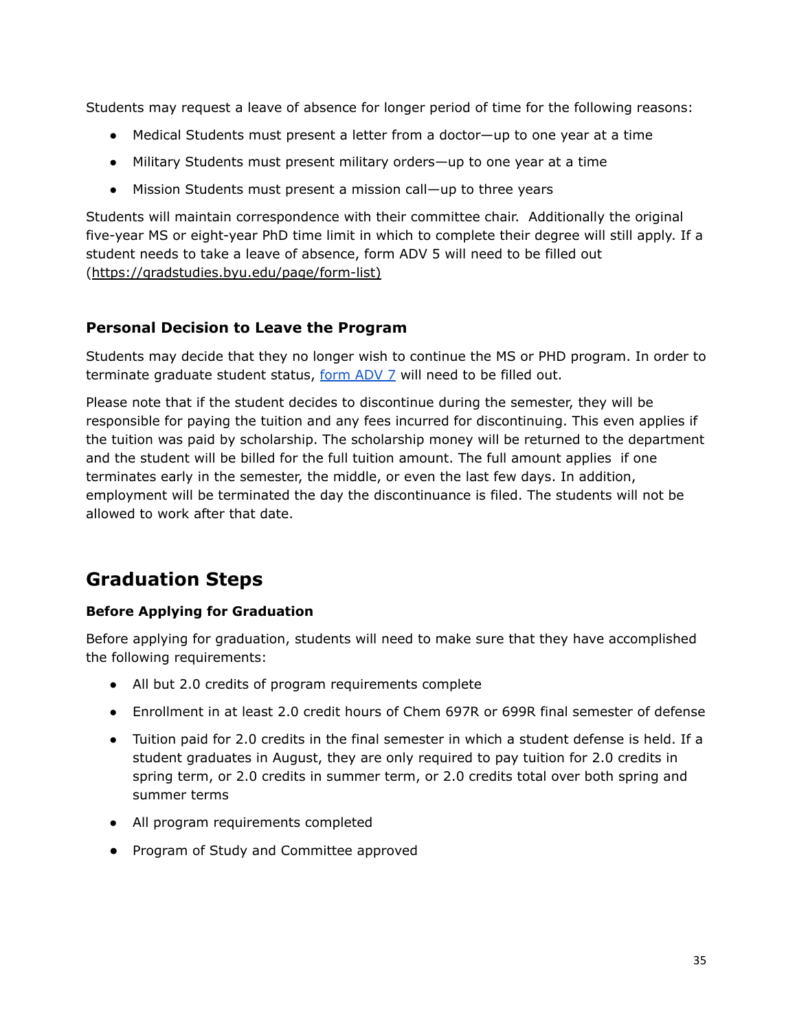Students may request a leave of absence for longer period of time for the following reasons:

- Medical Students must present a letter from a doctor—up to one year at a time
- Military Students must present military orders—up to one year at a time
- Mission Students must present a mission call—up to three years

Students will maintain correspondence with their committee chair. Additionally the original five-year MS or eight-year PhD time limit in which to complete their degree will still apply. If a student needs to take a leave of absence, form ADV 5 will need to be filled out (https://gradstudies.byu.edu/page/form-list)

### Personal Decision to Leave the Program

Students may decide that they no longer wish to continue the MS or PHD program. In order to terminate graduate student status, form ADV 7 will need to be filled out.

Please note that if the student decides to discontinue during the semester, they will be responsible for paying the tuition and any fees incurred for discontinuing. This even applies if the tuition was paid by scholarship. The scholarship money will be returned to the department and the student will be billed for the full tuition amount. The full amount applies if one terminates early in the semester, the middle, or even the last few days. In addition, employment will be terminated the day the discontinuance is filed. The students will not be allowed to work after that date.

## Graduation Steps

**Before Applying for Graduation**

Before applying for graduation, students will need to make sure that they have accomplished the following requirements:

- All but 2.0 credits of program requirements complete
- Enrollment in at least 2.0 credit hours of Chem 697R or 699R final semester of defense
- Tuition paid for 2.0 credits in the final semester in which a student defense is held. If a student graduates in August, they are only required to pay tuition for 2.0 credits in spring term, or 2.0 credits in summer term, or 2.0 credits total over both spring and summer terms
- All program requirements completed
- Program of Study and Committee approved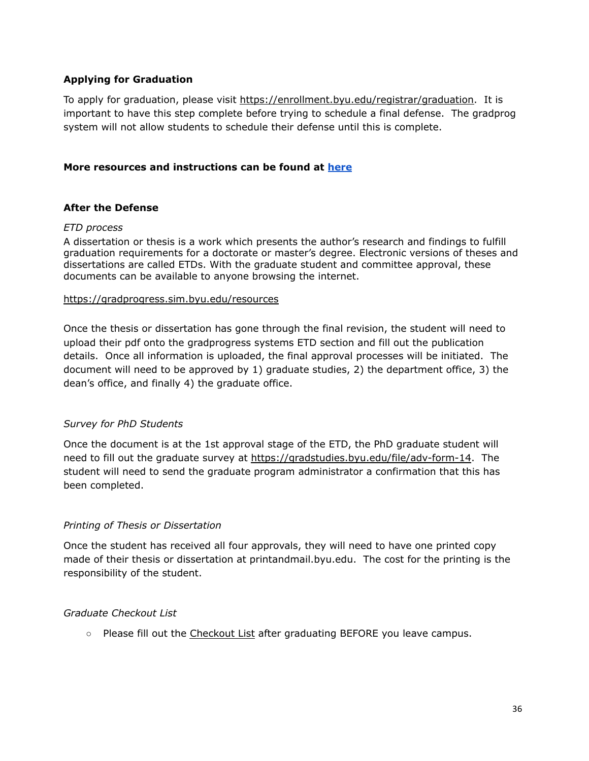### Applying for Graduation

To apply for graduation, please visit https://enrollment.byu.edu/registrar/graduation. It is important to have this step complete before trying to schedule a final defense. The gradprog system will not allow students to schedule their defense until this is complete.

**More resources and instructions can be found at here**

### After the Defense

*ETD process*

A dissertation or thesis is a work which presents the author's research and findings to fulfill graduation requirements for a doctorate or master's degree. Electronic versions of theses and dissertations are called ETDs. With the graduate student and committee approval, these documents can be available to anyone browsing the internet.

https://gradprogress.sim.byu.edu/resources

Once the thesis or dissertation has gone through the final revision, the student will need to upload their pdf onto the gradprogress systems ETD section and fill out the publication details. Once all information is uploaded, the final approval processes will be initiated. The document will need to be approved by 1) graduate studies, 2) the department office, 3) the dean's office, and finally 4) the graduate office.

*Survey for PhD Students*

Once the document is at the 1st approval stage of the ETD, the PhD graduate student will need to fill out the graduate survey at https://gradstudies.byu.edu/file/adv-form-14. The student will need to send the graduate program administrator a confirmation that this has been completed.

*Printing of Thesis or Dissertation*

Once the student has received all four approvals, they will need to have one printed copy made of their thesis or dissertation at printandmail.byu.edu. The cost for the printing is the responsibility of the student.

*Graduate Checkout List*

- Please fill out the Checkout List after graduating BEFORE you leave campus.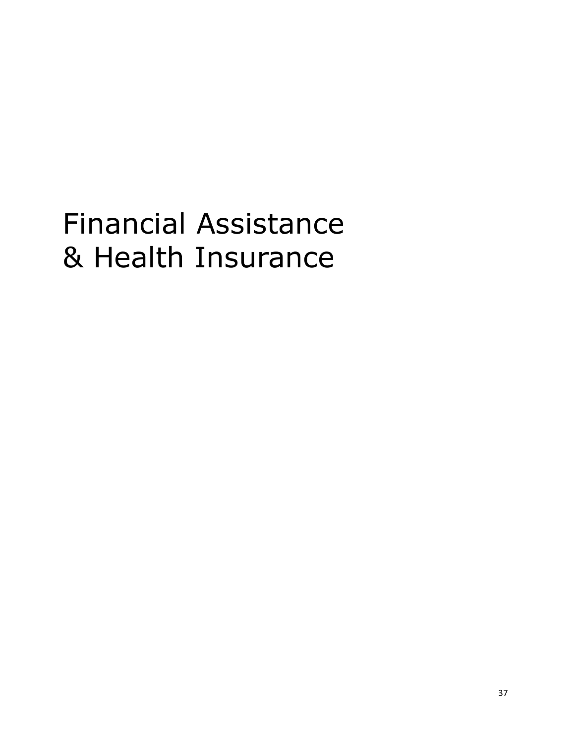# Financial Assistance & Health Insurance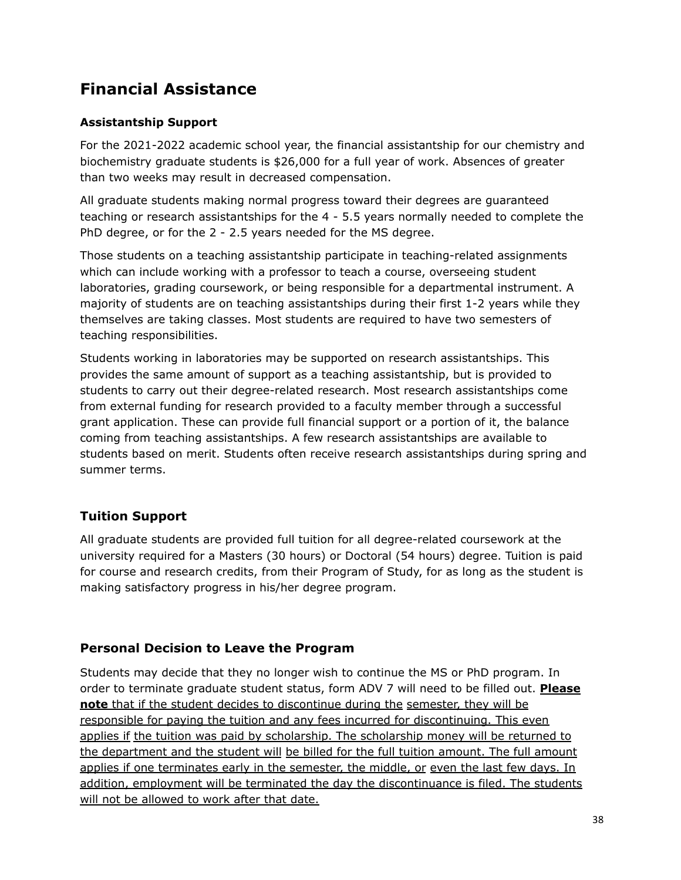# Financial Assistance

### Assistantship Support

For the 2021-2022 academic school year, the financial assistantship for our chemistry and biochemistry graduate students is $26,000 for a full year of work. Absences of greater than two weeks may result in decreased compensation.

All graduate students making normal progress toward their degrees are guaranteed teaching or research assistantships for the 4 - 5.5 years normally needed to complete the PhD degree, or for the 2 - 2.5 years needed for the MS degree.

Those students on a teaching assistantship participate in teaching-related assignments which can include working with a professor to teach a course, overseeing student laboratories, grading coursework, or being responsible for a departmental instrument. A majority of students are on teaching assistantships during their first 1-2 years while they themselves are taking classes. Most students are required to have two semesters of teaching responsibilities.

Students working in laboratories may be supported on research assistantships. This provides the same amount of support as a teaching assistantship, but is provided to students to carry out their degree-related research. Most research assistantships come from external funding for research provided to a faculty member through a successful grant application. These can provide full financial support or a portion of it, the balance coming from teaching assistantships. A few research assistantships are available to students based on merit. Students often receive research assistantships during spring and summer terms.

## Tuition Support

All graduate students are provided full tuition for all degree-related coursework at the university required for a Masters (30 hours) or Doctoral (54 hours) degree. Tuition is paid for course and research credits, from their Program of Study, for as long as the student is making satisfactory progress in his/her degree program.

## Personal Decision to Leave the Program

Students may decide that they no longer wish to continue the MS or PhD program. In order to terminate graduate student status, form ADV 7 will need to be filled out. **Please note** that if the student decides to discontinue during the semester, they will be responsible for paying the tuition and any fees incurred for discontinuing. This even applies if the tuition was paid by scholarship. The scholarship money will be returned to the department and the student will be billed for the full tuition amount. The full amount applies if one terminates early in the semester, the middle, or even the last few days. In addition, employment will be terminated the day the discontinuance is filed. The students will not be allowed to work after that date.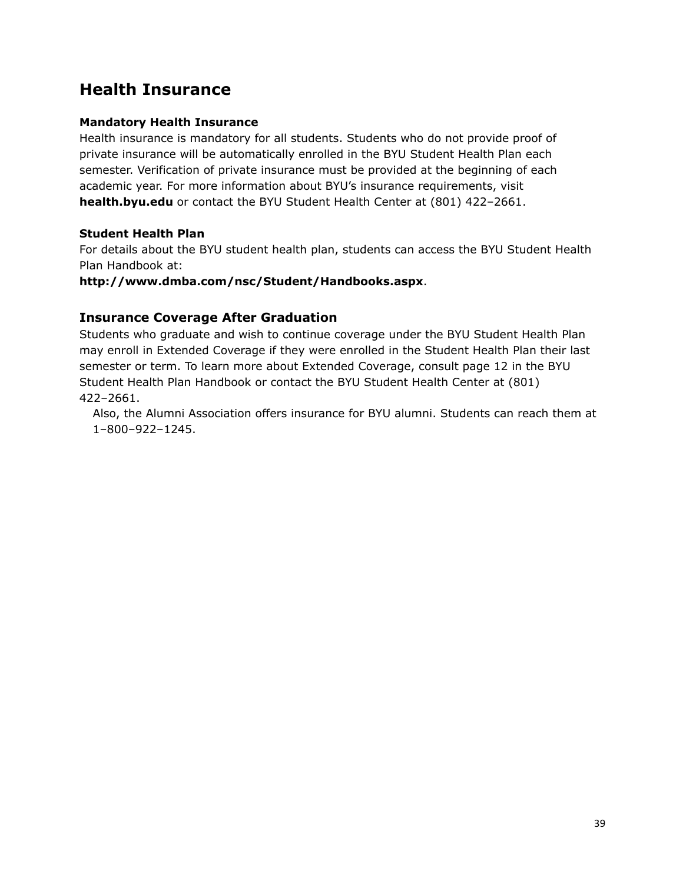# Health Insurance

### Mandatory Health Insurance

Health insurance is mandatory for all students. Students who do not provide proof of private insurance will be automatically enrolled in the BYU Student Health Plan each semester. Verification of private insurance must be provided at the beginning of each academic year. For more information about BYU's insurance requirements, visit **health.byu.edu** or contact the BYU Student Health Center at (801) 422–2661.

### Student Health Plan

For details about the BYU student health plan, students can access the BYU Student Health Plan Handbook at:
**http://www.dmba.com/nsc/Student/Handbooks.aspx**.

## Insurance Coverage After Graduation

Students who graduate and wish to continue coverage under the BYU Student Health Plan may enroll in Extended Coverage if they were enrolled in the Student Health Plan their last semester or term. To learn more about Extended Coverage, consult page 12 in the BYU Student Health Plan Handbook or contact the BYU Student Health Center at (801) 422–2661.

Also, the Alumni Association offers insurance for BYU alumni. Students can reach them at 1–800–922–1245.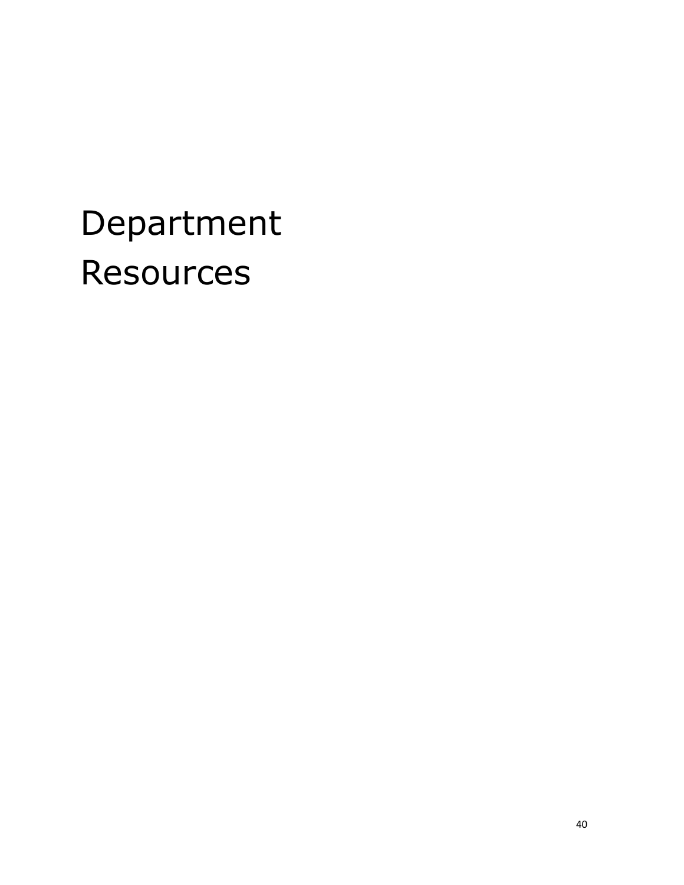# Department Resources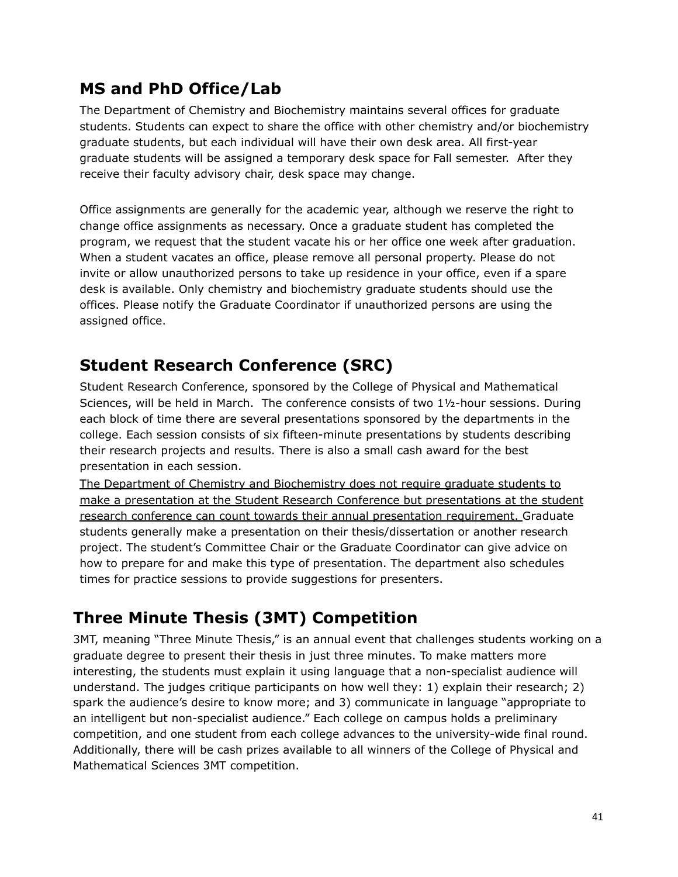## MS and PhD Office/Lab

The Department of Chemistry and Biochemistry maintains several offices for graduate students. Students can expect to share the office with other chemistry and/or biochemistry graduate students, but each individual will have their own desk area. All first-year graduate students will be assigned a temporary desk space for Fall semester. After they receive their faculty advisory chair, desk space may change.

Office assignments are generally for the academic year, although we reserve the right to change office assignments as necessary. Once a graduate student has completed the program, we request that the student vacate his or her office one week after graduation. When a student vacates an office, please remove all personal property. Please do not invite or allow unauthorized persons to take up residence in your office, even if a spare desk is available. Only chemistry and biochemistry graduate students should use the offices. Please notify the Graduate Coordinator if unauthorized persons are using the assigned office.

## Student Research Conference (SRC)

Student Research Conference, sponsored by the College of Physical and Mathematical Sciences, will be held in March. The conference consists of two 1½-hour sessions. During each block of time there are several presentations sponsored by the departments in the college. Each session consists of six fifteen-minute presentations by students describing their research projects and results. There is also a small cash award for the best presentation in each session.

<u>The Department of Chemistry and Biochemistry does not require graduate students to make a presentation at the Student Research Conference but presentations at the student research conference can count towards their annual presentation requirement.</u> Graduate students generally make a presentation on their thesis/dissertation or another research project. The student's Committee Chair or the Graduate Coordinator can give advice on how to prepare for and make this type of presentation. The department also schedules times for practice sessions to provide suggestions for presenters.

## Three Minute Thesis (3MT) Competition

3MT, meaning "Three Minute Thesis," is an annual event that challenges students working on a graduate degree to present their thesis in just three minutes. To make matters more interesting, the students must explain it using language that a non-specialist audience will understand. The judges critique participants on how well they: 1) explain their research; 2) spark the audience's desire to know more; and 3) communicate in language "appropriate to an intelligent but non-specialist audience." Each college on campus holds a preliminary competition, and one student from each college advances to the university-wide final round. Additionally, there will be cash prizes available to all winners of the College of Physical and Mathematical Sciences 3MT competition.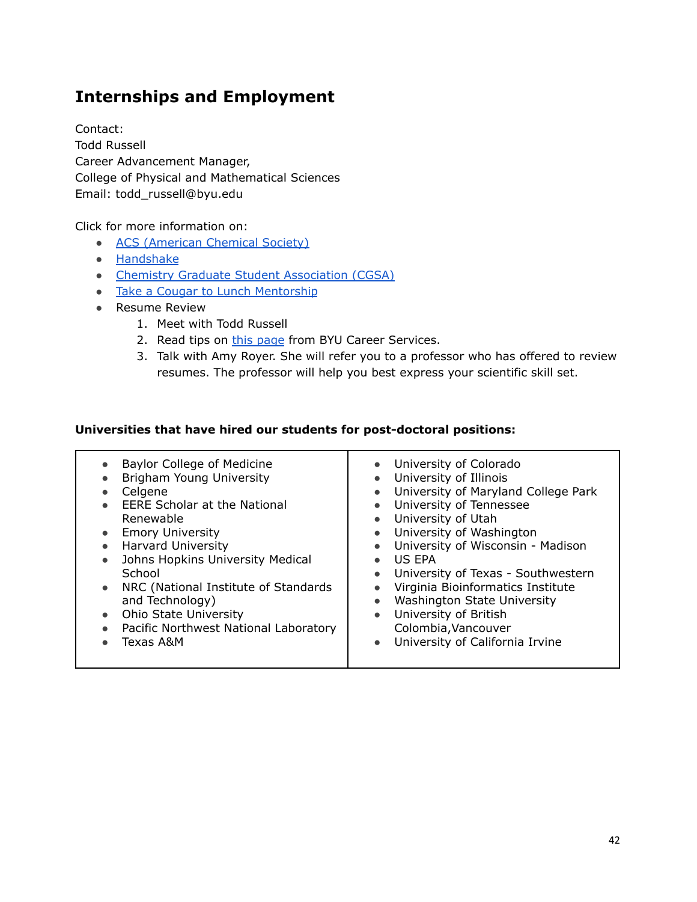## Internships and Employment

Contact:
Todd Russell
Career Advancement Manager,
College of Physical and Mathematical Sciences
Email: todd_russell@byu.edu

Click for more information on:

- ACS (American Chemical Society)
- Handshake
- Chemistry Graduate Student Association (CGSA)
- Take a Cougar to Lunch Mentorship
- Resume Review
    1. Meet with Todd Russell
    2. Read tips on this page from BYU Career Services.
    3. Talk with Amy Royer. She will refer you to a professor who has offered to review resumes. The professor will help you best express your scientific skill set.

**Universities that have hired our students for post-doctoral positions:**

| | |
|---|---|
| • Baylor College of Medicine<br>• Brigham Young University<br>• Celgene<br>• EERE Scholar at the National Renewable<br>• Emory University<br>• Harvard University<br>• Johns Hopkins University Medical School<br>• NRC (National Institute of Standards and Technology)<br>• Ohio State University<br>• Pacific Northwest National Laboratory<br>• Texas A&M | • University of Colorado<br>• University of Illinois<br>• University of Maryland College Park<br>• University of Tennessee<br>• University of Utah<br>• University of Washington<br>• University of Wisconsin - Madison<br>• US EPA<br>• University of Texas - Southwestern<br>• Virginia Bioinformatics Institute<br>• Washington State University<br>• University of British Colombia,Vancouver<br>• University of California Irvine |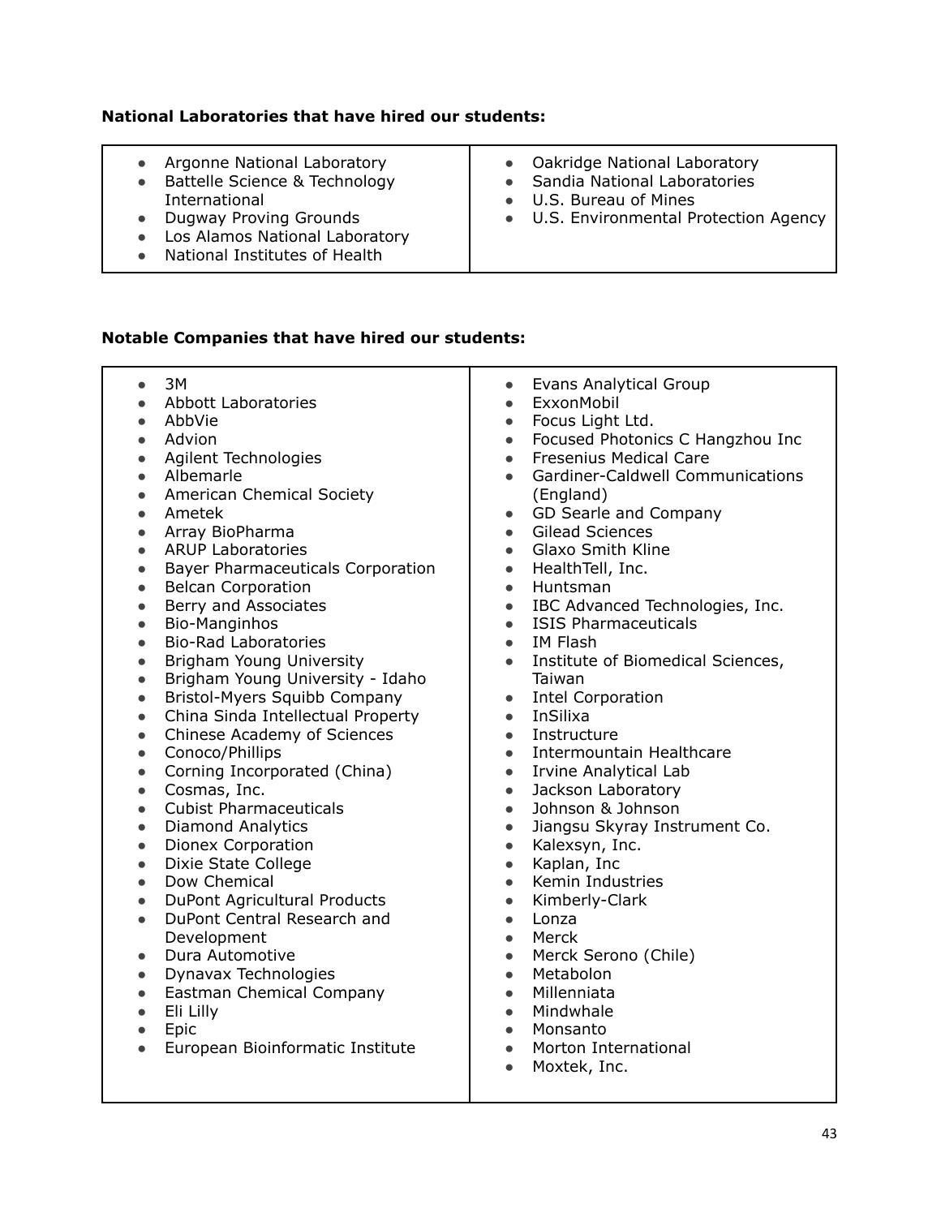**National Laboratories that have hired our students:**

- Argonne National Laboratory
- Battelle Science & Technology International
- Dugway Proving Grounds
- Los Alamos National Laboratory
- National Institutes of Health
- Oakridge National Laboratory
- Sandia National Laboratories
- U.S. Bureau of Mines
- U.S. Environmental Protection Agency

**Notable Companies that have hired our students:**

- 3M
- Abbott Laboratories
- AbbVie
- Advion
- Agilent Technologies
- Albemarle
- American Chemical Society
- Ametek
- Array BioPharma
- ARUP Laboratories
- Bayer Pharmaceuticals Corporation
- Belcan Corporation
- Berry and Associates
- Bio-Manginhos
- Bio-Rad Laboratories
- Brigham Young University
- Brigham Young University - Idaho
- Bristol-Myers Squibb Company
- China Sinda Intellectual Property
- Chinese Academy of Sciences
- Conoco/Phillips
- Corning Incorporated (China)
- Cosmas, Inc.
- Cubist Pharmaceuticals
- Diamond Analytics
- Dionex Corporation
- Dixie State College
- Dow Chemical
- DuPont Agricultural Products
- DuPont Central Research and Development
- Dura Automotive
- Dynavax Technologies
- Eastman Chemical Company
- Eli Lilly
- Epic
- European Bioinformatic Institute
- Evans Analytical Group
- ExxonMobil
- Focus Light Ltd.
- Focused Photonics C Hangzhou Inc
- Fresenius Medical Care
- Gardiner-Caldwell Communications (England)
- GD Searle and Company
- Gilead Sciences
- Glaxo Smith Kline
- HealthTell, Inc.
- Huntsman
- IBC Advanced Technologies, Inc.
- ISIS Pharmaceuticals
- IM Flash
- Institute of Biomedical Sciences, Taiwan
- Intel Corporation
- InSilixa
- Instructure
- Intermountain Healthcare
- Irvine Analytical Lab
- Jackson Laboratory
- Johnson & Johnson
- Jiangsu Skyray Instrument Co.
- Kalexsyn, Inc.
- Kaplan, Inc
- Kemin Industries
- Kimberly-Clark
- Lonza
- Merck
- Merck Serono (Chile)
- Metabolon
- Millenniata
- Mindwhale
- Monsanto
- Morton International
- Moxtek, Inc.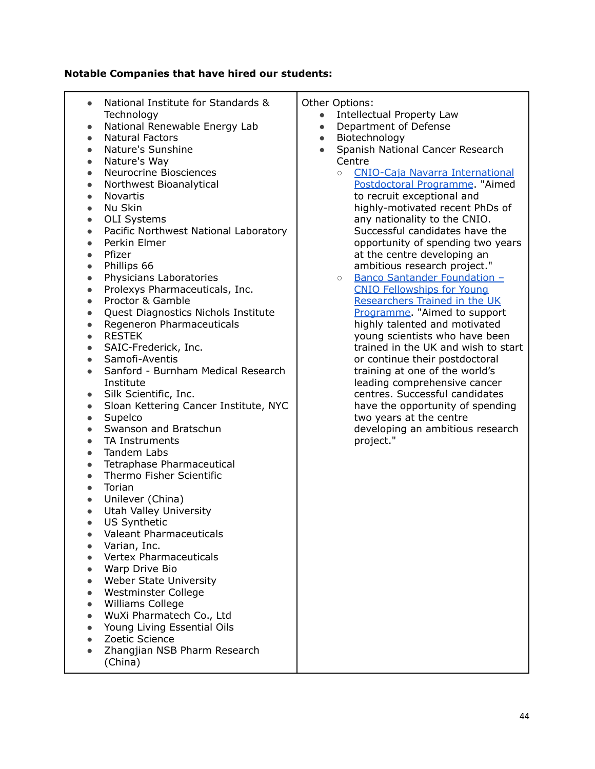**Notable Companies that have hired our students:**

- National Institute for Standards & Technology
- National Renewable Energy Lab
- Natural Factors
- Nature's Sunshine
- Nature's Way
- Neurocrine Biosciences
- Northwest Bioanalytical
- Novartis
- Nu Skin
- OLI Systems
- Pacific Northwest National Laboratory
- Perkin Elmer
- Pfizer
- Phillips 66
- Physicians Laboratories
- Prolexys Pharmaceuticals, Inc.
- Proctor & Gamble
- Quest Diagnostics Nichols Institute
- Regeneron Pharmaceuticals
- RESTEK
- SAIC-Frederick, Inc.
- Samofi-Aventis
- Sanford - Burnham Medical Research Institute
- Silk Scientific, Inc.
- Sloan Kettering Cancer Institute, NYC
- Supelco
- Swanson and Bratschun
- TA Instruments
- Tandem Labs
- Tetraphase Pharmaceutical
- Thermo Fisher Scientific
- Torian
- Unilever (China)
- Utah Valley University
- US Synthetic
- Valeant Pharmaceuticals
- Varian, Inc.
- Vertex Pharmaceuticals
- Warp Drive Bio
- Weber State University
- Westminster College
- Williams College
- WuXi Pharmatech Co., Ltd
- Young Living Essential Oils
- Zoetic Science
- Zhangjian NSB Pharm Research (China)

Other Options:

- Intellectual Property Law
- Department of Defense
- Biotechnology
- Spanish National Cancer Research Centre
  - CNIO-Caja Navarra International Postdoctoral Programme. "Aimed to recruit exceptional and highly-motivated recent PhDs of any nationality to the CNIO. Successful candidates have the opportunity of spending two years at the centre developing an ambitious research project."
  - Banco Santander Foundation – CNIO Fellowships for Young Researchers Trained in the UK Programme. "Aimed to support highly talented and motivated young scientists who have been trained in the UK and wish to start or continue their postdoctoral training at one of the world's leading comprehensive cancer centres. Successful candidates have the opportunity of spending two years at the centre developing an ambitious research project."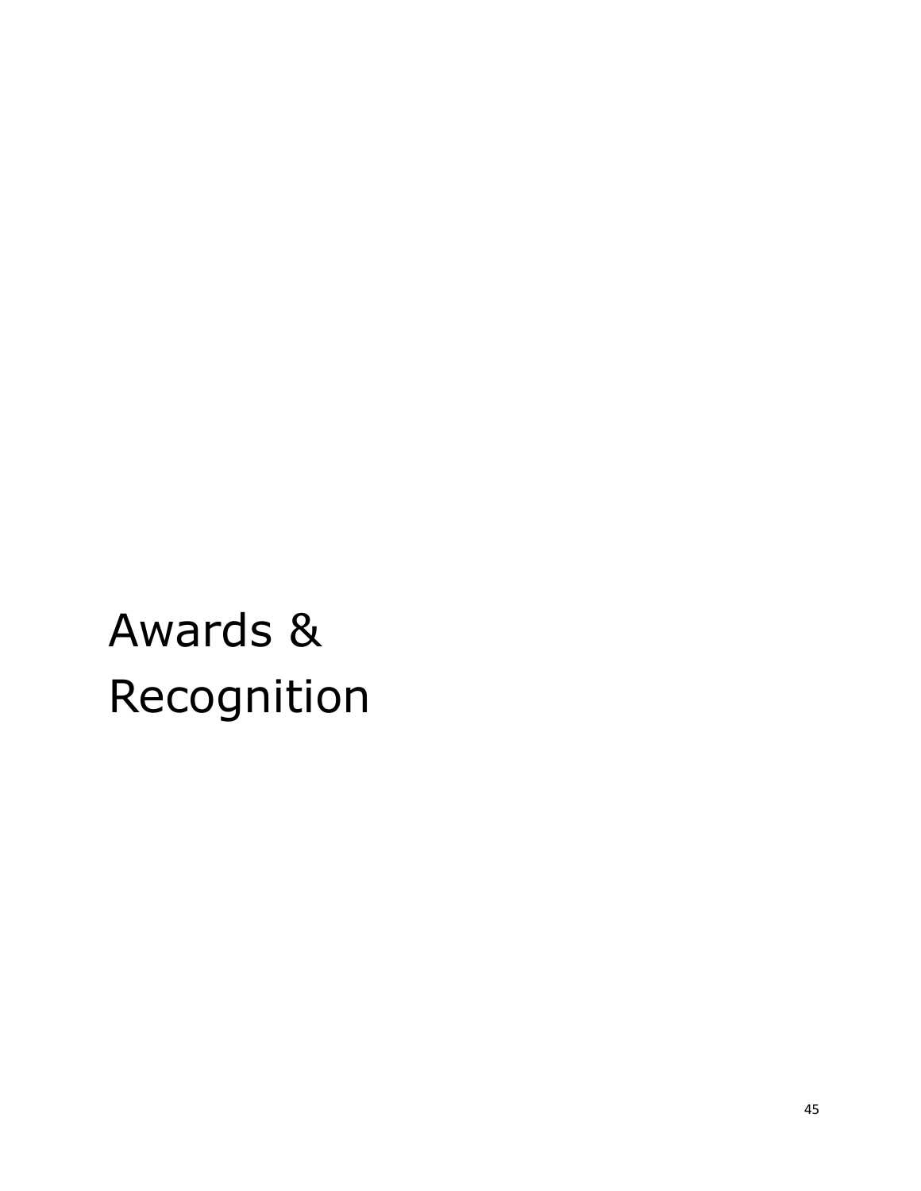# Awards & Recognition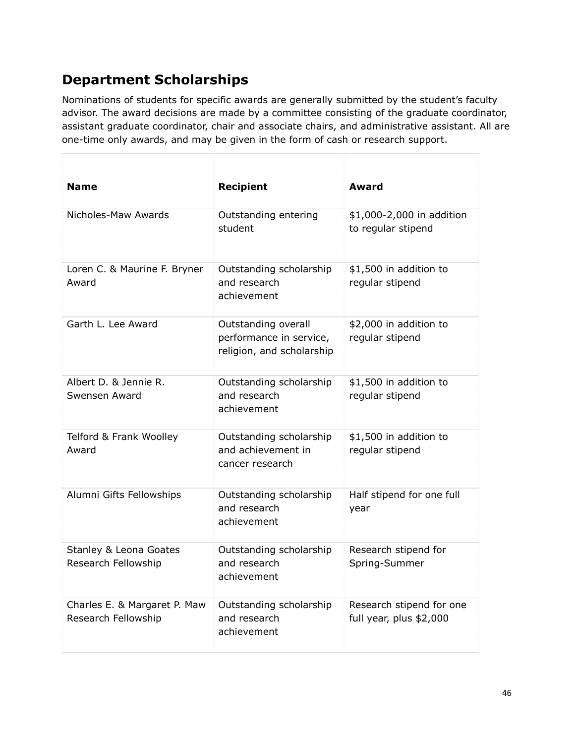## Department Scholarships

Nominations of students for specific awards are generally submitted by the student's faculty advisor. The award decisions are made by a committee consisting of the graduate coordinator, assistant graduate coordinator, chair and associate chairs, and administrative assistant. All are one-time only awards, and may be given in the form of cash or research support.

| **Name** | **Recipient** | **Award** |
|---|---|---|
| Nicholes-Maw Awards | Outstanding entering student | $1,000-2,000 in addition to regular stipend |
| Loren C. & Maurine F. Bryner Award | Outstanding scholarship and research achievement | $1,500 in addition to regular stipend |
| Garth L. Lee Award | Outstanding overall performance in service, religion, and scholarship | $2,000 in addition to regular stipend |
| Albert D. & Jennie R. Swensen Award | Outstanding scholarship and research achievement | $1,500 in addition to regular stipend |
| Telford & Frank Woolley Award | Outstanding scholarship and achievement in cancer research | $1,500 in addition to regular stipend |
| Alumni Gifts Fellowships | Outstanding scholarship and research achievement | Half stipend for one full year |
| Stanley & Leona Goates Research Fellowship | Outstanding scholarship and research achievement | Research stipend for Spring-Summer |
| Charles E. & Margaret P. Maw Research Fellowship | Outstanding scholarship and research achievement | Research stipend for one full year, plus $2,000 |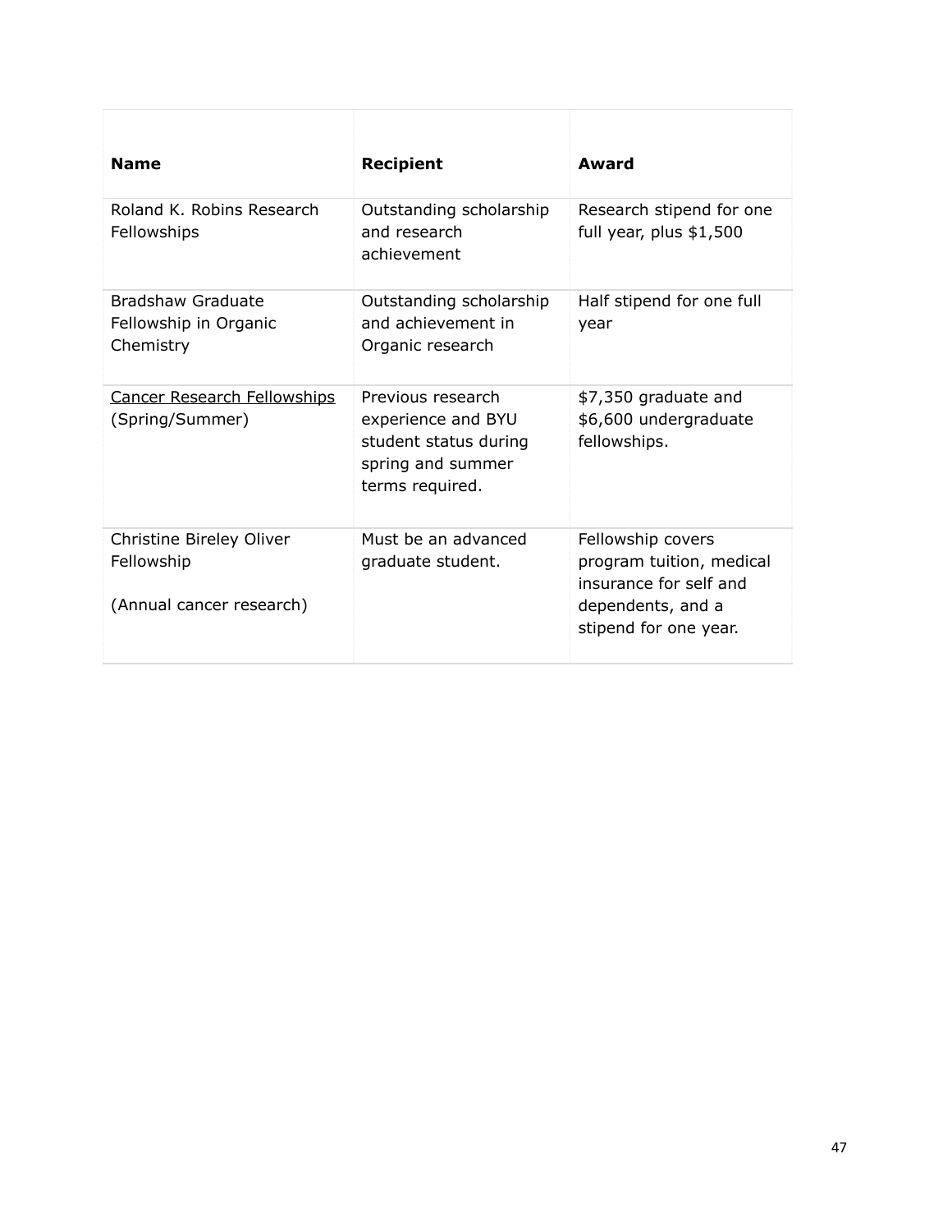| Name | Recipient | Award |
|---|---|---|
| Roland K. Robins Research Fellowships | Outstanding scholarship and research achievement | Research stipend for one full year, plus $1,500 |
| Bradshaw Graduate Fellowship in Organic Chemistry | Outstanding scholarship and achievement in Organic research | Half stipend for one full year |
| Cancer Research Fellowships (Spring/Summer) | Previous research experience and BYU student status during spring and summer terms required. | $7,350 graduate and $6,600 undergraduate fellowships. |
| Christine Bireley Oliver Fellowship<br><br>(Annual cancer research) | Must be an advanced graduate student. | Fellowship covers program tuition, medical insurance for self and dependents, and a stipend for one year. |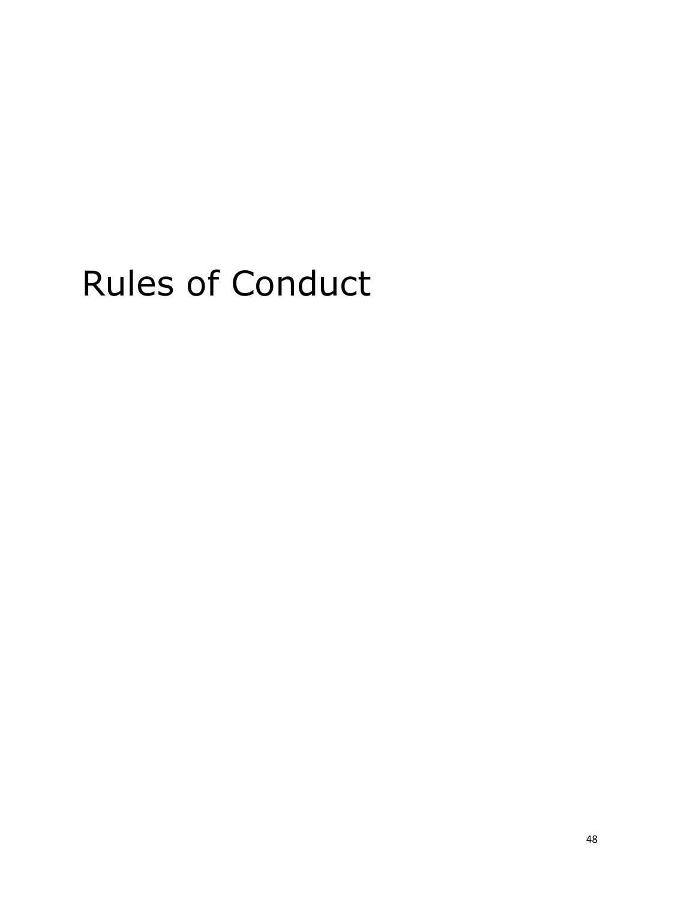# Rules of Conduct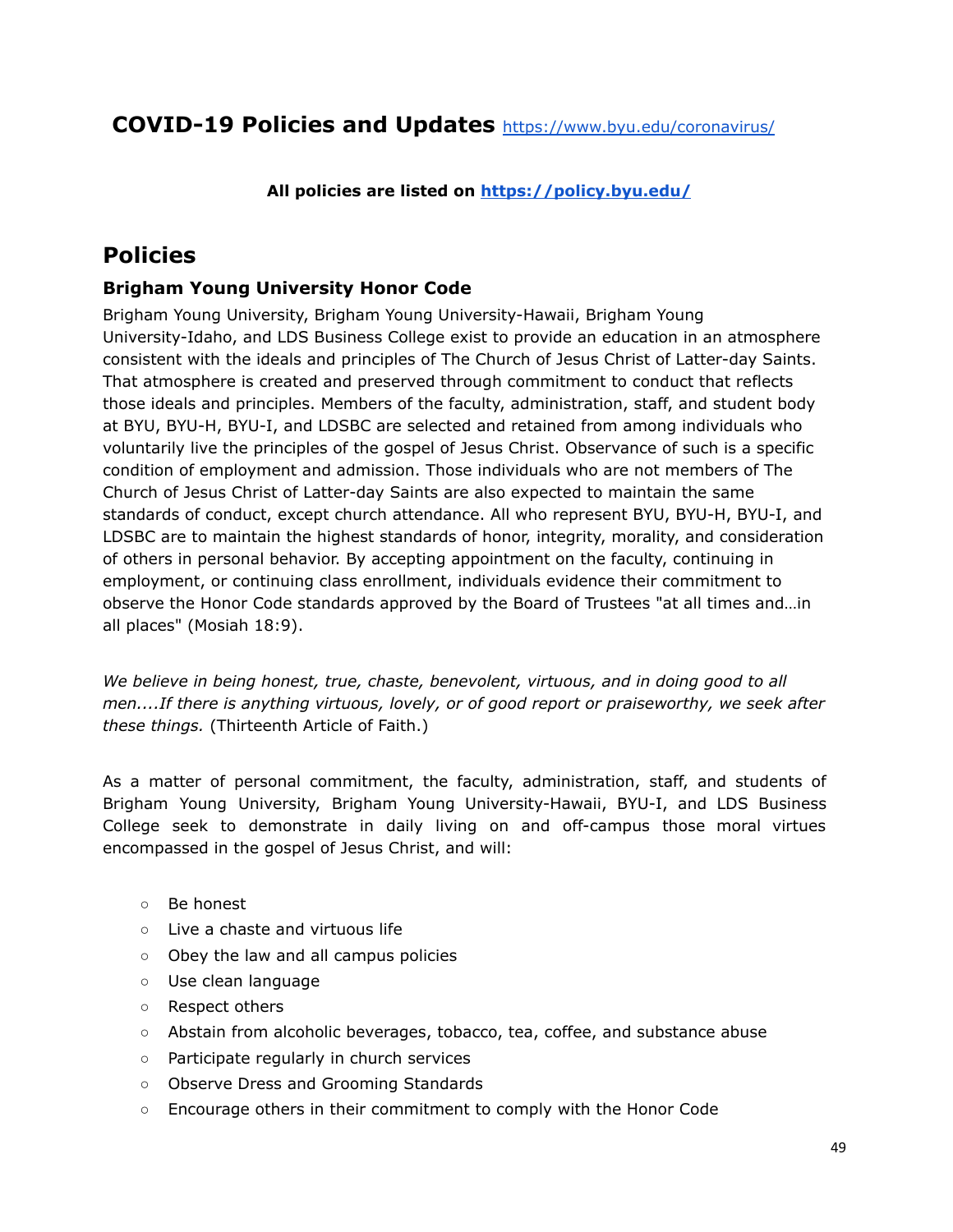## COVID-19 Policies and Updates [https://www.byu.edu/coronavirus/](https://www.byu.edu/coronavirus/)

**All policies are listed on [https://policy.byu.edu/](https://policy.byu.edu/)**

# Policies

### Brigham Young University Honor Code

Brigham Young University, Brigham Young University-Hawaii, Brigham Young University-Idaho, and LDS Business College exist to provide an education in an atmosphere consistent with the ideals and principles of The Church of Jesus Christ of Latter-day Saints. That atmosphere is created and preserved through commitment to conduct that reflects those ideals and principles. Members of the faculty, administration, staff, and student body at BYU, BYU-H, BYU-I, and LDSBC are selected and retained from among individuals who voluntarily live the principles of the gospel of Jesus Christ. Observance of such is a specific condition of employment and admission. Those individuals who are not members of The Church of Jesus Christ of Latter-day Saints are also expected to maintain the same standards of conduct, except church attendance. All who represent BYU, BYU-H, BYU-I, and LDSBC are to maintain the highest standards of honor, integrity, morality, and consideration of others in personal behavior. By accepting appointment on the faculty, continuing in employment, or continuing class enrollment, individuals evidence their commitment to observe the Honor Code standards approved by the Board of Trustees "at all times and…in all places" (Mosiah 18:9).

*We believe in being honest, true, chaste, benevolent, virtuous, and in doing good to all men....If there is anything virtuous, lovely, or of good report or praiseworthy, we seek after these things.* (Thirteenth Article of Faith.)

As a matter of personal commitment, the faculty, administration, staff, and students of Brigham Young University, Brigham Young University-Hawaii, BYU-I, and LDS Business College seek to demonstrate in daily living on and off-campus those moral virtues encompassed in the gospel of Jesus Christ, and will:

- Be honest
- Live a chaste and virtuous life
- Obey the law and all campus policies
- Use clean language
- Respect others
- Abstain from alcoholic beverages, tobacco, tea, coffee, and substance abuse
- Participate regularly in church services
- Observe Dress and Grooming Standards
- Encourage others in their commitment to comply with the Honor Code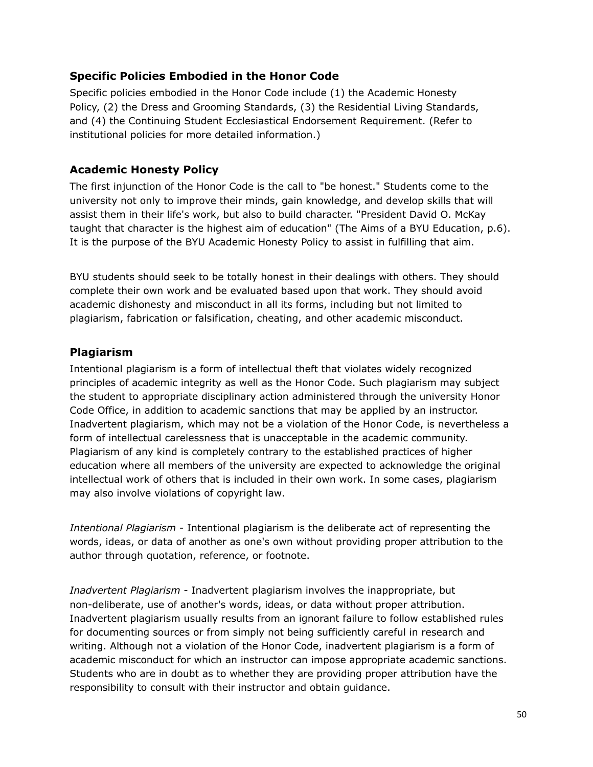## Specific Policies Embodied in the Honor Code

Specific policies embodied in the Honor Code include (1) the Academic Honesty Policy, (2) the Dress and Grooming Standards, (3) the Residential Living Standards, and (4) the Continuing Student Ecclesiastical Endorsement Requirement. (Refer to institutional policies for more detailed information.)

## Academic Honesty Policy

The first injunction of the Honor Code is the call to "be honest." Students come to the university not only to improve their minds, gain knowledge, and develop skills that will assist them in their life's work, but also to build character. "President David O. McKay taught that character is the highest aim of education" (The Aims of a BYU Education, p.6). It is the purpose of the BYU Academic Honesty Policy to assist in fulfilling that aim.

BYU students should seek to be totally honest in their dealings with others. They should complete their own work and be evaluated based upon that work. They should avoid academic dishonesty and misconduct in all its forms, including but not limited to plagiarism, fabrication or falsification, cheating, and other academic misconduct.

## Plagiarism

Intentional plagiarism is a form of intellectual theft that violates widely recognized principles of academic integrity as well as the Honor Code. Such plagiarism may subject the student to appropriate disciplinary action administered through the university Honor Code Office, in addition to academic sanctions that may be applied by an instructor. Inadvertent plagiarism, which may not be a violation of the Honor Code, is nevertheless a form of intellectual carelessness that is unacceptable in the academic community. Plagiarism of any kind is completely contrary to the established practices of higher education where all members of the university are expected to acknowledge the original intellectual work of others that is included in their own work. In some cases, plagiarism may also involve violations of copyright law.

*Intentional Plagiarism* - Intentional plagiarism is the deliberate act of representing the words, ideas, or data of another as one's own without providing proper attribution to the author through quotation, reference, or footnote.

*Inadvertent Plagiarism* - Inadvertent plagiarism involves the inappropriate, but non-deliberate, use of another's words, ideas, or data without proper attribution. Inadvertent plagiarism usually results from an ignorant failure to follow established rules for documenting sources or from simply not being sufficiently careful in research and writing. Although not a violation of the Honor Code, inadvertent plagiarism is a form of academic misconduct for which an instructor can impose appropriate academic sanctions. Students who are in doubt as to whether they are providing proper attribution have the responsibility to consult with their instructor and obtain guidance.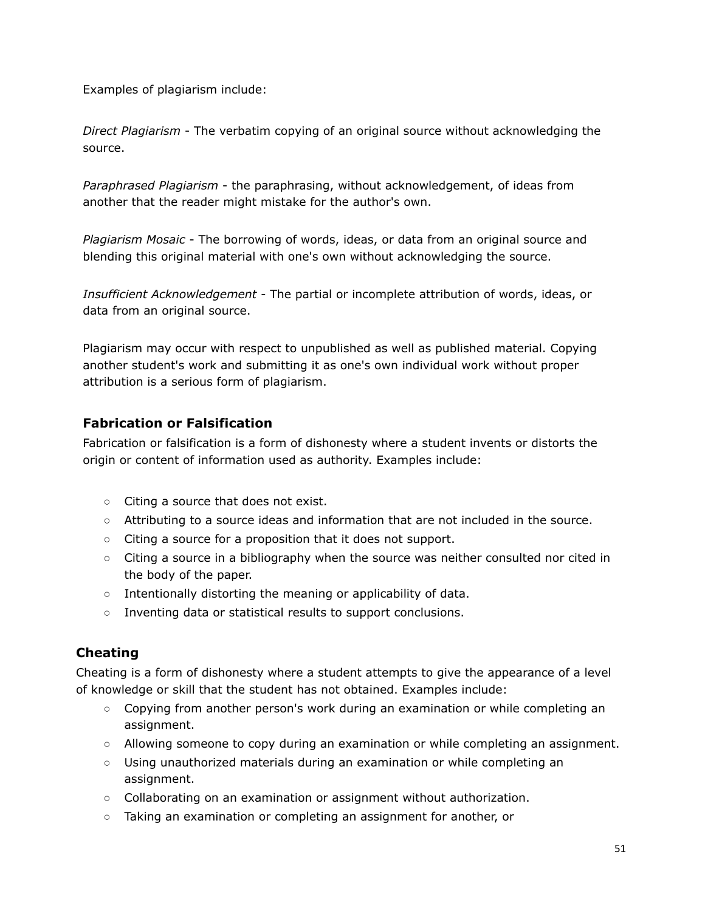Examples of plagiarism include:

*Direct Plagiarism* - The verbatim copying of an original source without acknowledging the source.

*Paraphrased Plagiarism* - the paraphrasing, without acknowledgement, of ideas from another that the reader might mistake for the author's own.

*Plagiarism Mosaic* - The borrowing of words, ideas, or data from an original source and blending this original material with one's own without acknowledging the source.

*Insufficient Acknowledgement* - The partial or incomplete attribution of words, ideas, or data from an original source.

Plagiarism may occur with respect to unpublished as well as published material. Copying another student's work and submitting it as one's own individual work without proper attribution is a serious form of plagiarism.

### Fabrication or Falsification

Fabrication or falsification is a form of dishonesty where a student invents or distorts the origin or content of information used as authority. Examples include:

- Citing a source that does not exist.
- Attributing to a source ideas and information that are not included in the source.
- Citing a source for a proposition that it does not support.
- Citing a source in a bibliography when the source was neither consulted nor cited in the body of the paper.
- Intentionally distorting the meaning or applicability of data.
- Inventing data or statistical results to support conclusions.

### Cheating

Cheating is a form of dishonesty where a student attempts to give the appearance of a level of knowledge or skill that the student has not obtained. Examples include:

- Copying from another person's work during an examination or while completing an assignment.
- Allowing someone to copy during an examination or while completing an assignment.
- Using unauthorized materials during an examination or while completing an assignment.
- Collaborating on an examination or assignment without authorization.
- Taking an examination or completing an assignment for another, or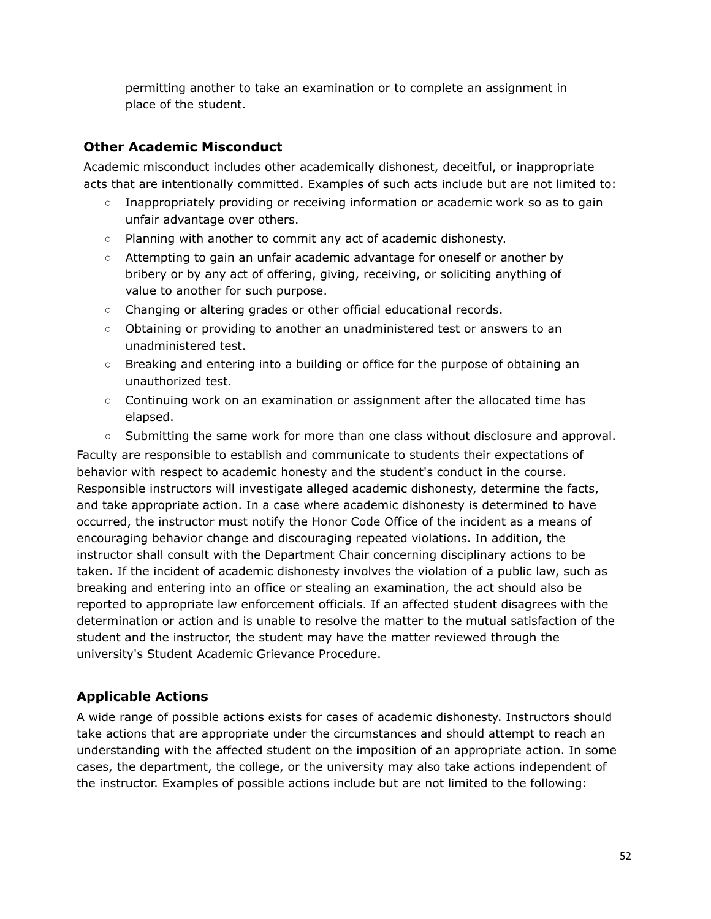permitting another to take an examination or to complete an assignment in place of the student.

### Other Academic Misconduct

Academic misconduct includes other academically dishonest, deceitful, or inappropriate acts that are intentionally committed. Examples of such acts include but are not limited to:

- Inappropriately providing or receiving information or academic work so as to gain unfair advantage over others.
- Planning with another to commit any act of academic dishonesty.
- Attempting to gain an unfair academic advantage for oneself or another by bribery or by any act of offering, giving, receiving, or soliciting anything of value to another for such purpose.
- Changing or altering grades or other official educational records.
- Obtaining or providing to another an unadministered test or answers to an unadministered test.
- Breaking and entering into a building or office for the purpose of obtaining an unauthorized test.
- Continuing work on an examination or assignment after the allocated time has elapsed.
- Submitting the same work for more than one class without disclosure and approval.

Faculty are responsible to establish and communicate to students their expectations of behavior with respect to academic honesty and the student's conduct in the course. Responsible instructors will investigate alleged academic dishonesty, determine the facts, and take appropriate action. In a case where academic dishonesty is determined to have occurred, the instructor must notify the Honor Code Office of the incident as a means of encouraging behavior change and discouraging repeated violations. In addition, the instructor shall consult with the Department Chair concerning disciplinary actions to be taken. If the incident of academic dishonesty involves the violation of a public law, such as breaking and entering into an office or stealing an examination, the act should also be reported to appropriate law enforcement officials. If an affected student disagrees with the determination or action and is unable to resolve the matter to the mutual satisfaction of the student and the instructor, the student may have the matter reviewed through the university's Student Academic Grievance Procedure.

### Applicable Actions

A wide range of possible actions exists for cases of academic dishonesty. Instructors should take actions that are appropriate under the circumstances and should attempt to reach an understanding with the affected student on the imposition of an appropriate action. In some cases, the department, the college, or the university may also take actions independent of the instructor. Examples of possible actions include but are not limited to the following: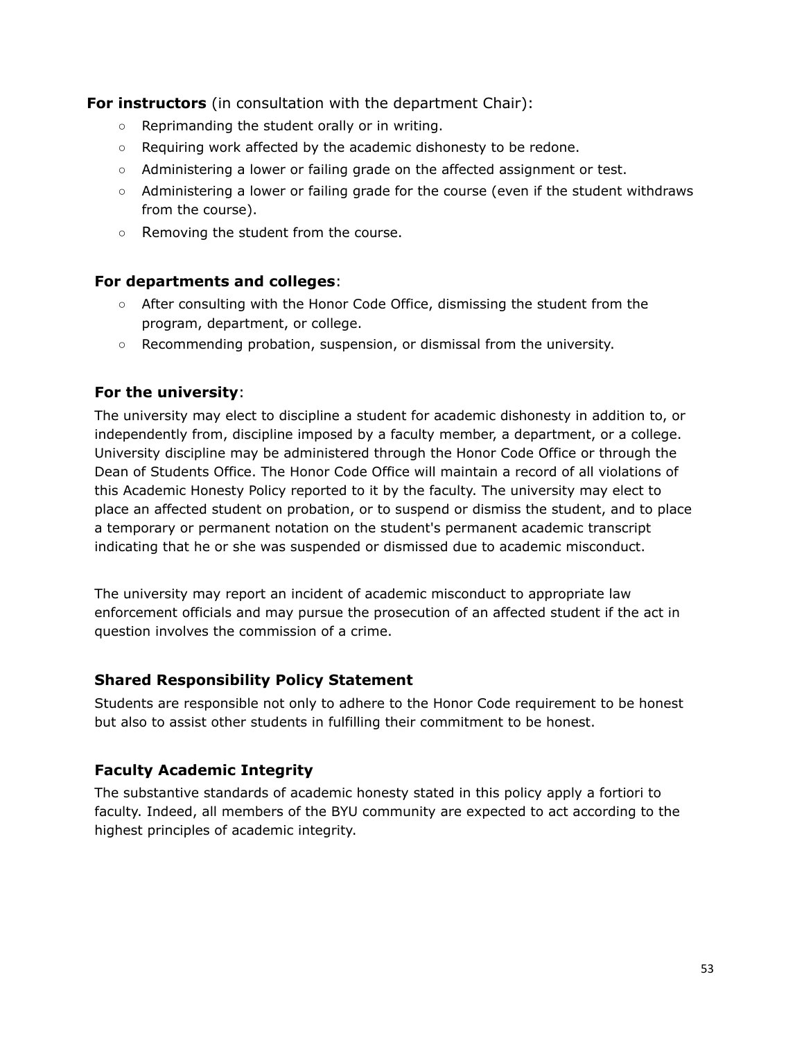**For instructors** (in consultation with the department Chair):

- Reprimanding the student orally or in writing.
- Requiring work affected by the academic dishonesty to be redone.
- Administering a lower or failing grade on the affected assignment or test.
- Administering a lower or failing grade for the course (even if the student withdraws from the course).
- Removing the student from the course.

**For departments and colleges**:

- After consulting with the Honor Code Office, dismissing the student from the program, department, or college.
- Recommending probation, suspension, or dismissal from the university.

**For the university**:

The university may elect to discipline a student for academic dishonesty in addition to, or independently from, discipline imposed by a faculty member, a department, or a college. University discipline may be administered through the Honor Code Office or through the Dean of Students Office. The Honor Code Office will maintain a record of all violations of this Academic Honesty Policy reported to it by the faculty. The university may elect to place an affected student on probation, or to suspend or dismiss the student, and to place a temporary or permanent notation on the student's permanent academic transcript indicating that he or she was suspended or dismissed due to academic misconduct.

The university may report an incident of academic misconduct to appropriate law enforcement officials and may pursue the prosecution of an affected student if the act in question involves the commission of a crime.

### Shared Responsibility Policy Statement

Students are responsible not only to adhere to the Honor Code requirement to be honest but also to assist other students in fulfilling their commitment to be honest.

### Faculty Academic Integrity

The substantive standards of academic honesty stated in this policy apply a fortiori to faculty. Indeed, all members of the BYU community are expected to act according to the highest principles of academic integrity.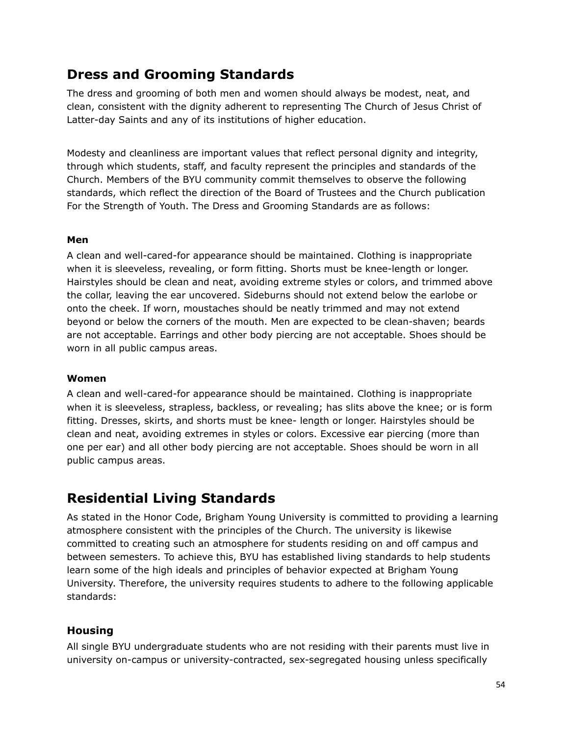## Dress and Grooming Standards

The dress and grooming of both men and women should always be modest, neat, and clean, consistent with the dignity adherent to representing The Church of Jesus Christ of Latter-day Saints and any of its institutions of higher education.

Modesty and cleanliness are important values that reflect personal dignity and integrity, through which students, staff, and faculty represent the principles and standards of the Church. Members of the BYU community commit themselves to observe the following standards, which reflect the direction of the Board of Trustees and the Church publication For the Strength of Youth. The Dress and Grooming Standards are as follows:

**Men**

A clean and well-cared-for appearance should be maintained. Clothing is inappropriate when it is sleeveless, revealing, or form fitting. Shorts must be knee-length or longer. Hairstyles should be clean and neat, avoiding extreme styles or colors, and trimmed above the collar, leaving the ear uncovered. Sideburns should not extend below the earlobe or onto the cheek. If worn, moustaches should be neatly trimmed and may not extend beyond or below the corners of the mouth. Men are expected to be clean-shaven; beards are not acceptable. Earrings and other body piercing are not acceptable. Shoes should be worn in all public campus areas.

**Women**

A clean and well-cared-for appearance should be maintained. Clothing is inappropriate when it is sleeveless, strapless, backless, or revealing; has slits above the knee; or is form fitting. Dresses, skirts, and shorts must be knee- length or longer. Hairstyles should be clean and neat, avoiding extremes in styles or colors. Excessive ear piercing (more than one per ear) and all other body piercing are not acceptable. Shoes should be worn in all public campus areas.

## Residential Living Standards

As stated in the Honor Code, Brigham Young University is committed to providing a learning atmosphere consistent with the principles of the Church. The university is likewise committed to creating such an atmosphere for students residing on and off campus and between semesters. To achieve this, BYU has established living standards to help students learn some of the high ideals and principles of behavior expected at Brigham Young University. Therefore, the university requires students to adhere to the following applicable standards:

### Housing

All single BYU undergraduate students who are not residing with their parents must live in university on-campus or university-contracted, sex-segregated housing unless specifically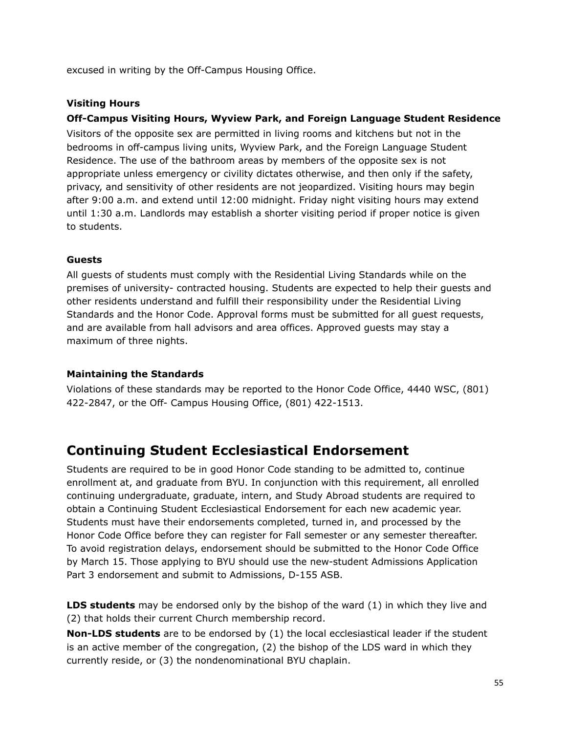excused in writing by the Off-Campus Housing Office.

### Visiting Hours

#### Off-Campus Visiting Hours, Wyview Park, and Foreign Language Student Residence

Visitors of the opposite sex are permitted in living rooms and kitchens but not in the bedrooms in off-campus living units, Wyview Park, and the Foreign Language Student Residence. The use of the bathroom areas by members of the opposite sex is not appropriate unless emergency or civility dictates otherwise, and then only if the safety, privacy, and sensitivity of other residents are not jeopardized. Visiting hours may begin after 9:00 a.m. and extend until 12:00 midnight. Friday night visiting hours may extend until 1:30 a.m. Landlords may establish a shorter visiting period if proper notice is given to students.

### Guests

All guests of students must comply with the Residential Living Standards while on the premises of university- contracted housing. Students are expected to help their guests and other residents understand and fulfill their responsibility under the Residential Living Standards and the Honor Code. Approval forms must be submitted for all guest requests, and are available from hall advisors and area offices. Approved guests may stay a maximum of three nights.

### Maintaining the Standards

Violations of these standards may be reported to the Honor Code Office, 4440 WSC, (801) 422-2847, or the Off- Campus Housing Office, (801) 422-1513.

## Continuing Student Ecclesiastical Endorsement

Students are required to be in good Honor Code standing to be admitted to, continue enrollment at, and graduate from BYU. In conjunction with this requirement, all enrolled continuing undergraduate, graduate, intern, and Study Abroad students are required to obtain a Continuing Student Ecclesiastical Endorsement for each new academic year. Students must have their endorsements completed, turned in, and processed by the Honor Code Office before they can register for Fall semester or any semester thereafter. To avoid registration delays, endorsement should be submitted to the Honor Code Office by March 15. Those applying to BYU should use the new-student Admissions Application Part 3 endorsement and submit to Admissions, D-155 ASB.

**LDS students** may be endorsed only by the bishop of the ward (1) in which they live and (2) that holds their current Church membership record.

**Non-LDS students** are to be endorsed by (1) the local ecclesiastical leader if the student is an active member of the congregation, (2) the bishop of the LDS ward in which they currently reside, or (3) the nondenominational BYU chaplain.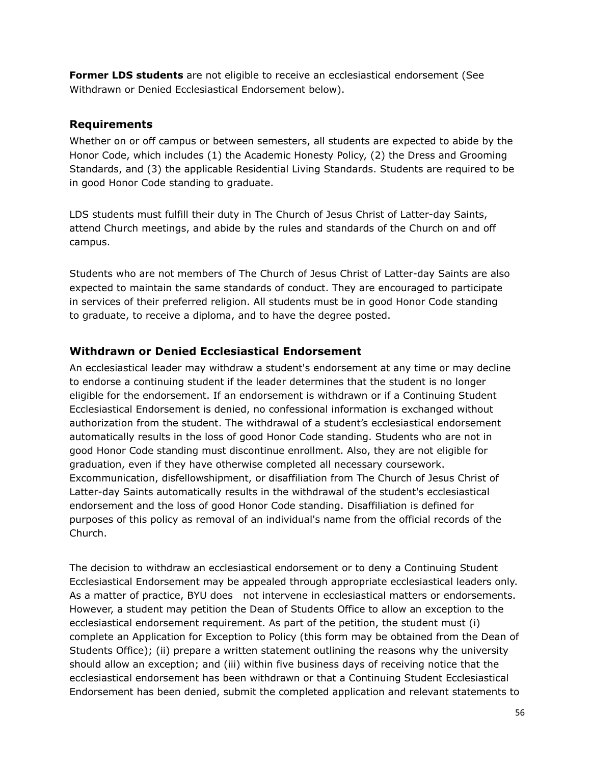**Former LDS students** are not eligible to receive an ecclesiastical endorsement (See Withdrawn or Denied Ecclesiastical Endorsement below).

### Requirements

Whether on or off campus or between semesters, all students are expected to abide by the Honor Code, which includes (1) the Academic Honesty Policy, (2) the Dress and Grooming Standards, and (3) the applicable Residential Living Standards. Students are required to be in good Honor Code standing to graduate.

LDS students must fulfill their duty in The Church of Jesus Christ of Latter-day Saints, attend Church meetings, and abide by the rules and standards of the Church on and off campus.

Students who are not members of The Church of Jesus Christ of Latter-day Saints are also expected to maintain the same standards of conduct. They are encouraged to participate in services of their preferred religion. All students must be in good Honor Code standing to graduate, to receive a diploma, and to have the degree posted.

### Withdrawn or Denied Ecclesiastical Endorsement

An ecclesiastical leader may withdraw a student's endorsement at any time or may decline to endorse a continuing student if the leader determines that the student is no longer eligible for the endorsement. If an endorsement is withdrawn or if a Continuing Student Ecclesiastical Endorsement is denied, no confessional information is exchanged without authorization from the student. The withdrawal of a student's ecclesiastical endorsement automatically results in the loss of good Honor Code standing. Students who are not in good Honor Code standing must discontinue enrollment. Also, they are not eligible for graduation, even if they have otherwise completed all necessary coursework. Excommunication, disfellowshipment, or disaffiliation from The Church of Jesus Christ of Latter-day Saints automatically results in the withdrawal of the student's ecclesiastical endorsement and the loss of good Honor Code standing. Disaffiliation is defined for purposes of this policy as removal of an individual's name from the official records of the Church.

The decision to withdraw an ecclesiastical endorsement or to deny a Continuing Student Ecclesiastical Endorsement may be appealed through appropriate ecclesiastical leaders only. As a matter of practice, BYU does not intervene in ecclesiastical matters or endorsements. However, a student may petition the Dean of Students Office to allow an exception to the ecclesiastical endorsement requirement. As part of the petition, the student must (i) complete an Application for Exception to Policy (this form may be obtained from the Dean of Students Office); (ii) prepare a written statement outlining the reasons why the university should allow an exception; and (iii) within five business days of receiving notice that the ecclesiastical endorsement has been withdrawn or that a Continuing Student Ecclesiastical Endorsement has been denied, submit the completed application and relevant statements to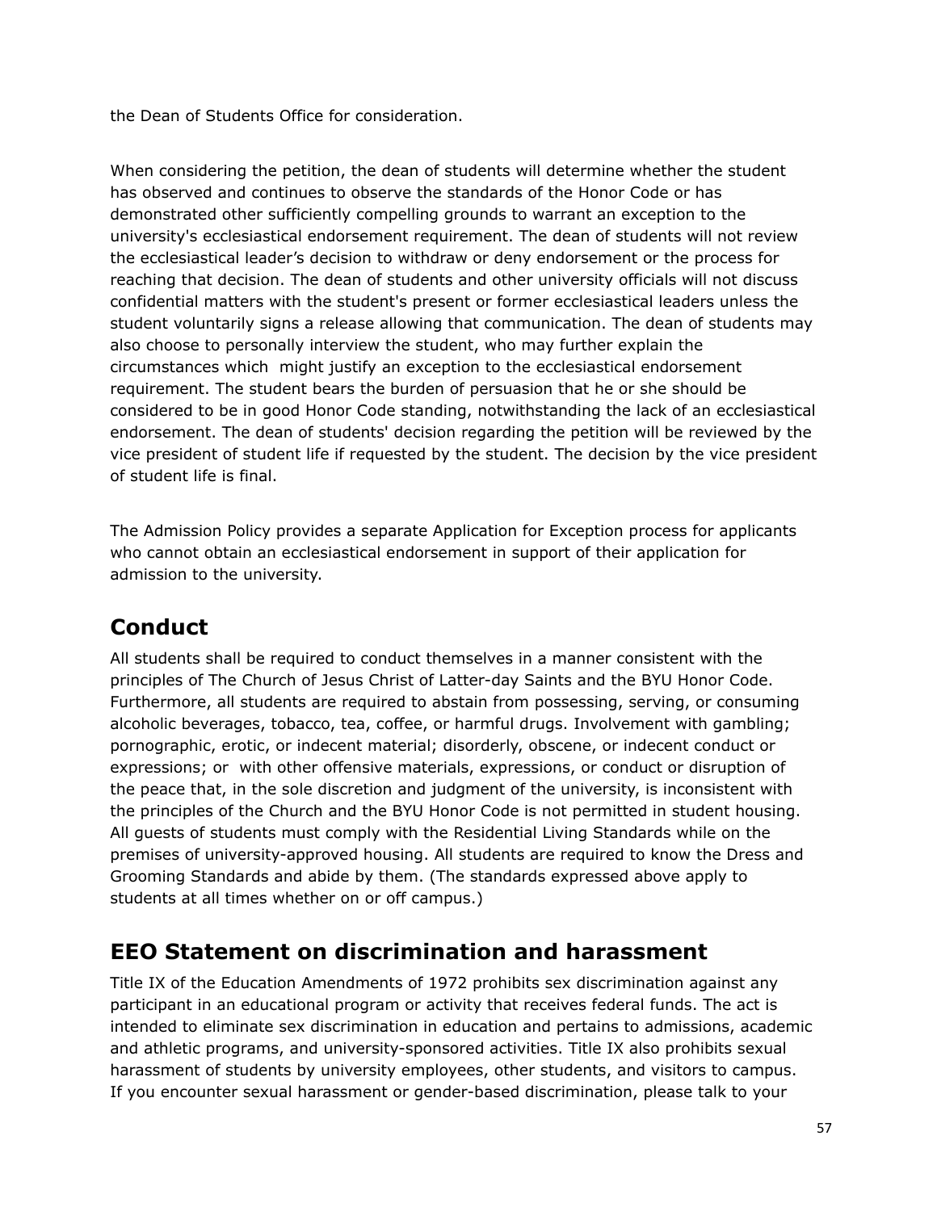the Dean of Students Office for consideration.

When considering the petition, the dean of students will determine whether the student has observed and continues to observe the standards of the Honor Code or has demonstrated other sufficiently compelling grounds to warrant an exception to the university's ecclesiastical endorsement requirement. The dean of students will not review the ecclesiastical leader's decision to withdraw or deny endorsement or the process for reaching that decision. The dean of students and other university officials will not discuss confidential matters with the student's present or former ecclesiastical leaders unless the student voluntarily signs a release allowing that communication. The dean of students may also choose to personally interview the student, who may further explain the circumstances which might justify an exception to the ecclesiastical endorsement requirement. The student bears the burden of persuasion that he or she should be considered to be in good Honor Code standing, notwithstanding the lack of an ecclesiastical endorsement. The dean of students' decision regarding the petition will be reviewed by the vice president of student life if requested by the student. The decision by the vice president of student life is final.

The Admission Policy provides a separate Application for Exception process for applicants who cannot obtain an ecclesiastical endorsement in support of their application for admission to the university.

## Conduct

All students shall be required to conduct themselves in a manner consistent with the principles of The Church of Jesus Christ of Latter-day Saints and the BYU Honor Code. Furthermore, all students are required to abstain from possessing, serving, or consuming alcoholic beverages, tobacco, tea, coffee, or harmful drugs. Involvement with gambling; pornographic, erotic, or indecent material; disorderly, obscene, or indecent conduct or expressions; or with other offensive materials, expressions, or conduct or disruption of the peace that, in the sole discretion and judgment of the university, is inconsistent with the principles of the Church and the BYU Honor Code is not permitted in student housing. All guests of students must comply with the Residential Living Standards while on the premises of university-approved housing. All students are required to know the Dress and Grooming Standards and abide by them. (The standards expressed above apply to students at all times whether on or off campus.)

## EEO Statement on discrimination and harassment

Title IX of the Education Amendments of 1972 prohibits sex discrimination against any participant in an educational program or activity that receives federal funds. The act is intended to eliminate sex discrimination in education and pertains to admissions, academic and athletic programs, and university-sponsored activities. Title IX also prohibits sexual harassment of students by university employees, other students, and visitors to campus. If you encounter sexual harassment or gender-based discrimination, please talk to your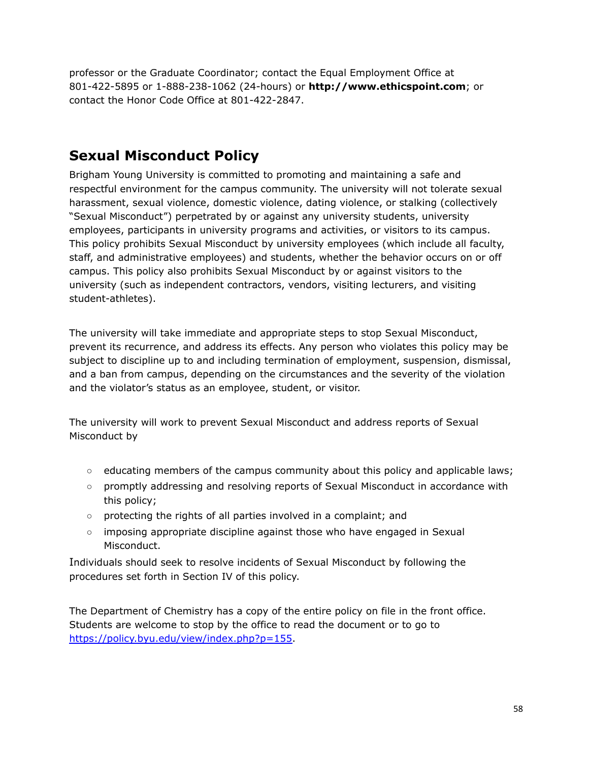professor or the Graduate Coordinator; contact the Equal Employment Office at 801-422-5895 or 1-888-238-1062 (24-hours) or **http://www.ethicspoint.com**; or contact the Honor Code Office at 801-422-2847.

## Sexual Misconduct Policy

Brigham Young University is committed to promoting and maintaining a safe and respectful environment for the campus community. The university will not tolerate sexual harassment, sexual violence, domestic violence, dating violence, or stalking (collectively "Sexual Misconduct") perpetrated by or against any university students, university employees, participants in university programs and activities, or visitors to its campus. This policy prohibits Sexual Misconduct by university employees (which include all faculty, staff, and administrative employees) and students, whether the behavior occurs on or off campus. This policy also prohibits Sexual Misconduct by or against visitors to the university (such as independent contractors, vendors, visiting lecturers, and visiting student-athletes).

The university will take immediate and appropriate steps to stop Sexual Misconduct, prevent its recurrence, and address its effects. Any person who violates this policy may be subject to discipline up to and including termination of employment, suspension, dismissal, and a ban from campus, depending on the circumstances and the severity of the violation and the violator's status as an employee, student, or visitor.

The university will work to prevent Sexual Misconduct and address reports of Sexual Misconduct by

- educating members of the campus community about this policy and applicable laws;
- promptly addressing and resolving reports of Sexual Misconduct in accordance with this policy;
- protecting the rights of all parties involved in a complaint; and
- imposing appropriate discipline against those who have engaged in Sexual Misconduct.

Individuals should seek to resolve incidents of Sexual Misconduct by following the procedures set forth in Section IV of this policy.

The Department of Chemistry has a copy of the entire policy on file in the front office. Students are welcome to stop by the office to read the document or to go to [https://policy.byu.edu/view/index.php?p=155](https://policy.byu.edu/view/index.php?p=155).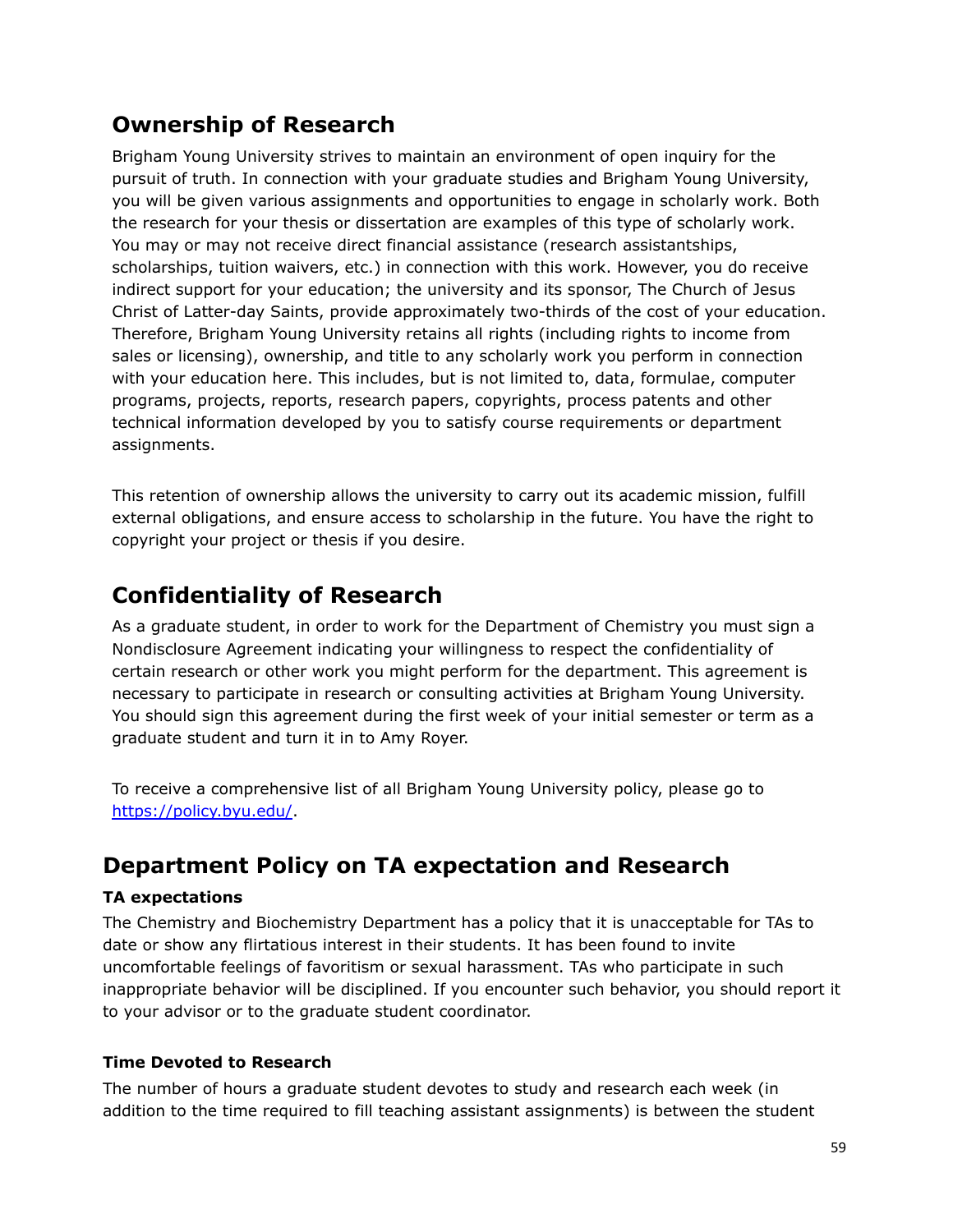## Ownership of Research

Brigham Young University strives to maintain an environment of open inquiry for the pursuit of truth. In connection with your graduate studies and Brigham Young University, you will be given various assignments and opportunities to engage in scholarly work. Both the research for your thesis or dissertation are examples of this type of scholarly work. You may or may not receive direct financial assistance (research assistantships, scholarships, tuition waivers, etc.) in connection with this work. However, you do receive indirect support for your education; the university and its sponsor, The Church of Jesus Christ of Latter-day Saints, provide approximately two-thirds of the cost of your education. Therefore, Brigham Young University retains all rights (including rights to income from sales or licensing), ownership, and title to any scholarly work you perform in connection with your education here. This includes, but is not limited to, data, formulae, computer programs, projects, reports, research papers, copyrights, process patents and other technical information developed by you to satisfy course requirements or department assignments.

This retention of ownership allows the university to carry out its academic mission, fulfill external obligations, and ensure access to scholarship in the future. You have the right to copyright your project or thesis if you desire.

## Confidentiality of Research

As a graduate student, in order to work for the Department of Chemistry you must sign a Nondisclosure Agreement indicating your willingness to respect the confidentiality of certain research or other work you might perform for the department. This agreement is necessary to participate in research or consulting activities at Brigham Young University. You should sign this agreement during the first week of your initial semester or term as a graduate student and turn it in to Amy Royer.

To receive a comprehensive list of all Brigham Young University policy, please go to [https://policy.byu.edu/](https://policy.byu.edu/).

## Department Policy on TA expectation and Research

### TA expectations

The Chemistry and Biochemistry Department has a policy that it is unacceptable for TAs to date or show any flirtatious interest in their students. It has been found to invite uncomfortable feelings of favoritism or sexual harassment. TAs who participate in such inappropriate behavior will be disciplined. If you encounter such behavior, you should report it to your advisor or to the graduate student coordinator.

### Time Devoted to Research

The number of hours a graduate student devotes to study and research each week (in addition to the time required to fill teaching assistant assignments) is between the student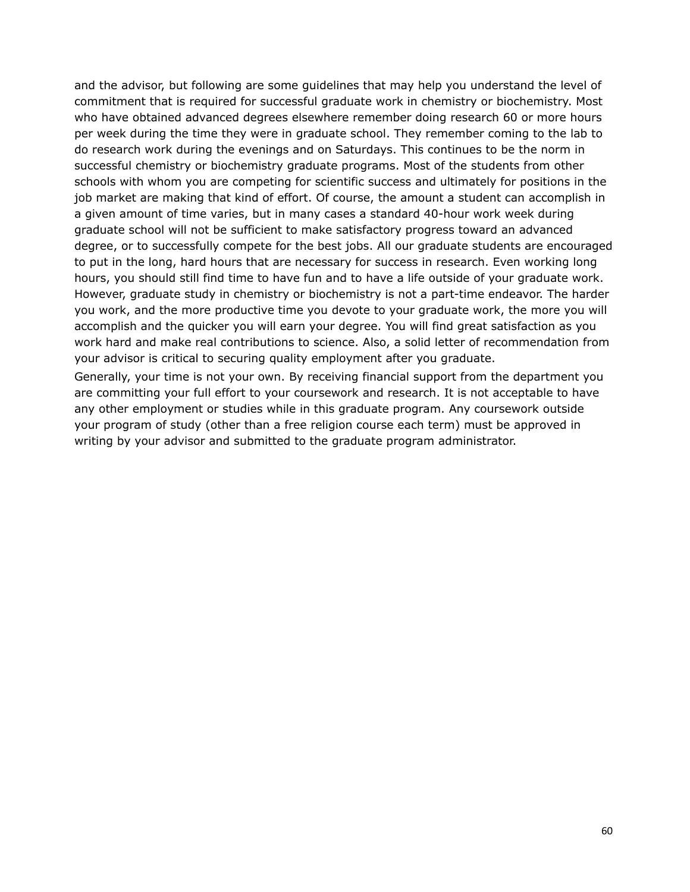and the advisor, but following are some guidelines that may help you understand the level of commitment that is required for successful graduate work in chemistry or biochemistry. Most who have obtained advanced degrees elsewhere remember doing research 60 or more hours per week during the time they were in graduate school. They remember coming to the lab to do research work during the evenings and on Saturdays. This continues to be the norm in successful chemistry or biochemistry graduate programs. Most of the students from other schools with whom you are competing for scientific success and ultimately for positions in the job market are making that kind of effort. Of course, the amount a student can accomplish in a given amount of time varies, but in many cases a standard 40-hour work week during graduate school will not be sufficient to make satisfactory progress toward an advanced degree, or to successfully compete for the best jobs. All our graduate students are encouraged to put in the long, hard hours that are necessary for success in research. Even working long hours, you should still find time to have fun and to have a life outside of your graduate work. However, graduate study in chemistry or biochemistry is not a part-time endeavor. The harder you work, and the more productive time you devote to your graduate work, the more you will accomplish and the quicker you will earn your degree. You will find great satisfaction as you work hard and make real contributions to science. Also, a solid letter of recommendation from your advisor is critical to securing quality employment after you graduate.

Generally, your time is not your own. By receiving financial support from the department you are committing your full effort to your coursework and research. It is not acceptable to have any other employment or studies while in this graduate program. Any coursework outside your program of study (other than a free religion course each term) must be approved in writing by your advisor and submitted to the graduate program administrator.